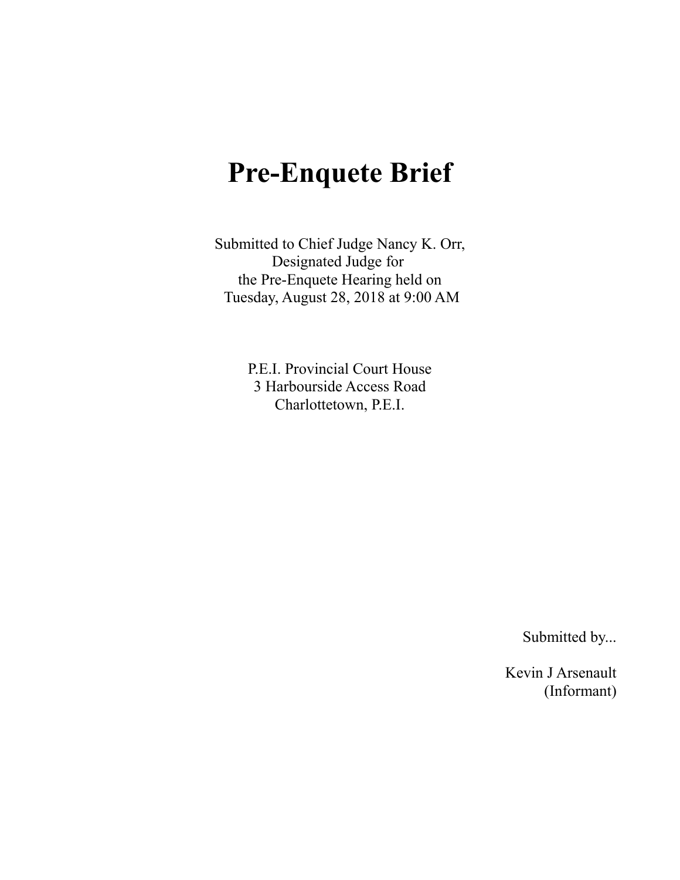# Pre-Enquete Brief

Submitted to Chief Judge Nancy K. Orr,
Designated Judge for
the Pre-Enquete Hearing held on
Tuesday, August 28, 2018 at 9:00 AM

P.E.I. Provincial Court House
3 Harbourside Access Road
Charlottetown, P.E.I.

Submitted by...

Kevin J Arsenault
(Informant)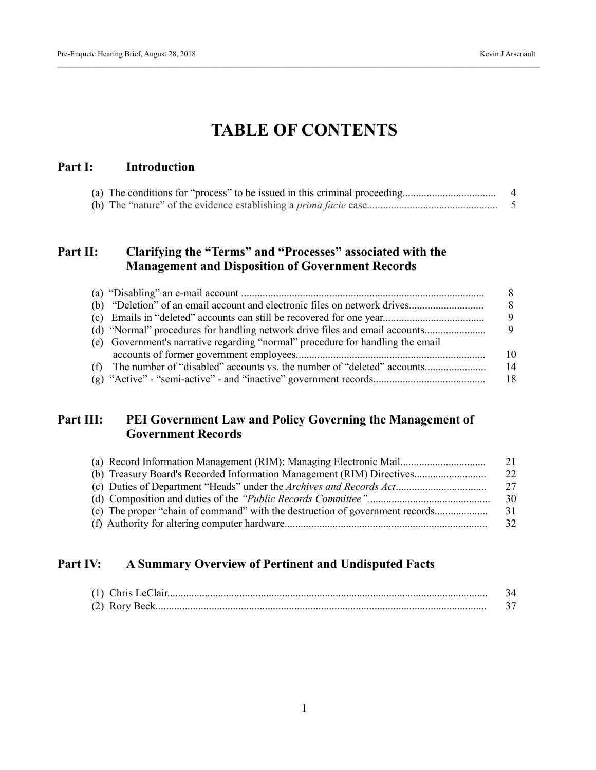# TABLE OF CONTENTS

## Part I: Introduction

(a) The conditions for "process" to be issued in this criminal proceeding.................................. 4
(b) The "nature" of the evidence establishing a *prima facie* case................................................ 5

## Part II: Clarifying the "Terms" and "Processes" associated with the Management and Disposition of Government Records

(a) "Disabling" an e-mail account .......................................................................................... 8
(b) "Deletion" of an email account and electronic files on network drives............................ 8
(c) Emails in "deleted" accounts can still be recovered for one year..................................... 9
(d) "Normal" procedures for handling network drive files and email accounts...................... 9
(e) Government's narrative regarding "normal" procedure for handling the email accounts of former government employees...................................................................... 10
(f) The number of "disabled" accounts vs. the number of "deleted" accounts....................... 14
(g) "Active" - "semi-active" - and "inactive" government records.......................................... 18

## Part III: PEI Government Law and Policy Governing the Management of Government Records

(a) Record Information Management (RIM): Managing Electronic Mail................................ 21
(b) Treasury Board's Recorded Information Management (RIM) Directives.......................... 22
(c) Duties of Department "Heads" under the *Archives and Records Act*................................. 27
(d) Composition and duties of the *"Public Records Committee"*............................................. 30
(e) The proper "chain of command" with the destruction of government records.................... 31
(f) Authority for altering computer hardware........................................................................... 32

## Part IV: A Summary Overview of Pertinent and Undisputed Facts

(1) Chris LeClair....................................................................................................................... 34
(2) Rory Beck........................................................................................................................... 37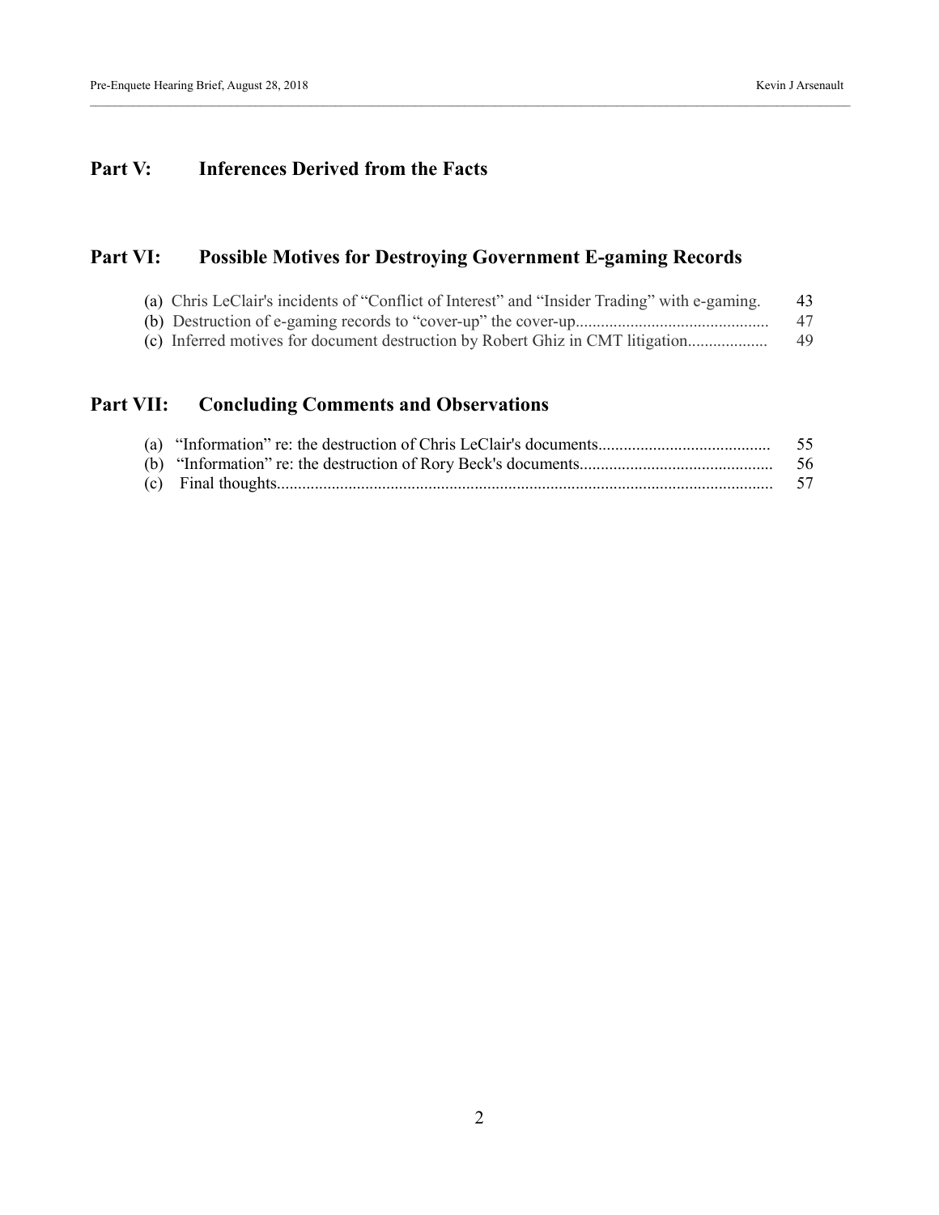## Part V: Inferences Derived from the Facts

## Part VI: Possible Motives for Destroying Government E-gaming Records

(a) Chris LeClair's incidents of "Conflict of Interest" and "Insider Trading" with e-gaming. 43
(b) Destruction of e-gaming records to "cover-up" the cover-up.............................................. 47
(c) Inferred motives for document destruction by Robert Ghiz in CMT litigation................... 49

## Part VII: Concluding Comments and Observations

(a) "Information" re: the destruction of Chris LeClair's documents......................................... 55
(b) "Information" re: the destruction of Rory Beck's documents.............................................. 56
(c) Final thoughts...................................................................................................................... 57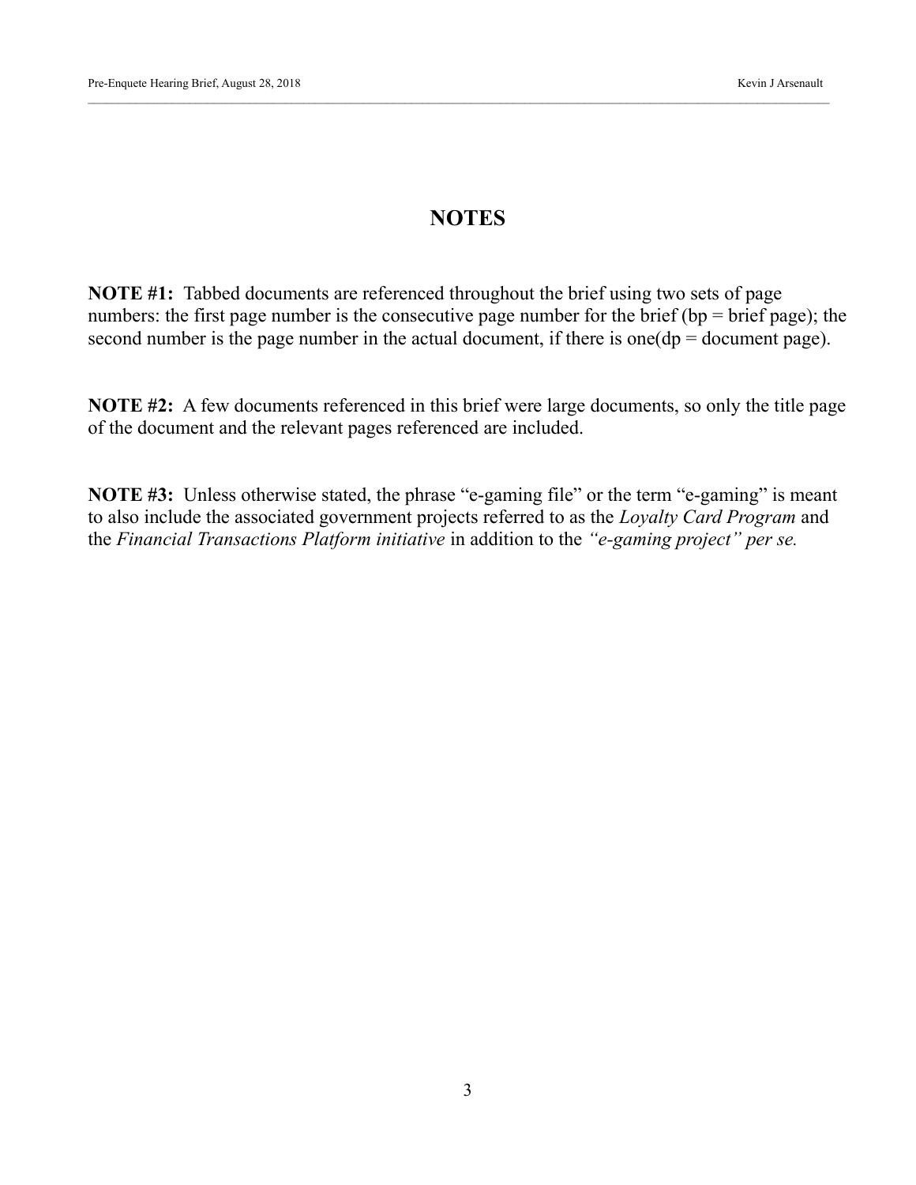# NOTES

**NOTE #1:** Tabbed documents are referenced throughout the brief using two sets of page numbers: the first page number is the consecutive page number for the brief (bp = brief page); the second number is the page number in the actual document, if there is one(dp = document page).

**NOTE #2:** A few documents referenced in this brief were large documents, so only the title page of the document and the relevant pages referenced are included.

**NOTE #3:** Unless otherwise stated, the phrase "e-gaming file" or the term "e-gaming" is meant to also include the associated government projects referred to as the *Loyalty Card Program* and the *Financial Transactions Platform initiative* in addition to the *"e-gaming project" per se.*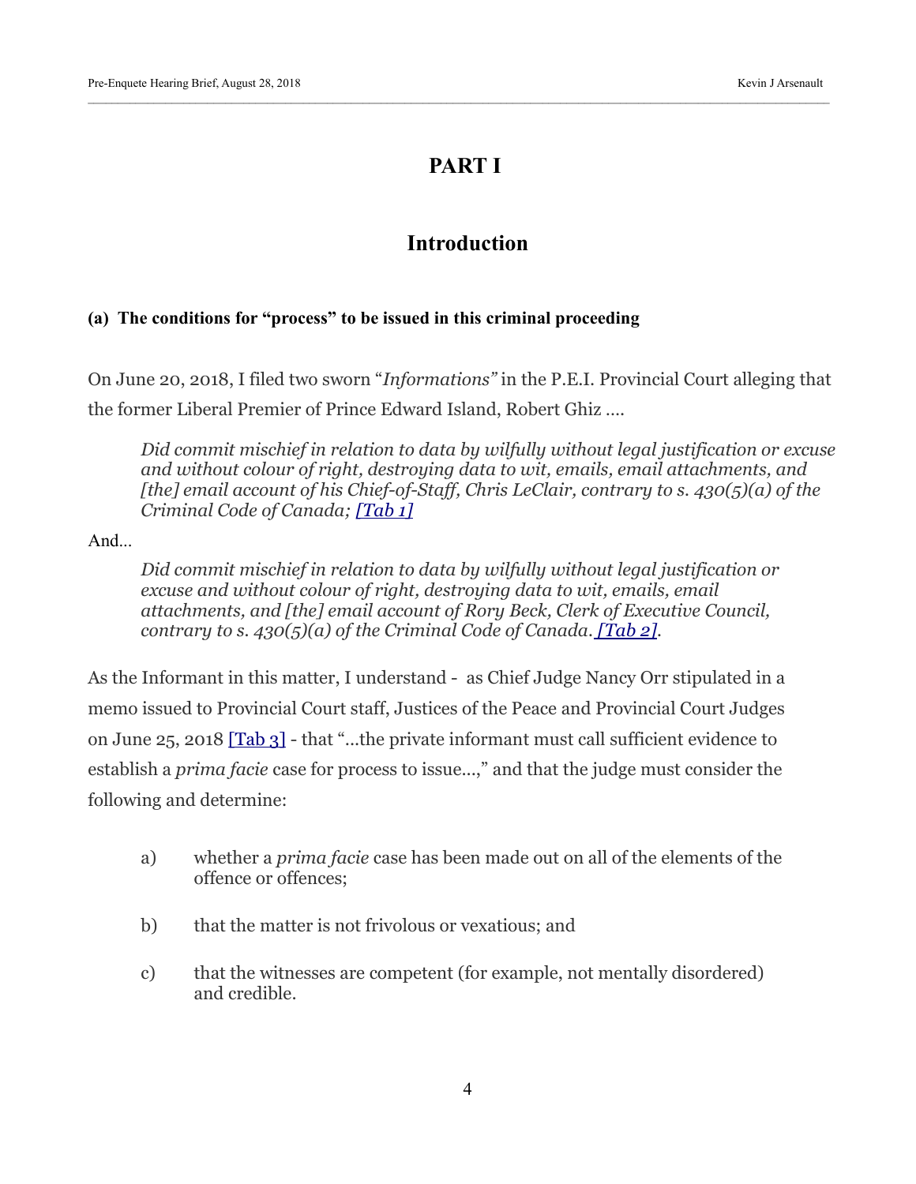# PART I

## Introduction

#### (a) The conditions for "process" to be issued in this criminal proceeding

On June 20, 2018, I filed two sworn "*Informations*" in the P.E.I. Provincial Court alleging that the former Liberal Premier of Prince Edward Island, Robert Ghiz ....

> *Did commit mischief in relation to data by wilfully without legal justification or excuse and without colour of right, destroying data to wit, emails, email attachments, and [the] email account of his Chief-of-Staff, Chris LeClair, contrary to s. 430(5)(a) of the Criminal Code of Canada; [Tab 1]*

And...

> *Did commit mischief in relation to data by wilfully without legal justification or excuse and without colour of right, destroying data to wit, emails, email attachments, and [the] email account of Rory Beck, Clerk of Executive Council, contrary to s. 430(5)(a) of the Criminal Code of Canada. [Tab 2].*

As the Informant in this matter, I understand - as Chief Judge Nancy Orr stipulated in a memo issued to Provincial Court staff, Justices of the Peace and Provincial Court Judges on June 25, 2018 [Tab 3] - that "...the private informant must call sufficient evidence to establish a *prima facie* case for process to issue...," and that the judge must consider the following and determine:

a) whether a *prima facie* case has been made out on all of the elements of the offence or offences;

b) that the matter is not frivolous or vexatious; and

c) that the witnesses are competent (for example, not mentally disordered) and credible.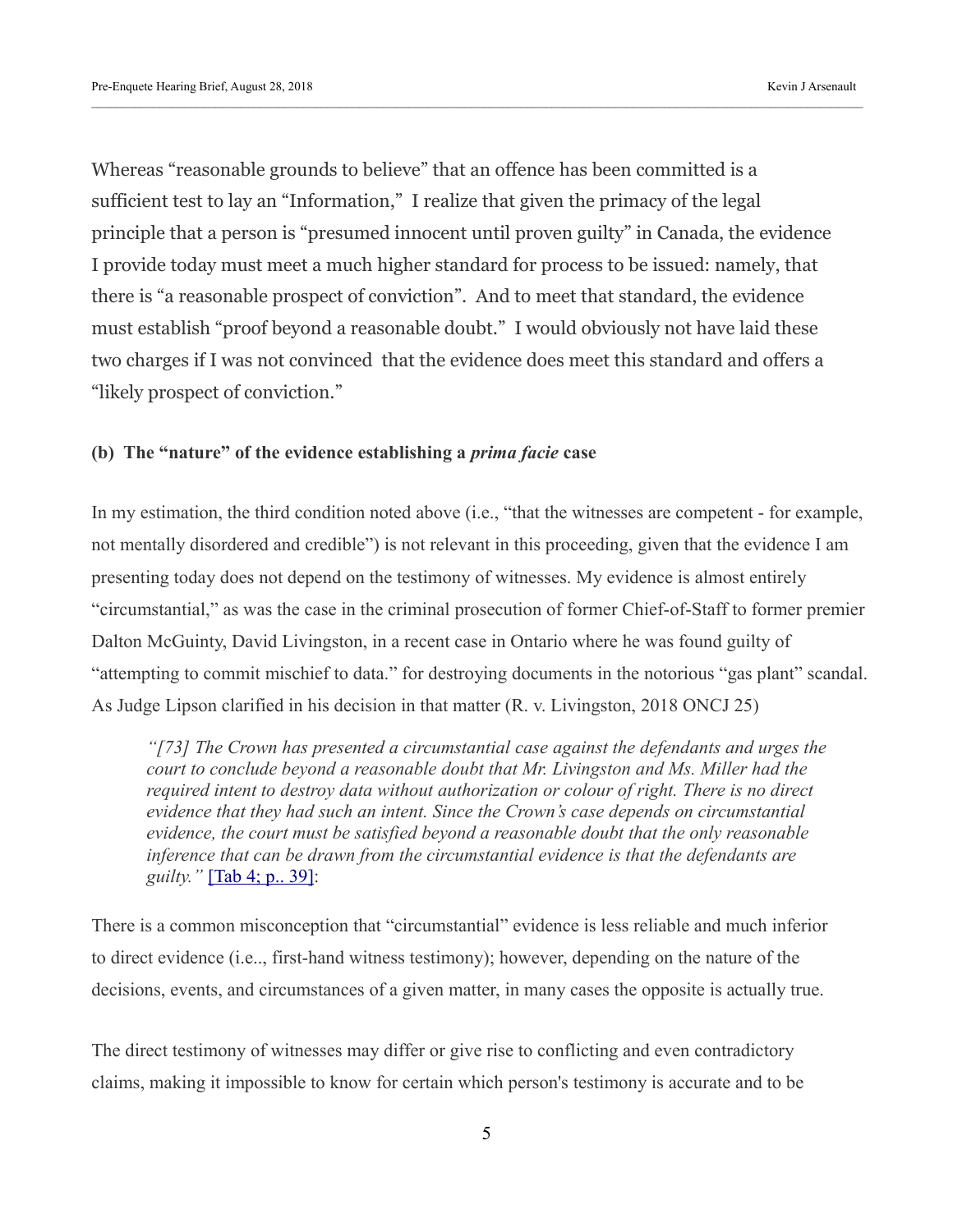Whereas "reasonable grounds to believe" that an offence has been committed is a sufficient test to lay an "Information," I realize that given the primacy of the legal principle that a person is "presumed innocent until proven guilty" in Canada, the evidence I provide today must meet a much higher standard for process to be issued: namely, that there is "a reasonable prospect of conviction". And to meet that standard, the evidence must establish "proof beyond a reasonable doubt." I would obviously not have laid these two charges if I was not convinced that the evidence does meet this standard and offers a "likely prospect of conviction."

### (b) The "nature" of the evidence establishing a *prima facie* case

In my estimation, the third condition noted above (i.e., "that the witnesses are competent - for example, not mentally disordered and credible") is not relevant in this proceeding, given that the evidence I am presenting today does not depend on the testimony of witnesses. My evidence is almost entirely "circumstantial," as was the case in the criminal prosecution of former Chief-of-Staff to former premier Dalton McGuinty, David Livingston, in a recent case in Ontario where he was found guilty of "attempting to commit mischief to data." for destroying documents in the notorious "gas plant" scandal. As Judge Lipson clarified in his decision in that matter (R. v. Livingston, 2018 ONCJ 25)

> *"[73] The Crown has presented a circumstantial case against the defendants and urges the court to conclude beyond a reasonable doubt that Mr. Livingston and Ms. Miller had the required intent to destroy data without authorization or colour of right. There is no direct evidence that they had such an intent. Since the Crown's case depends on circumstantial evidence, the court must be satisfied beyond a reasonable doubt that the only reasonable inference that can be drawn from the circumstantial evidence is that the defendants are guilty."* [Tab 4; p.. 39]:

There is a common misconception that "circumstantial" evidence is less reliable and much inferior to direct evidence (i.e.., first-hand witness testimony); however, depending on the nature of the decisions, events, and circumstances of a given matter, in many cases the opposite is actually true.

The direct testimony of witnesses may differ or give rise to conflicting and even contradictory claims, making it impossible to know for certain which person's testimony is accurate and to be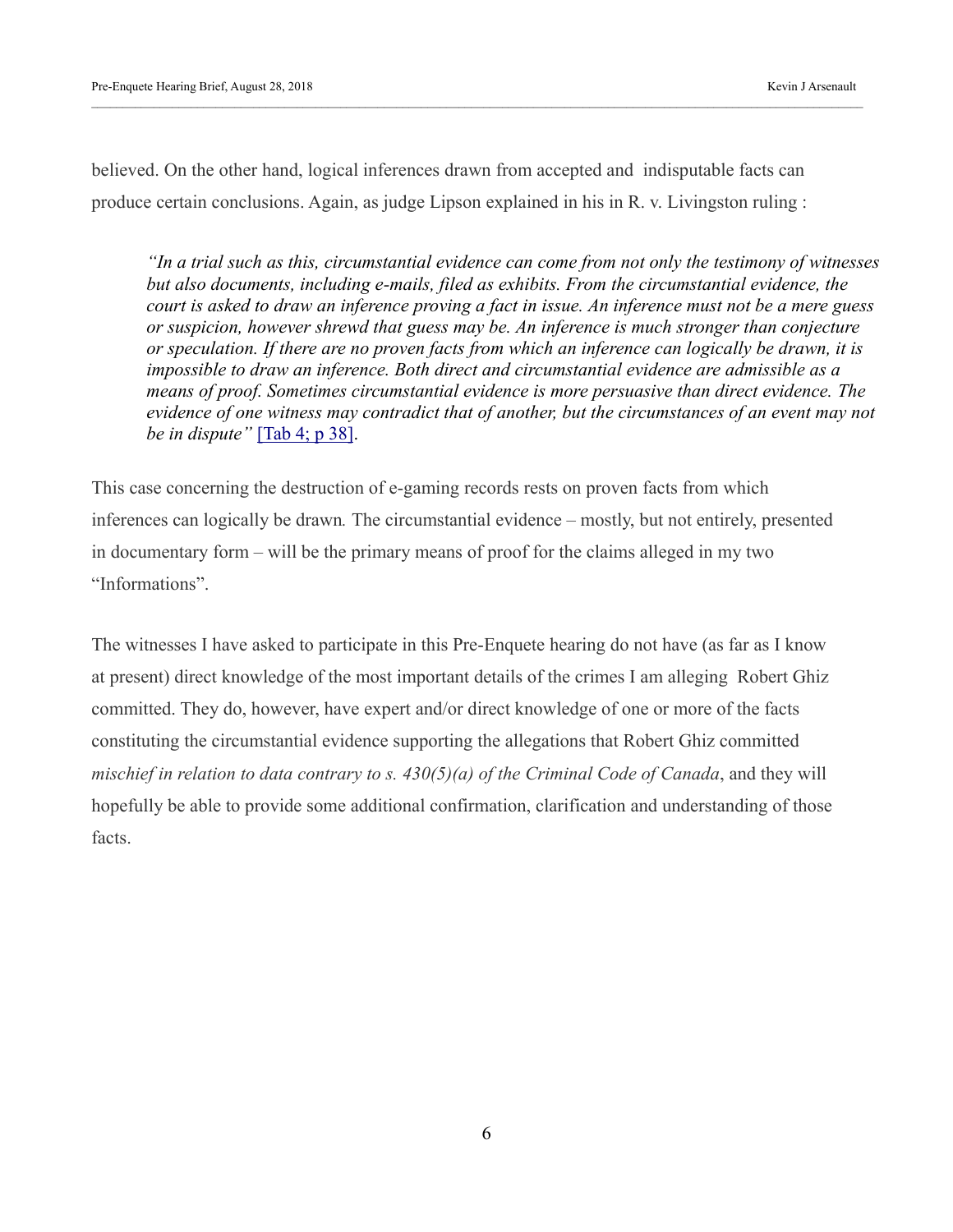believed. On the other hand, logical inferences drawn from accepted and indisputable facts can produce certain conclusions. Again, as judge Lipson explained in his in R. v. Livingston ruling :

> *"In a trial such as this, circumstantial evidence can come from not only the testimony of witnesses but also documents, including e-mails, filed as exhibits. From the circumstantial evidence, the court is asked to draw an inference proving a fact in issue. An inference must not be a mere guess or suspicion, however shrewd that guess may be. An inference is much stronger than conjecture or speculation. If there are no proven facts from which an inference can logically be drawn, it is impossible to draw an inference. Both direct and circumstantial evidence are admissible as a means of proof. Sometimes circumstantial evidence is more persuasive than direct evidence. The evidence of one witness may contradict that of another, but the circumstances of an event may not be in dispute"* [Tab 4; p 38].

This case concerning the destruction of e-gaming records rests on proven facts from which inferences can logically be drawn. The circumstantial evidence – mostly, but not entirely, presented in documentary form – will be the primary means of proof for the claims alleged in my two "Informations".

The witnesses I have asked to participate in this Pre-Enquete hearing do not have (as far as I know at present) direct knowledge of the most important details of the crimes I am alleging Robert Ghiz committed. They do, however, have expert and/or direct knowledge of one or more of the facts constituting the circumstantial evidence supporting the allegations that Robert Ghiz committed *mischief in relation to data contrary to s. 430(5)(a) of the Criminal Code of Canada*, and they will hopefully be able to provide some additional confirmation, clarification and understanding of those facts.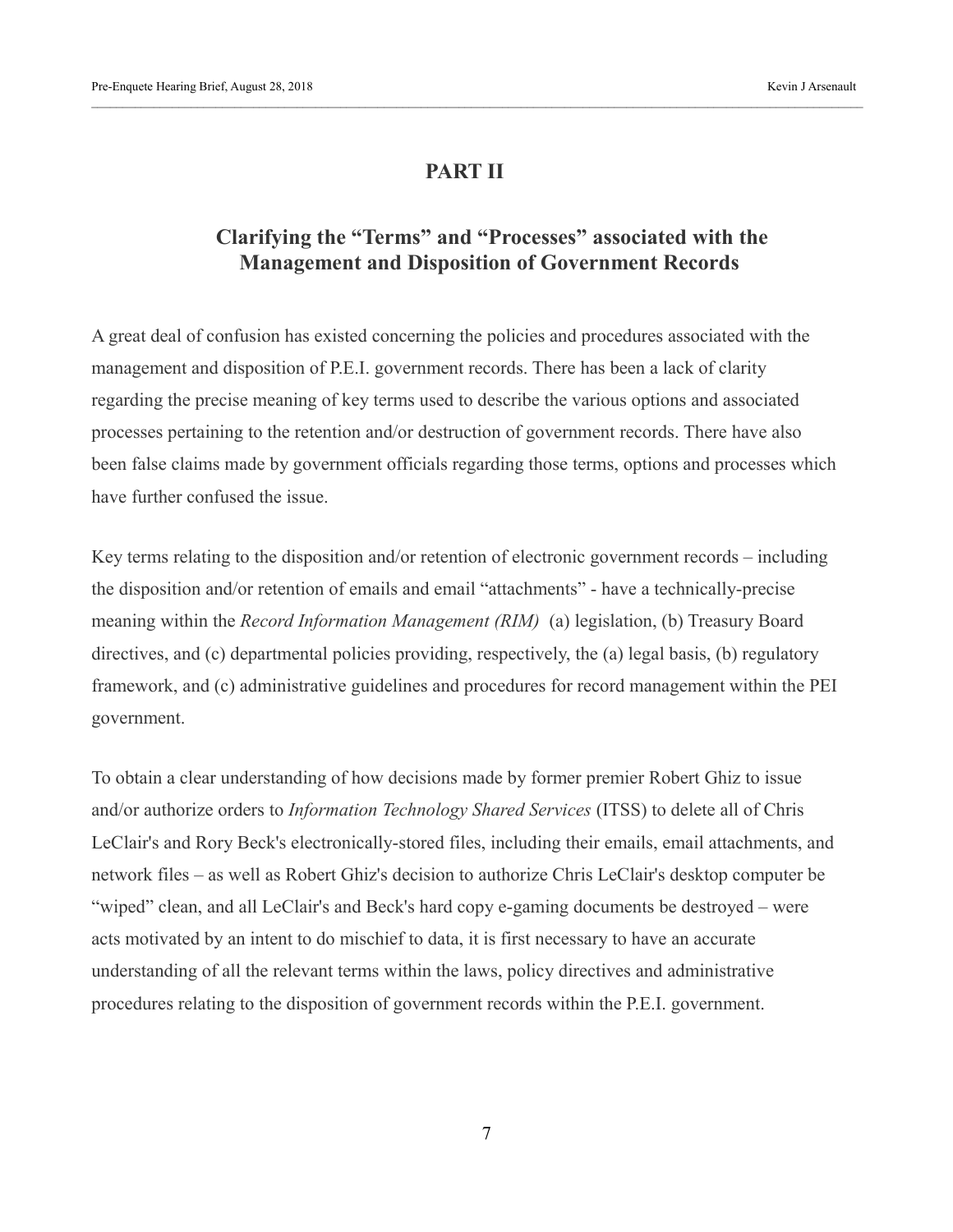# PART II

## Clarifying the "Terms" and "Processes" associated with the Management and Disposition of Government Records

A great deal of confusion has existed concerning the policies and procedures associated with the management and disposition of P.E.I. government records. There has been a lack of clarity regarding the precise meaning of key terms used to describe the various options and associated processes pertaining to the retention and/or destruction of government records. There have also been false claims made by government officials regarding those terms, options and processes which have further confused the issue.

Key terms relating to the disposition and/or retention of electronic government records – including the disposition and/or retention of emails and email "attachments" - have a technically-precise meaning within the *Record Information Management (RIM)* (a) legislation, (b) Treasury Board directives, and (c) departmental policies providing, respectively, the (a) legal basis, (b) regulatory framework, and (c) administrative guidelines and procedures for record management within the PEI government.

To obtain a clear understanding of how decisions made by former premier Robert Ghiz to issue and/or authorize orders to *Information Technology Shared Services* (ITSS) to delete all of Chris LeClair's and Rory Beck's electronically-stored files, including their emails, email attachments, and network files – as well as Robert Ghiz's decision to authorize Chris LeClair's desktop computer be "wiped" clean, and all LeClair's and Beck's hard copy e-gaming documents be destroyed – were acts motivated by an intent to do mischief to data, it is first necessary to have an accurate understanding of all the relevant terms within the laws, policy directives and administrative procedures relating to the disposition of government records within the P.E.I. government.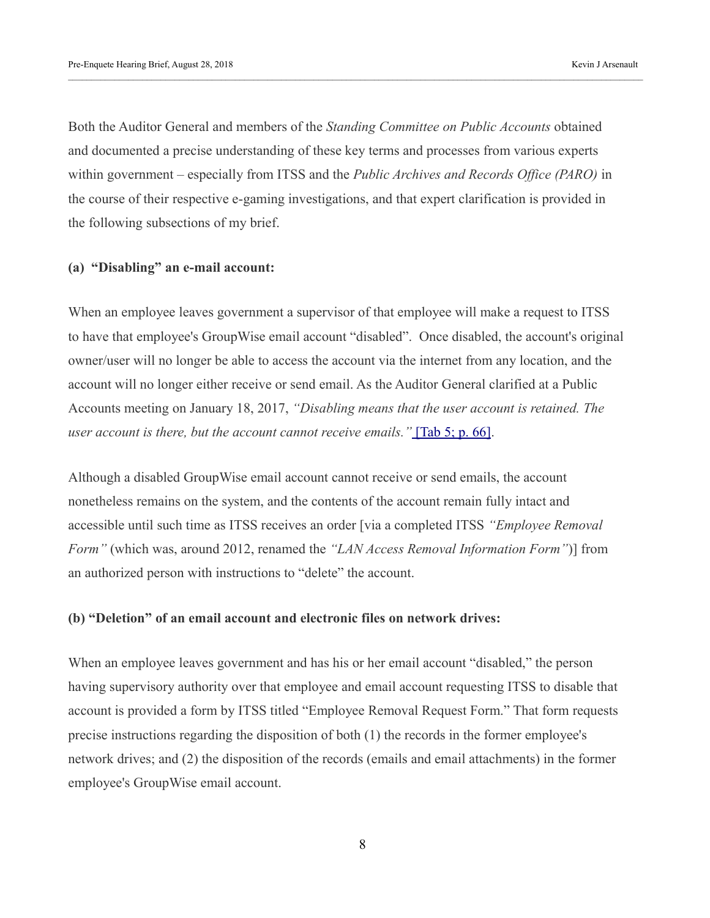Both the Auditor General and members of the *Standing Committee on Public Accounts* obtained and documented a precise understanding of these key terms and processes from various experts within government – especially from ITSS and the *Public Archives and Records Office (PARO)* in the course of their respective e-gaming investigations, and that expert clarification is provided in the following subsections of my brief.

**(a) "Disabling" an e-mail account:**

When an employee leaves government a supervisor of that employee will make a request to ITSS to have that employee's GroupWise email account "disabled". Once disabled, the account's original owner/user will no longer be able to access the account via the internet from any location, and the account will no longer either receive or send email. As the Auditor General clarified at a Public Accounts meeting on January 18, 2017, *"Disabling means that the user account is retained. The user account is there, but the account cannot receive emails."* [Tab 5; p. 66].

Although a disabled GroupWise email account cannot receive or send emails, the account nonetheless remains on the system, and the contents of the account remain fully intact and accessible until such time as ITSS receives an order [via a completed ITSS *"Employee Removal Form"* (which was, around 2012, renamed the *"LAN Access Removal Information Form"*)] from an authorized person with instructions to "delete" the account.

**(b) "Deletion" of an email account and electronic files on network drives:**

When an employee leaves government and has his or her email account "disabled," the person having supervisory authority over that employee and email account requesting ITSS to disable that account is provided a form by ITSS titled "Employee Removal Request Form." That form requests precise instructions regarding the disposition of both (1) the records in the former employee's network drives; and (2) the disposition of the records (emails and email attachments) in the former employee's GroupWise email account.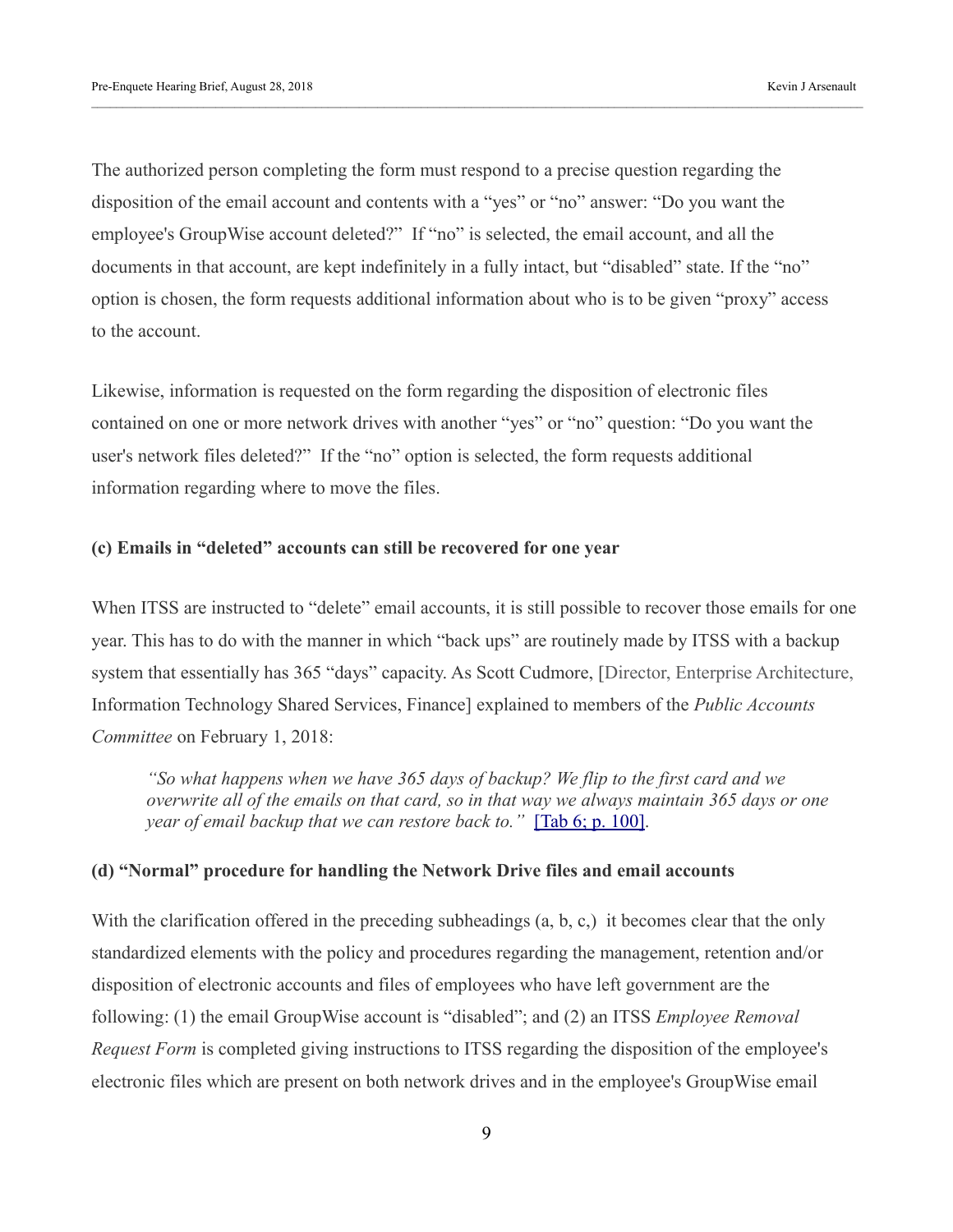The authorized person completing the form must respond to a precise question regarding the disposition of the email account and contents with a "yes" or "no" answer: "Do you want the employee's GroupWise account deleted?" If "no" is selected, the email account, and all the documents in that account, are kept indefinitely in a fully intact, but "disabled" state. If the "no" option is chosen, the form requests additional information about who is to be given "proxy" access to the account.

Likewise, information is requested on the form regarding the disposition of electronic files contained on one or more network drives with another "yes" or "no" question: "Do you want the user's network files deleted?" If the "no" option is selected, the form requests additional information regarding where to move the files.

**(c) Emails in "deleted" accounts can still be recovered for one year**

When ITSS are instructed to "delete" email accounts, it is still possible to recover those emails for one year. This has to do with the manner in which "back ups" are routinely made by ITSS with a backup system that essentially has 365 "days" capacity. As Scott Cudmore, [Director, Enterprise Architecture, Information Technology Shared Services, Finance] explained to members of the *Public Accounts Committee* on February 1, 2018:

> *"So what happens when we have 365 days of backup? We flip to the first card and we overwrite all of the emails on that card, so in that way we always maintain 365 days or one year of email backup that we can restore back to."* [Tab 6; p. 100].

**(d) "Normal" procedure for handling the Network Drive files and email accounts**

With the clarification offered in the preceding subheadings (a, b, c,) it becomes clear that the only standardized elements with the policy and procedures regarding the management, retention and/or disposition of electronic accounts and files of employees who have left government are the following: (1) the email GroupWise account is "disabled"; and (2) an ITSS *Employee Removal Request Form* is completed giving instructions to ITSS regarding the disposition of the employee's electronic files which are present on both network drives and in the employee's GroupWise email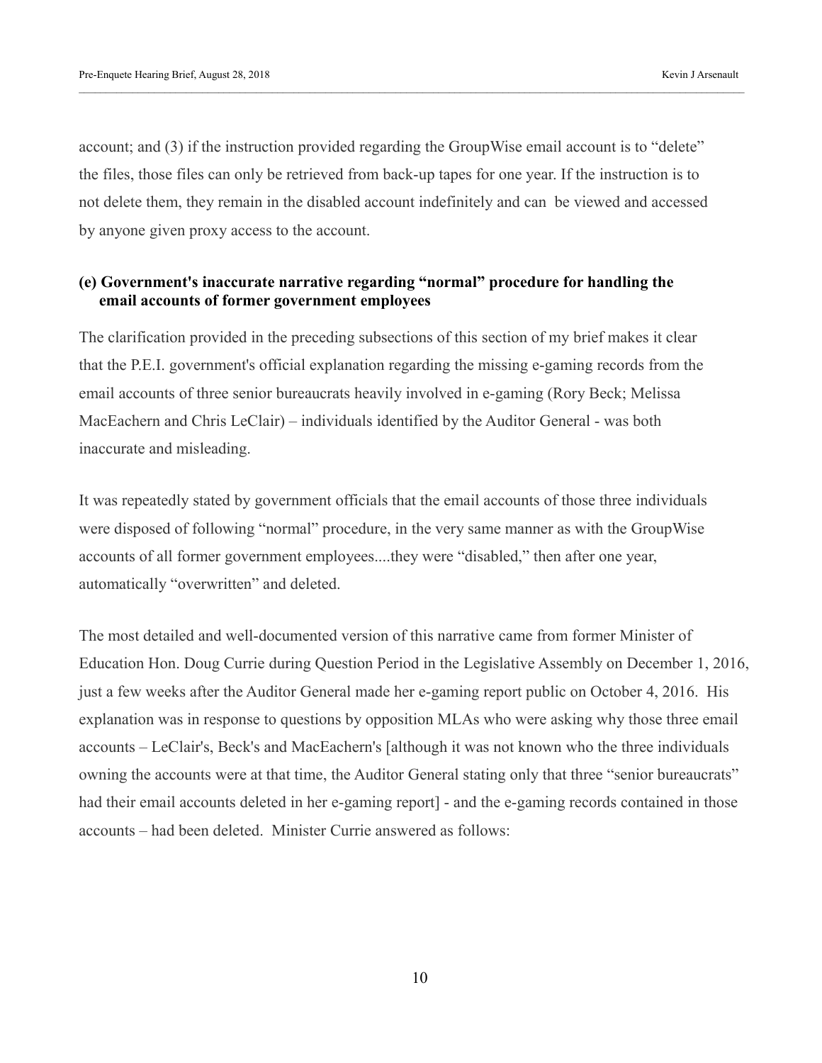account; and (3) if the instruction provided regarding the GroupWise email account is to "delete" the files, those files can only be retrieved from back-up tapes for one year. If the instruction is to not delete them, they remain in the disabled account indefinitely and can be viewed and accessed by anyone given proxy access to the account.

### (e) Government's inaccurate narrative regarding "normal" procedure for handling the email accounts of former government employees

The clarification provided in the preceding subsections of this section of my brief makes it clear that the P.E.I. government's official explanation regarding the missing e-gaming records from the email accounts of three senior bureaucrats heavily involved in e-gaming (Rory Beck; Melissa MacEachern and Chris LeClair) – individuals identified by the Auditor General - was both inaccurate and misleading.

It was repeatedly stated by government officials that the email accounts of those three individuals were disposed of following "normal" procedure, in the very same manner as with the GroupWise accounts of all former government employees....they were "disabled," then after one year, automatically "overwritten" and deleted.

The most detailed and well-documented version of this narrative came from former Minister of Education Hon. Doug Currie during Question Period in the Legislative Assembly on December 1, 2016, just a few weeks after the Auditor General made her e-gaming report public on October 4, 2016. His explanation was in response to questions by opposition MLAs who were asking why those three email accounts – LeClair's, Beck's and MacEachern's [although it was not known who the three individuals owning the accounts were at that time, the Auditor General stating only that three "senior bureaucrats" had their email accounts deleted in her e-gaming report] - and the e-gaming records contained in those accounts – had been deleted. Minister Currie answered as follows: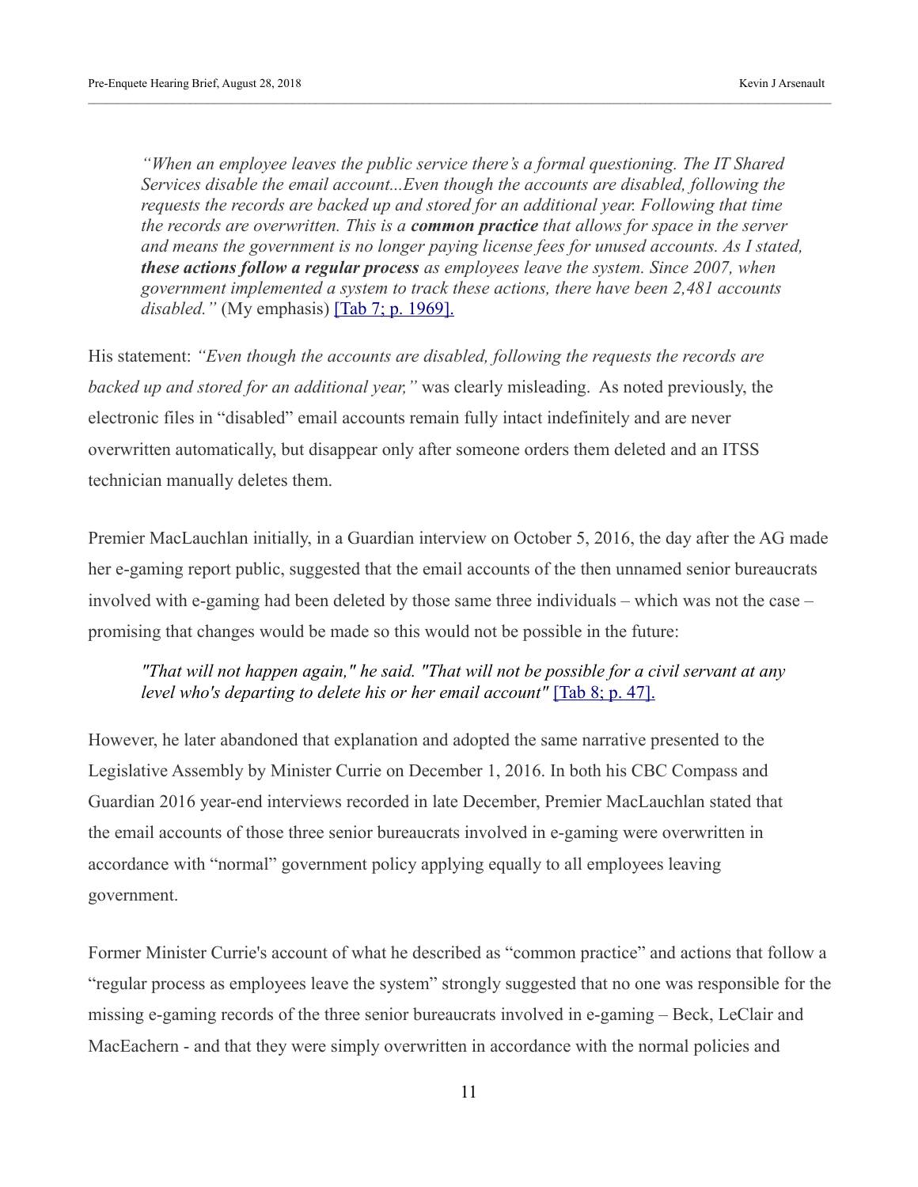> *"When an employee leaves the public service there's a formal questioning. The IT Shared Services disable the email account...Even though the accounts are disabled, following the requests the records are backed up and stored for an additional year. Following that time the records are overwritten. This is a* ***common practice*** *that allows for space in the server and means the government is no longer paying license fees for unused accounts. As I stated,* ***these actions follow a regular process*** *as employees leave the system. Since 2007, when government implemented a system to track these actions, there have been 2,481 accounts disabled."* (My emphasis) [Tab 7; p. 1969].

His statement: *"Even though the accounts are disabled, following the requests the records are backed up and stored for an additional year,"* was clearly misleading. As noted previously, the electronic files in "disabled" email accounts remain fully intact indefinitely and are never overwritten automatically, but disappear only after someone orders them deleted and an ITSS technician manually deletes them.

Premier MacLauchlan initially, in a Guardian interview on October 5, 2016, the day after the AG made her e-gaming report public, suggested that the email accounts of the then unnamed senior bureaucrats involved with e-gaming had been deleted by those same three individuals – which was not the case – promising that changes would be made so this would not be possible in the future:

> ***"That will not happen again," he said. "That will not be possible for a civil servant at any level who's departing to delete his or her email account"*** [Tab 8; p. 47].

However, he later abandoned that explanation and adopted the same narrative presented to the Legislative Assembly by Minister Currie on December 1, 2016. In both his CBC Compass and Guardian 2016 year-end interviews recorded in late December, Premier MacLauchlan stated that the email accounts of those three senior bureaucrats involved in e-gaming were overwritten in accordance with "normal" government policy applying equally to all employees leaving government.

Former Minister Currie's account of what he described as "common practice" and actions that follow a "regular process as employees leave the system" strongly suggested that no one was responsible for the missing e-gaming records of the three senior bureaucrats involved in e-gaming – Beck, LeClair and MacEachern - and that they were simply overwritten in accordance with the normal policies and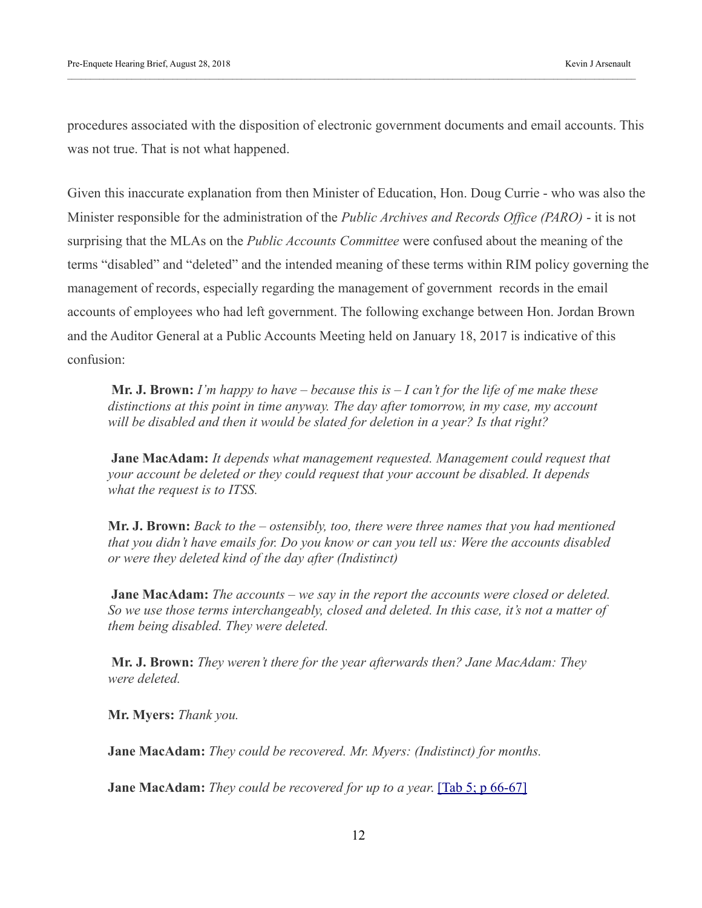procedures associated with the disposition of electronic government documents and email accounts. This was not true. That is not what happened.

Given this inaccurate explanation from then Minister of Education, Hon. Doug Currie - who was also the Minister responsible for the administration of the *Public Archives and Records Office (PARO)* - it is not surprising that the MLAs on the *Public Accounts Committee* were confused about the meaning of the terms "disabled" and "deleted" and the intended meaning of these terms within RIM policy governing the management of records, especially regarding the management of government records in the email accounts of employees who had left government. The following exchange between Hon. Jordan Brown and the Auditor General at a Public Accounts Meeting held on January 18, 2017 is indicative of this confusion:

> **Mr. J. Brown:** *I'm happy to have – because this is – I can't for the life of me make these distinctions at this point in time anyway. The day after tomorrow, in my case, my account will be disabled and then it would be slated for deletion in a year? Is that right?*
>
> **Jane MacAdam:** *It depends what management requested. Management could request that your account be deleted or they could request that your account be disabled. It depends what the request is to ITSS.*
>
> **Mr. J. Brown:** *Back to the – ostensibly, too, there were three names that you had mentioned that you didn't have emails for. Do you know or can you tell us: Were the accounts disabled or were they deleted kind of the day after (Indistinct)*
>
> **Jane MacAdam:** *The accounts – we say in the report the accounts were closed or deleted. So we use those terms interchangeably, closed and deleted. In this case, it's not a matter of them being disabled. They were deleted.*
>
> **Mr. J. Brown:** *They weren't there for the year afterwards then? Jane MacAdam: They were deleted.*
>
> **Mr. Myers:** *Thank you.*
>
> **Jane MacAdam:** *They could be recovered. Mr. Myers: (Indistinct) for months.*
>
> **Jane MacAdam:** *They could be recovered for up to a year.* [Tab 5; p 66-67]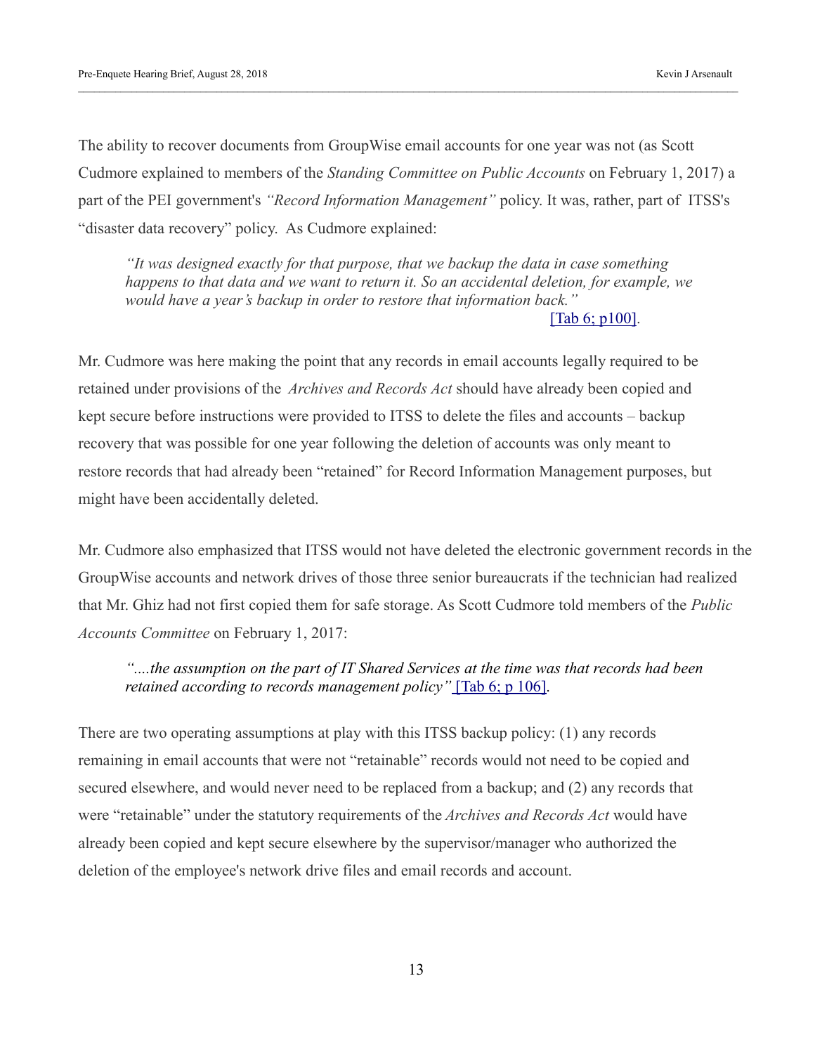The ability to recover documents from GroupWise email accounts for one year was not (as Scott Cudmore explained to members of the *Standing Committee on Public Accounts* on February 1, 2017) a part of the PEI government's *"Record Information Management"* policy. It was, rather, part of ITSS's "disaster data recovery" policy. As Cudmore explained:

> *"It was designed exactly for that purpose, that we backup the data in case something happens to that data and we want to return it. So an accidental deletion, for example, we would have a year's backup in order to restore that information back."*
> [Tab 6; p100].

Mr. Cudmore was here making the point that any records in email accounts legally required to be retained under provisions of the *Archives and Records Act* should have already been copied and kept secure before instructions were provided to ITSS to delete the files and accounts – backup recovery that was possible for one year following the deletion of accounts was only meant to restore records that had already been "retained" for Record Information Management purposes, but might have been accidentally deleted.

Mr. Cudmore also emphasized that ITSS would not have deleted the electronic government records in the GroupWise accounts and network drives of those three senior bureaucrats if the technician had realized that Mr. Ghiz had not first copied them for safe storage. As Scott Cudmore told members of the *Public Accounts Committee* on February 1, 2017:

> *"....the assumption on the part of IT Shared Services at the time was that records had been retained according to records management policy"* [Tab 6; p 106].

There are two operating assumptions at play with this ITSS backup policy: (1) any records remaining in email accounts that were not "retainable" records would not need to be copied and secured elsewhere, and would never need to be replaced from a backup; and (2) any records that were "retainable" under the statutory requirements of the *Archives and Records Act* would have already been copied and kept secure elsewhere by the supervisor/manager who authorized the deletion of the employee's network drive files and email records and account.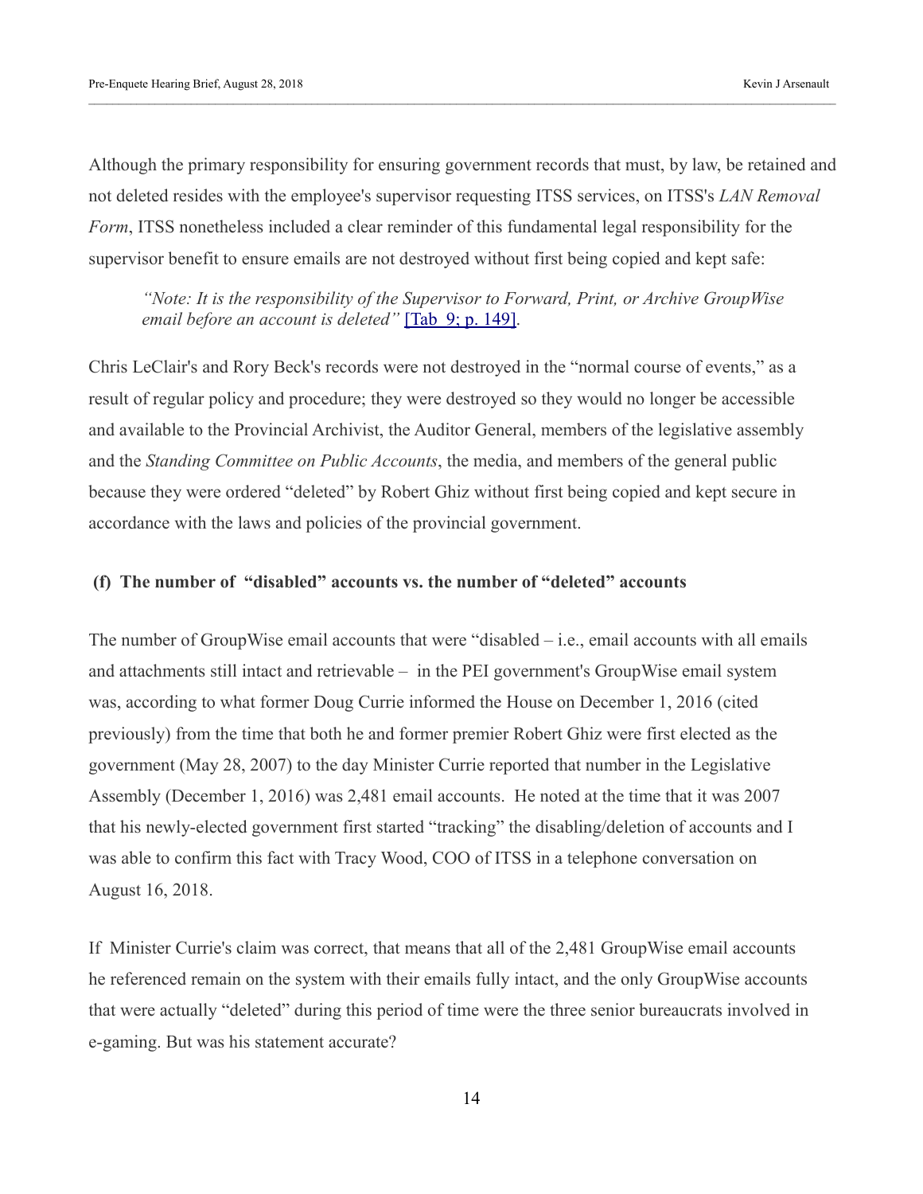Although the primary responsibility for ensuring government records that must, by law, be retained and not deleted resides with the employee's supervisor requesting ITSS services, on ITSS's *LAN Removal Form*, ITSS nonetheless included a clear reminder of this fundamental legal responsibility for the supervisor benefit to ensure emails are not destroyed without first being copied and kept safe:

> *"Note: It is the responsibility of the Supervisor to Forward, Print, or Archive GroupWise email before an account is deleted"* [Tab 9; p. 149].

Chris LeClair's and Rory Beck's records were not destroyed in the "normal course of events," as a result of regular policy and procedure; they were destroyed so they would no longer be accessible and available to the Provincial Archivist, the Auditor General, members of the legislative assembly and the *Standing Committee on Public Accounts*, the media, and members of the general public because they were ordered "deleted" by Robert Ghiz without first being copied and kept secure in accordance with the laws and policies of the provincial government.

### (f) The number of "disabled" accounts vs. the number of "deleted" accounts

The number of GroupWise email accounts that were "disabled – i.e., email accounts with all emails and attachments still intact and retrievable – in the PEI government's GroupWise email system was, according to what former Doug Currie informed the House on December 1, 2016 (cited previously) from the time that both he and former premier Robert Ghiz were first elected as the government (May 28, 2007) to the day Minister Currie reported that number in the Legislative Assembly (December 1, 2016) was 2,481 email accounts. He noted at the time that it was 2007 that his newly-elected government first started "tracking" the disabling/deletion of accounts and I was able to confirm this fact with Tracy Wood, COO of ITSS in a telephone conversation on August 16, 2018.

If Minister Currie's claim was correct, that means that all of the 2,481 GroupWise email accounts he referenced remain on the system with their emails fully intact, and the only GroupWise accounts that were actually "deleted" during this period of time were the three senior bureaucrats involved in e-gaming. But was his statement accurate?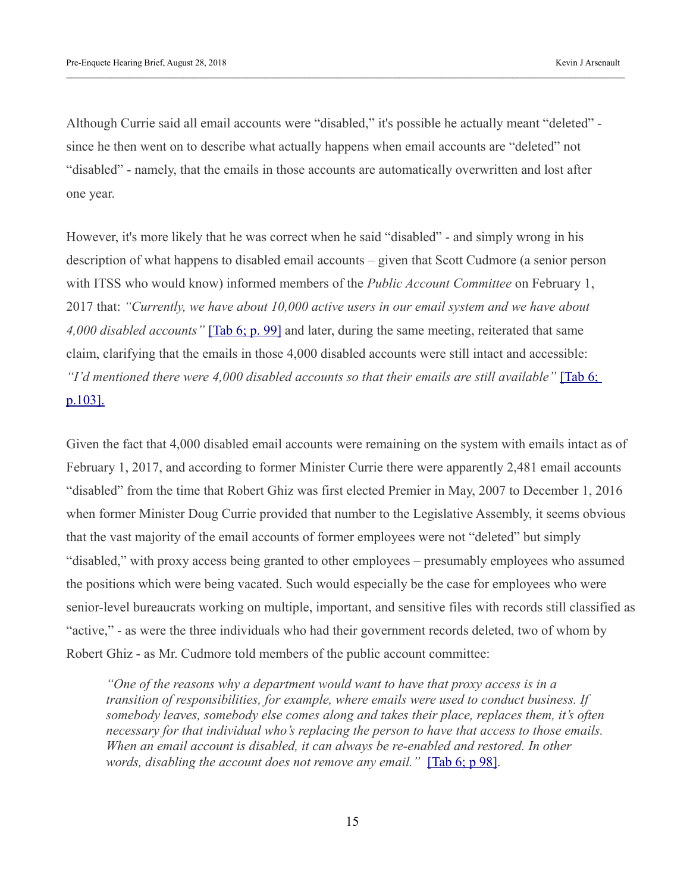Although Currie said all email accounts were "disabled," it's possible he actually meant "deleted" - since he then went on to describe what actually happens when email accounts are "deleted" not "disabled" - namely, that the emails in those accounts are automatically overwritten and lost after one year.

However, it's more likely that he was correct when he said "disabled" - and simply wrong in his description of what happens to disabled email accounts – given that Scott Cudmore (a senior person with ITSS who would know) informed members of the *Public Account Committee* on February 1, 2017 that: *"Currently, we have about 10,000 active users in our email system and we have about 4,000 disabled accounts"* [Tab 6; p. 99] and later, during the same meeting, reiterated that same claim, clarifying that the emails in those 4,000 disabled accounts were still intact and accessible: *"I'd mentioned there were 4,000 disabled accounts so that their emails are still available"* [Tab 6; p.103].

Given the fact that 4,000 disabled email accounts were remaining on the system with emails intact as of February 1, 2017, and according to former Minister Currie there were apparently 2,481 email accounts "disabled" from the time that Robert Ghiz was first elected Premier in May, 2007 to December 1, 2016 when former Minister Doug Currie provided that number to the Legislative Assembly, it seems obvious that the vast majority of the email accounts of former employees were not "deleted" but simply "disabled," with proxy access being granted to other employees – presumably employees who assumed the positions which were being vacated. Such would especially be the case for employees who were senior-level bureaucrats working on multiple, important, and sensitive files with records still classified as "active," - as were the three individuals who had their government records deleted, two of whom by Robert Ghiz - as Mr. Cudmore told members of the public account committee:

> *"One of the reasons why a department would want to have that proxy access is in a transition of responsibilities, for example, where emails were used to conduct business. If somebody leaves, somebody else comes along and takes their place, replaces them, it's often necessary for that individual who's replacing the person to have that access to those emails. When an email account is disabled, it can always be re-enabled and restored. In other words, disabling the account does not remove any email."* [Tab 6; p 98].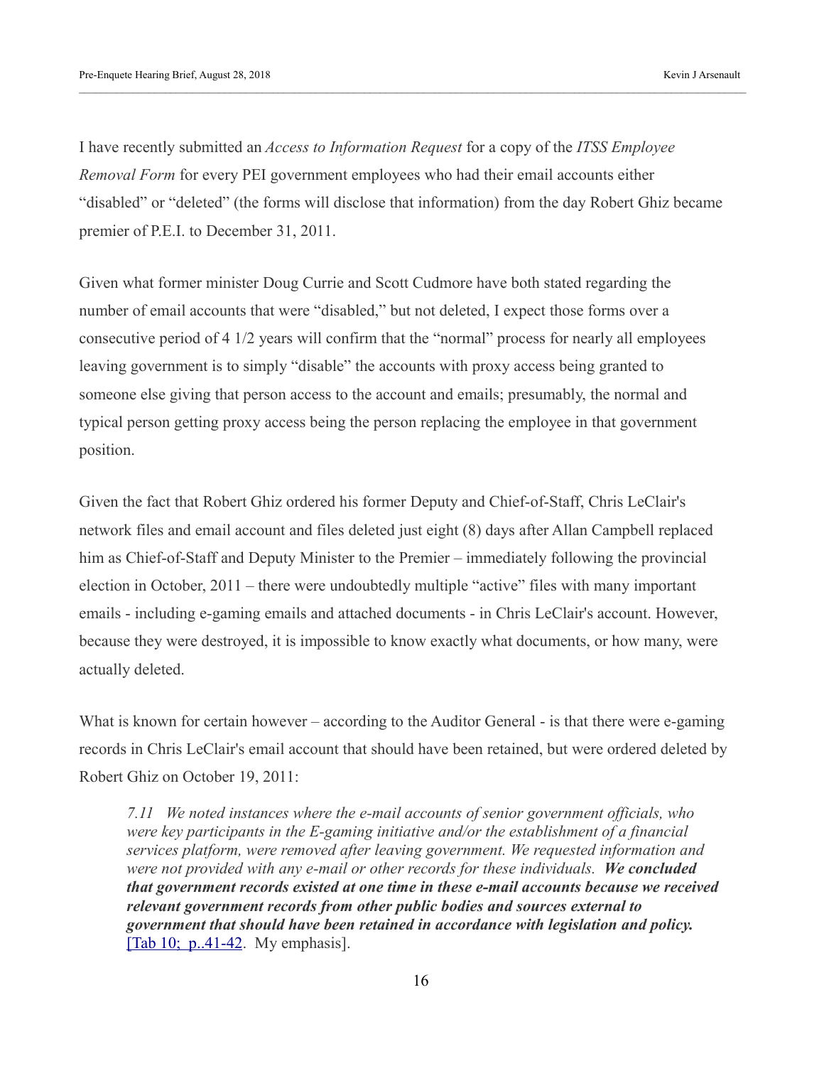I have recently submitted an *Access to Information Request* for a copy of the *ITSS Employee Removal Form* for every PEI government employees who had their email accounts either "disabled" or "deleted" (the forms will disclose that information) from the day Robert Ghiz became premier of P.E.I. to December 31, 2011.

Given what former minister Doug Currie and Scott Cudmore have both stated regarding the number of email accounts that were "disabled," but not deleted, I expect those forms over a consecutive period of 4 1/2 years will confirm that the "normal" process for nearly all employees leaving government is to simply "disable" the accounts with proxy access being granted to someone else giving that person access to the account and emails; presumably, the normal and typical person getting proxy access being the person replacing the employee in that government position.

Given the fact that Robert Ghiz ordered his former Deputy and Chief-of-Staff, Chris LeClair's network files and email account and files deleted just eight (8) days after Allan Campbell replaced him as Chief-of-Staff and Deputy Minister to the Premier – immediately following the provincial election in October, 2011 – there were undoubtedly multiple "active" files with many important emails - including e-gaming emails and attached documents - in Chris LeClair's account. However, because they were destroyed, it is impossible to know exactly what documents, or how many, were actually deleted.

What is known for certain however – according to the Auditor General - is that there were e-gaming records in Chris LeClair's email account that should have been retained, but were ordered deleted by Robert Ghiz on October 19, 2011:

> *7.11 We noted instances where the e-mail accounts of senior government officials, who were key participants in the E-gaming initiative and/or the establishment of a financial services platform, were removed after leaving government. We requested information and were not provided with any e-mail or other records for these individuals.* ***We concluded that government records existed at one time in these e-mail accounts because we received relevant government records from other public bodies and sources external to government that should have been retained in accordance with legislation and policy.*** [Tab 10; p..41-42]. My emphasis].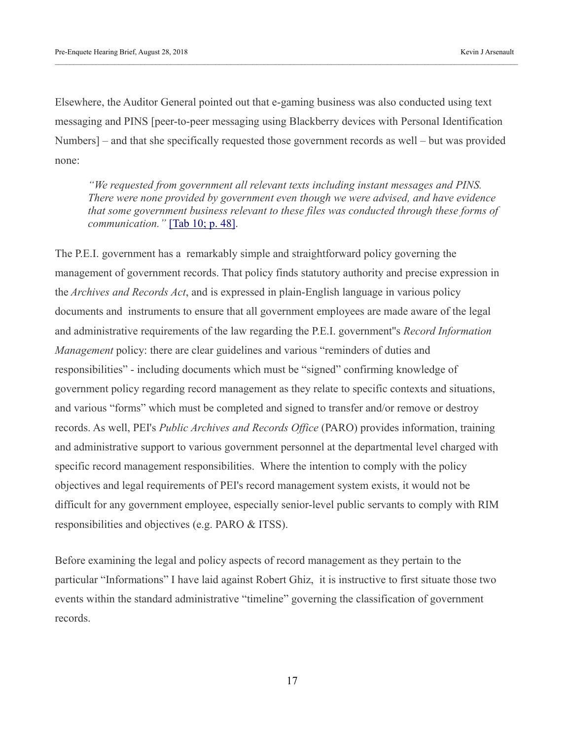Elsewhere, the Auditor General pointed out that e-gaming business was also conducted using text messaging and PINS [peer-to-peer messaging using Blackberry devices with Personal Identification Numbers] – and that she specifically requested those government records as well – but was provided none:

> *"We requested from government all relevant texts including instant messages and PINS. There were none provided by government even though we were advised, and have evidence that some government business relevant to these files was conducted through these forms of communication."* [Tab 10; p. 48].

The P.E.I. government has a remarkably simple and straightforward policy governing the management of government records. That policy finds statutory authority and precise expression in the *Archives and Records Act*, and is expressed in plain-English language in various policy documents and instruments to ensure that all government employees are made aware of the legal and administrative requirements of the law regarding the P.E.I. government"s *Record Information Management* policy: there are clear guidelines and various "reminders of duties and responsibilities" - including documents which must be "signed" confirming knowledge of government policy regarding record management as they relate to specific contexts and situations, and various "forms" which must be completed and signed to transfer and/or remove or destroy records. As well, PEI's *Public Archives and Records Office* (PARO) provides information, training and administrative support to various government personnel at the departmental level charged with specific record management responsibilities. Where the intention to comply with the policy objectives and legal requirements of PEI's record management system exists, it would not be difficult for any government employee, especially senior-level public servants to comply with RIM responsibilities and objectives (e.g. PARO & ITSS).

Before examining the legal and policy aspects of record management as they pertain to the particular "Informations" I have laid against Robert Ghiz, it is instructive to first situate those two events within the standard administrative "timeline" governing the classification of government records.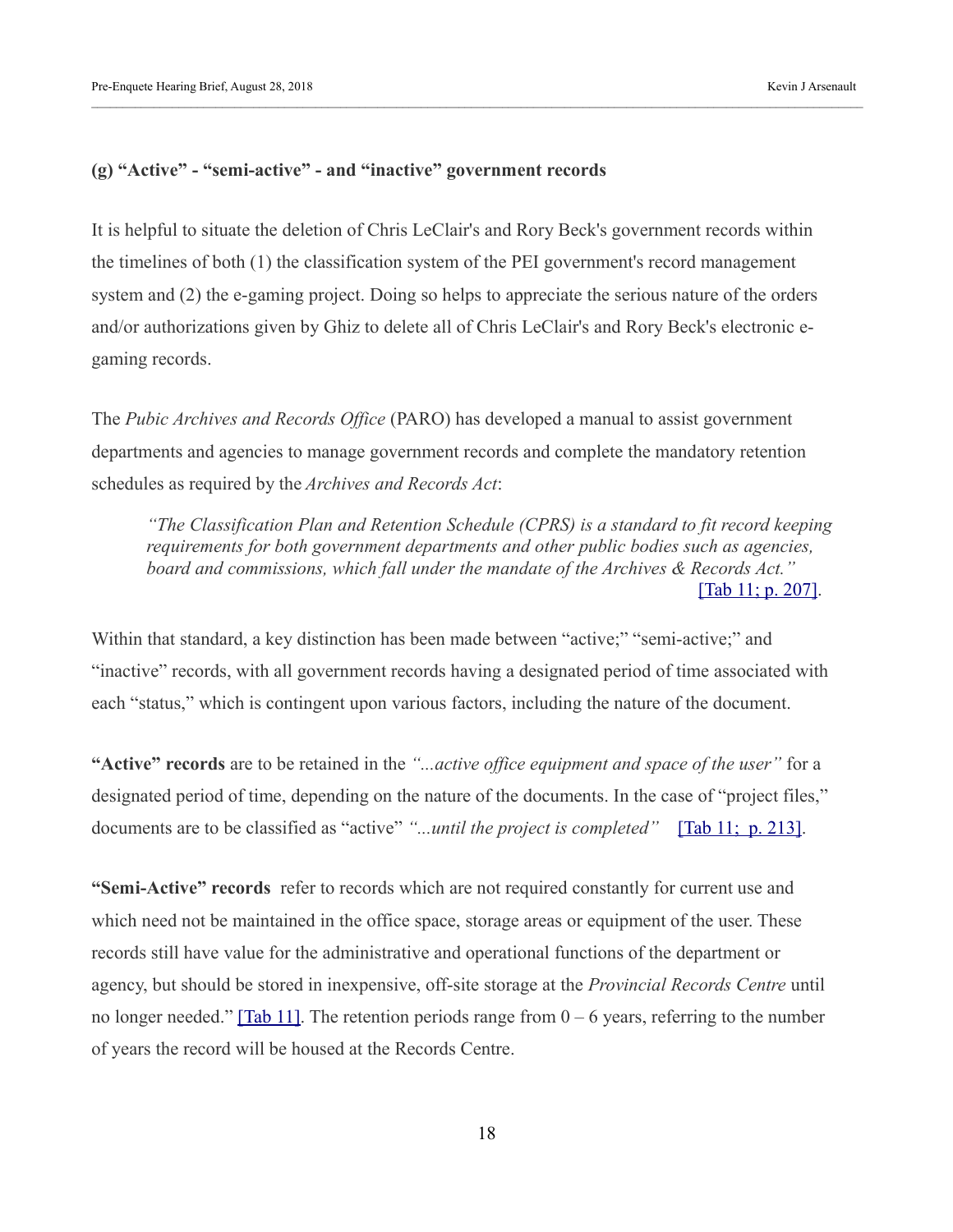### (g) "Active" - "semi-active" - and "inactive" government records

It is helpful to situate the deletion of Chris LeClair's and Rory Beck's government records within the timelines of both (1) the classification system of the PEI government's record management system and (2) the e-gaming project. Doing so helps to appreciate the serious nature of the orders and/or authorizations given by Ghiz to delete all of Chris LeClair's and Rory Beck's electronic e-gaming records.

The *Pubic Archives and Records Office* (PARO) has developed a manual to assist government departments and agencies to manage government records and complete the mandatory retention schedules as required by the *Archives and Records Act*:

> *"The Classification Plan and Retention Schedule (CPRS) is a standard to fit record keeping requirements for both government departments and other public bodies such as agencies, board and commissions, which fall under the mandate of the Archives & Records Act."* [Tab 11; p. 207].

Within that standard, a key distinction has been made between "active;" "semi-active;" and "inactive" records, with all government records having a designated period of time associated with each "status," which is contingent upon various factors, including the nature of the document.

**"Active" records** are to be retained in the *"...active office equipment and space of the user"* for a designated period of time, depending on the nature of the documents. In the case of "project files," documents are to be classified as "active" *"...until the project is completed"* [Tab 11; p. 213].

**"Semi-Active" records** refer to records which are not required constantly for current use and which need not be maintained in the office space, storage areas or equipment of the user. These records still have value for the administrative and operational functions of the department or agency, but should be stored in inexpensive, off-site storage at the *Provincial Records Centre* until no longer needed." [Tab 11]. The retention periods range from 0 – 6 years, referring to the number of years the record will be housed at the Records Centre.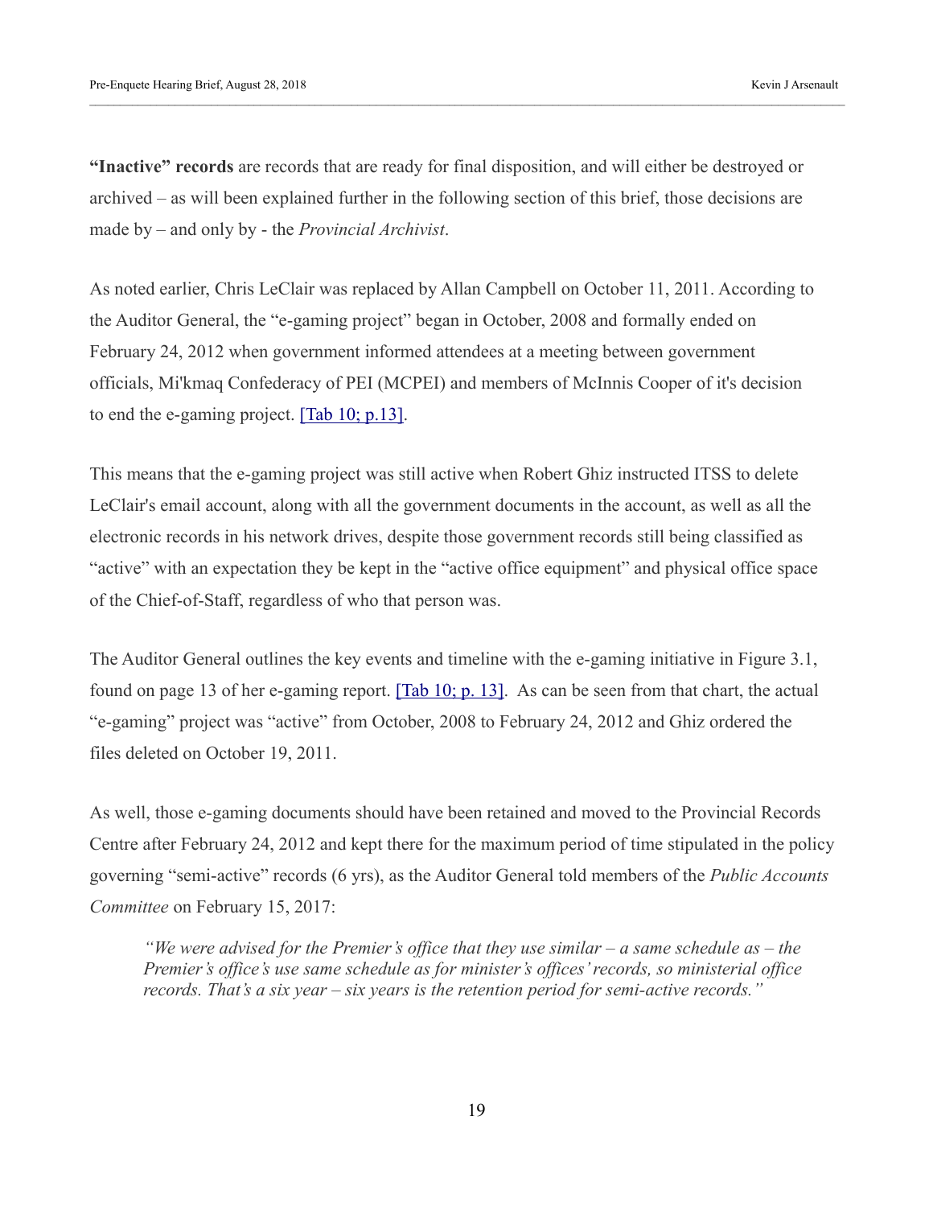**"Inactive" records** are records that are ready for final disposition, and will either be destroyed or archived – as will been explained further in the following section of this brief, those decisions are made by – and only by - the *Provincial Archivist*.

As noted earlier, Chris LeClair was replaced by Allan Campbell on October 11, 2011. According to the Auditor General, the "e-gaming project" began in October, 2008 and formally ended on February 24, 2012 when government informed attendees at a meeting between government officials, Mi'kmaq Confederacy of PEI (MCPEI) and members of McInnis Cooper of it's decision to end the e-gaming project. [Tab 10; p.13].

This means that the e-gaming project was still active when Robert Ghiz instructed ITSS to delete LeClair's email account, along with all the government documents in the account, as well as all the electronic records in his network drives, despite those government records still being classified as "active" with an expectation they be kept in the "active office equipment" and physical office space of the Chief-of-Staff, regardless of who that person was.

The Auditor General outlines the key events and timeline with the e-gaming initiative in Figure 3.1, found on page 13 of her e-gaming report. [Tab 10; p. 13]. As can be seen from that chart, the actual "e-gaming" project was "active" from October, 2008 to February 24, 2012 and Ghiz ordered the files deleted on October 19, 2011.

As well, those e-gaming documents should have been retained and moved to the Provincial Records Centre after February 24, 2012 and kept there for the maximum period of time stipulated in the policy governing "semi-active" records (6 yrs), as the Auditor General told members of the *Public Accounts Committee* on February 15, 2017:

> *"We were advised for the Premier's office that they use similar – a same schedule as – the Premier's office's use same schedule as for minister's offices' records, so ministerial office records. That's a six year – six years is the retention period for semi-active records."*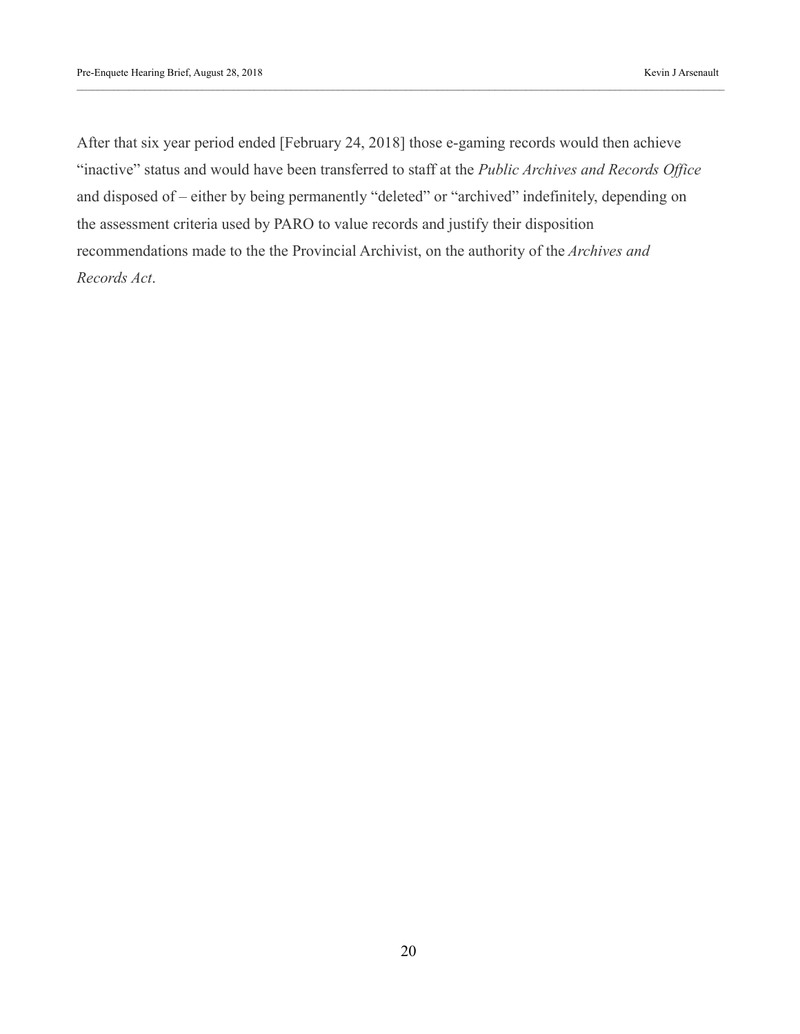After that six year period ended [February 24, 2018] those e-gaming records would then achieve “inactive” status and would have been transferred to staff at the *Public Archives and Records Office* and disposed of – either by being permanently “deleted” or “archived” indefinitely, depending on the assessment criteria used by PARO to value records and justify their disposition recommendations made to the the Provincial Archivist, on the authority of the *Archives and Records Act*.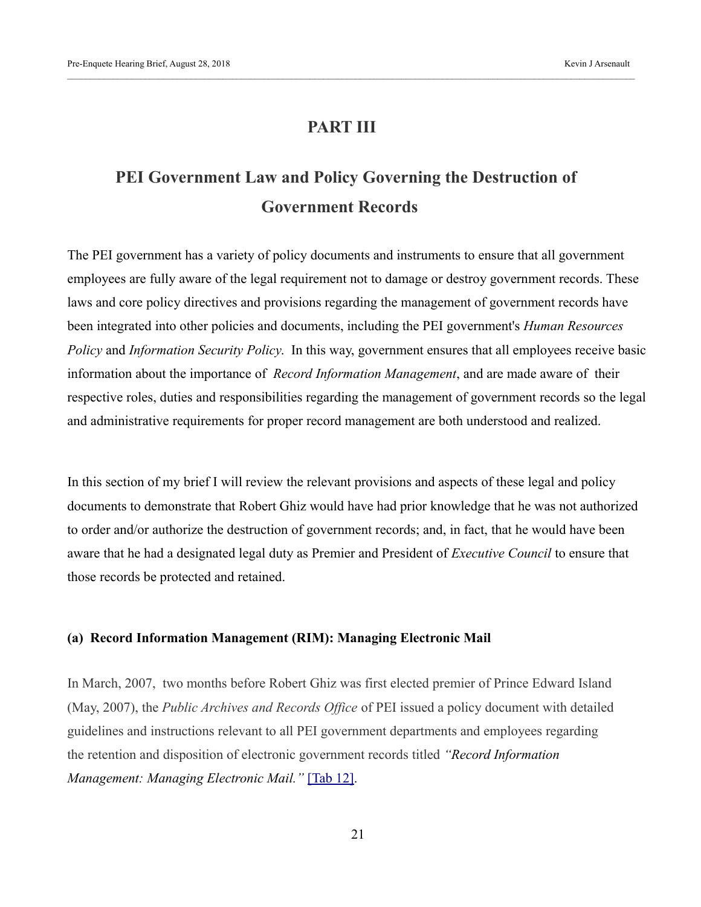# PART III

## PEI Government Law and Policy Governing the Destruction of Government Records

The PEI government has a variety of policy documents and instruments to ensure that all government employees are fully aware of the legal requirement not to damage or destroy government records. These laws and core policy directives and provisions regarding the management of government records have been integrated into other policies and documents, including the PEI government's *Human Resources Policy* and *Information Security Policy*. In this way, government ensures that all employees receive basic information about the importance of *Record Information Management*, and are made aware of their respective roles, duties and responsibilities regarding the management of government records so the legal and administrative requirements for proper record management are both understood and realized.

In this section of my brief I will review the relevant provisions and aspects of these legal and policy documents to demonstrate that Robert Ghiz would have had prior knowledge that he was not authorized to order and/or authorize the destruction of government records; and, in fact, that he would have been aware that he had a designated legal duty as Premier and President of *Executive Council* to ensure that those records be protected and retained.

### (a) Record Information Management (RIM): Managing Electronic Mail

In March, 2007, two months before Robert Ghiz was first elected premier of Prince Edward Island (May, 2007), the *Public Archives and Records Office* of PEI issued a policy document with detailed guidelines and instructions relevant to all PEI government departments and employees regarding the retention and disposition of electronic government records titled *"Record Information Management: Managing Electronic Mail."* [Tab 12].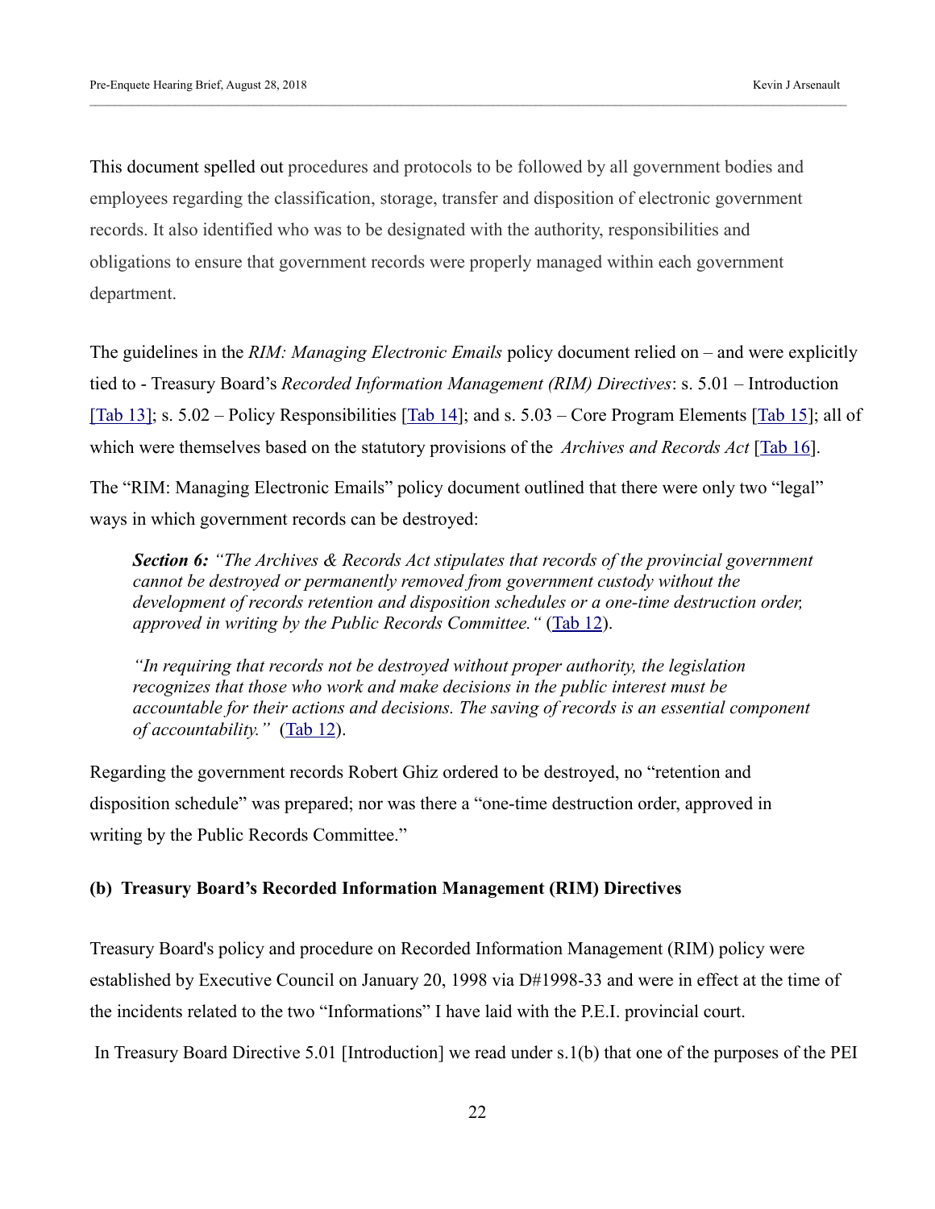This document spelled out procedures and protocols to be followed by all government bodies and employees regarding the classification, storage, transfer and disposition of electronic government records. It also identified who was to be designated with the authority, responsibilities and obligations to ensure that government records were properly managed within each government department.

The guidelines in the *RIM: Managing Electronic Emails* policy document relied on – and were explicitly tied to - Treasury Board's *Recorded Information Management (RIM) Directives*: s. 5.01 – Introduction [Tab 13]; s. 5.02 – Policy Responsibilities [Tab 14]; and s. 5.03 – Core Program Elements [Tab 15]; all of which were themselves based on the statutory provisions of the *Archives and Records Act* [Tab 16].

The "RIM: Managing Electronic Emails" policy document outlined that there were only two "legal" ways in which government records can be destroyed:

> ***Section 6:*** *"The Archives & Records Act stipulates that records of the provincial government cannot be destroyed or permanently removed from government custody without the development of records retention and disposition schedules or a one-time destruction order, approved in writing by the Public Records Committee."* (Tab 12).
>
> *"In requiring that records not be destroyed without proper authority, the legislation recognizes that those who work and make decisions in the public interest must be accountable for their actions and decisions. The saving of records is an essential component of accountability."* (Tab 12).

Regarding the government records Robert Ghiz ordered to be destroyed, no "retention and disposition schedule" was prepared; nor was there a "one-time destruction order, approved in writing by the Public Records Committee."

**(b) Treasury Board's Recorded Information Management (RIM) Directives**

Treasury Board's policy and procedure on Recorded Information Management (RIM) policy were established by Executive Council on January 20, 1998 via D#1998-33 and were in effect at the time of the incidents related to the two "Informations" I have laid with the P.E.I. provincial court.

In Treasury Board Directive 5.01 [Introduction] we read under s.1(b) that one of the purposes of the PEI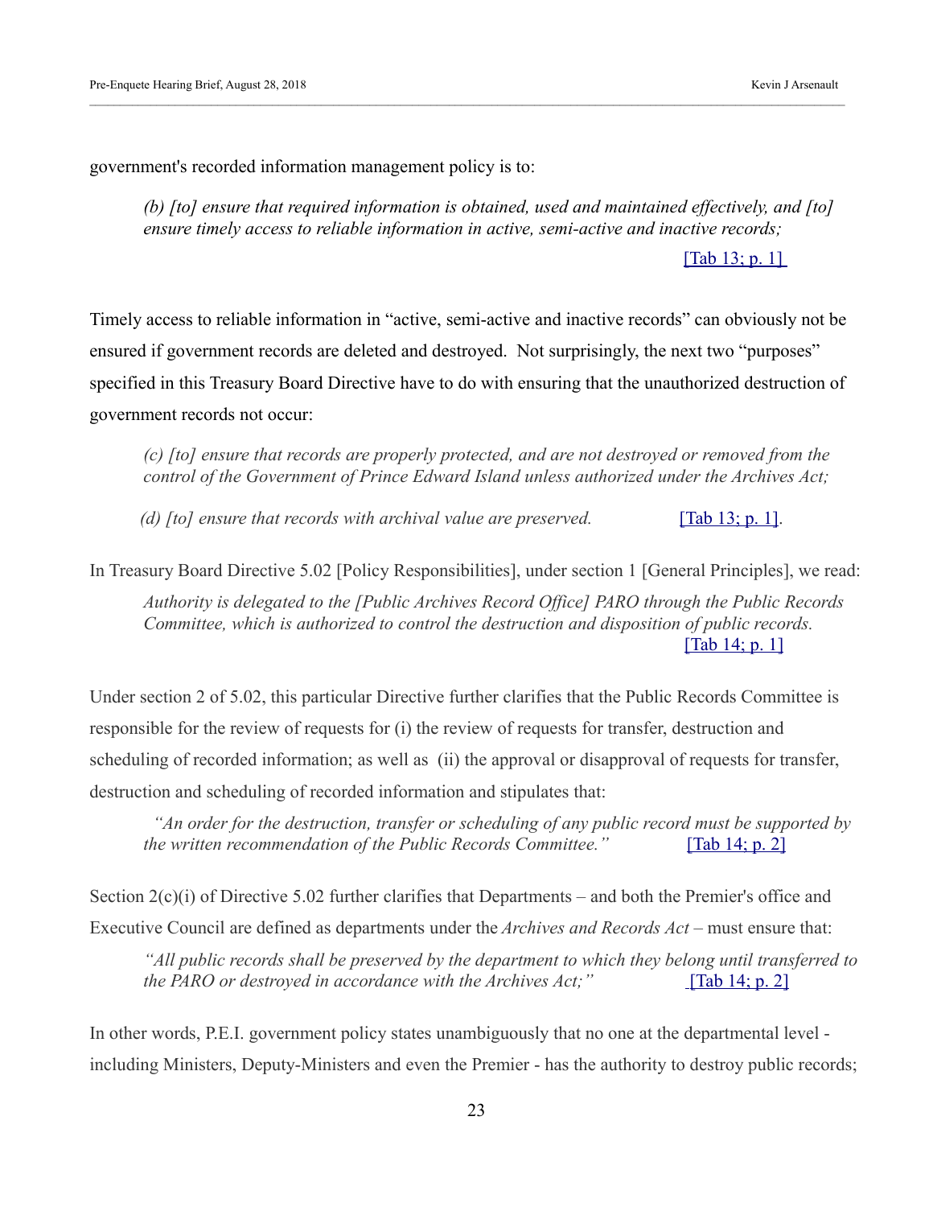government's recorded information management policy is to:

> *(b) [to] ensure that required information is obtained, used and maintained effectively, and [to] ensure timely access to reliable information in active, semi-active and inactive records;*
>
> [Tab 13; p. 1]

Timely access to reliable information in "active, semi-active and inactive records" can obviously not be ensured if government records are deleted and destroyed. Not surprisingly, the next two "purposes" specified in this Treasury Board Directive have to do with ensuring that the unauthorized destruction of government records not occur:

> *(c) [to] ensure that records are properly protected, and are not destroyed or removed from the control of the Government of Prince Edward Island unless authorized under the Archives Act;*
>
> *(d) [to] ensure that records with archival value are preserved.* [Tab 13; p. 1].

In Treasury Board Directive 5.02 [Policy Responsibilities], under section 1 [General Principles], we read:

> *Authority is delegated to the [Public Archives Record Office] PARO through the Public Records Committee, which is authorized to control the destruction and disposition of public records.*
>
> [Tab 14; p. 1]

Under section 2 of 5.02, this particular Directive further clarifies that the Public Records Committee is responsible for the review of requests for (i) the review of requests for transfer, destruction and scheduling of recorded information; as well as (ii) the approval or disapproval of requests for transfer, destruction and scheduling of recorded information and stipulates that:

> *"An order for the destruction, transfer or scheduling of any public record must be supported by the written recommendation of the Public Records Committee."* [Tab 14; p. 2]

Section 2(c)(i) of Directive 5.02 further clarifies that Departments – and both the Premier's office and Executive Council are defined as departments under the *Archives and Records Act* – must ensure that:

> *"All public records shall be preserved by the department to which they belong until transferred to the PARO or destroyed in accordance with the Archives Act;"* [Tab 14; p. 2]

In other words, P.E.I. government policy states unambiguously that no one at the departmental level - including Ministers, Deputy-Ministers and even the Premier - has the authority to destroy public records;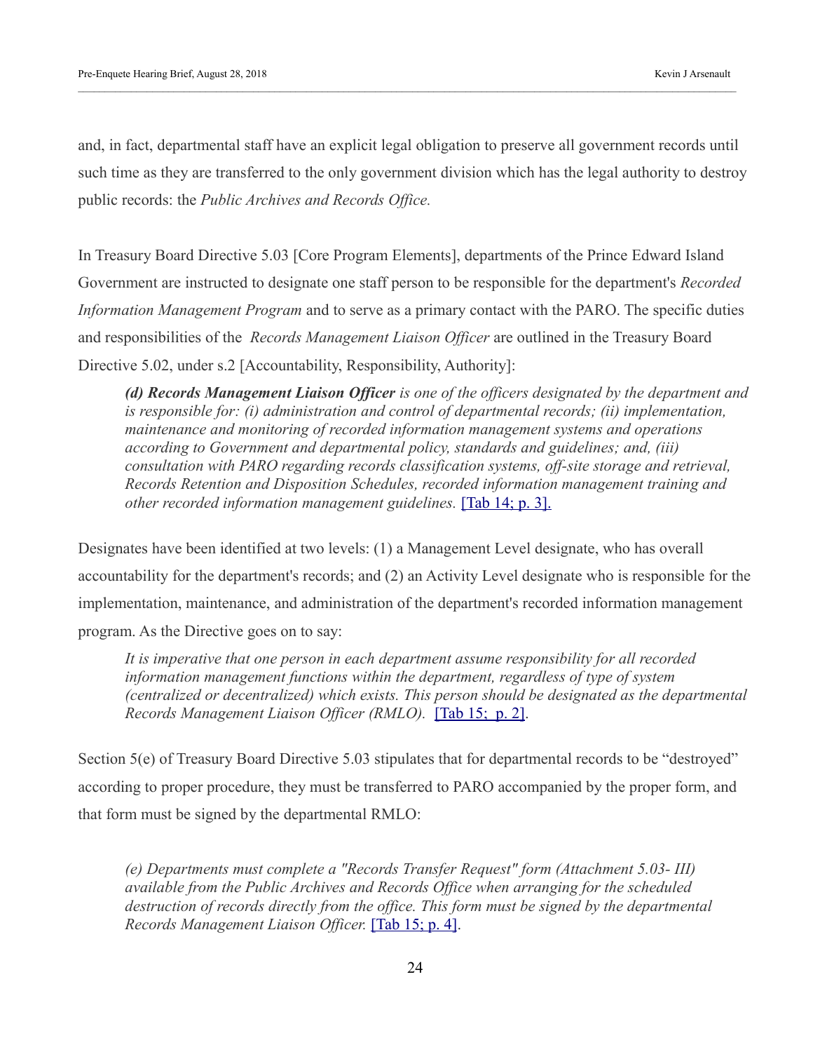and, in fact, departmental staff have an explicit legal obligation to preserve all government records until such time as they are transferred to the only government division which has the legal authority to destroy public records: the *Public Archives and Records Office.*

In Treasury Board Directive 5.03 [Core Program Elements], departments of the Prince Edward Island Government are instructed to designate one staff person to be responsible for the department's *Recorded Information Management Program* and to serve as a primary contact with the PARO. The specific duties and responsibilities of the *Records Management Liaison Officer* are outlined in the Treasury Board Directive 5.02, under s.2 [Accountability, Responsibility, Authority]:

> ***(d) Records Management Liaison Officer*** *is one of the officers designated by the department and is responsible for: (i) administration and control of departmental records; (ii) implementation, maintenance and monitoring of recorded information management systems and operations according to Government and departmental policy, standards and guidelines; and, (iii) consultation with PARO regarding records classification systems, off-site storage and retrieval, Records Retention and Disposition Schedules, recorded information management training and other recorded information management guidelines.* [Tab 14; p. 3].

Designates have been identified at two levels: (1) a Management Level designate, who has overall accountability for the department's records; and (2) an Activity Level designate who is responsible for the implementation, maintenance, and administration of the department's recorded information management program. As the Directive goes on to say:

> *It is imperative that one person in each department assume responsibility for all recorded information management functions within the department, regardless of type of system (centralized or decentralized) which exists. This person should be designated as the departmental Records Management Liaison Officer (RMLO).* [Tab 15; p. 2].

Section 5(e) of Treasury Board Directive 5.03 stipulates that for departmental records to be "destroyed" according to proper procedure, they must be transferred to PARO accompanied by the proper form, and that form must be signed by the departmental RMLO:

> *(e) Departments must complete a "Records Transfer Request" form (Attachment 5.03- III) available from the Public Archives and Records Office when arranging for the scheduled destruction of records directly from the office. This form must be signed by the departmental Records Management Liaison Officer.* [Tab 15; p. 4].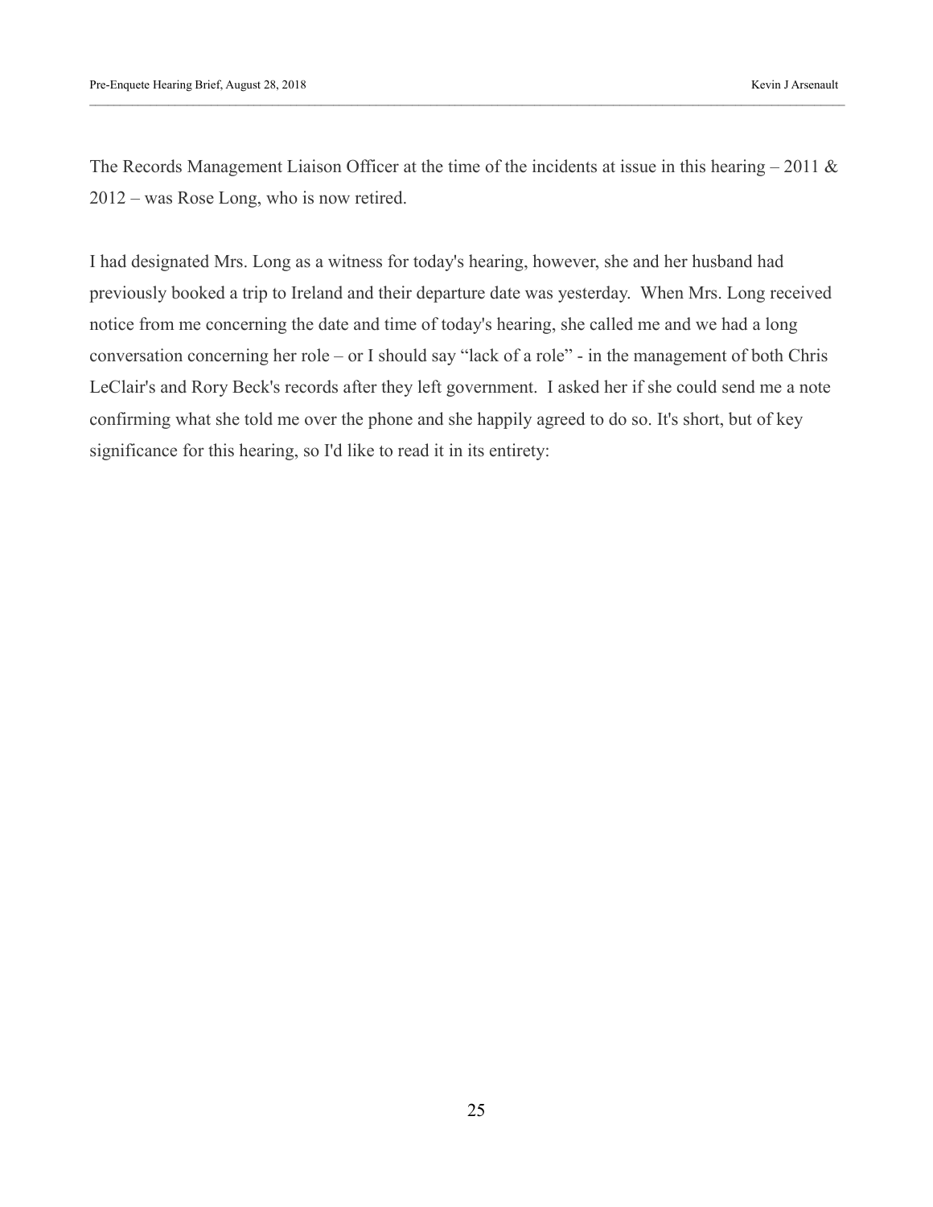The Records Management Liaison Officer at the time of the incidents at issue in this hearing – 2011 & 2012 – was Rose Long, who is now retired.

I had designated Mrs. Long as a witness for today's hearing, however, she and her husband had previously booked a trip to Ireland and their departure date was yesterday. When Mrs. Long received notice from me concerning the date and time of today's hearing, she called me and we had a long conversation concerning her role – or I should say "lack of a role" - in the management of both Chris LeClair's and Rory Beck's records after they left government. I asked her if she could send me a note confirming what she told me over the phone and she happily agreed to do so. It's short, but of key significance for this hearing, so I'd like to read it in its entirety: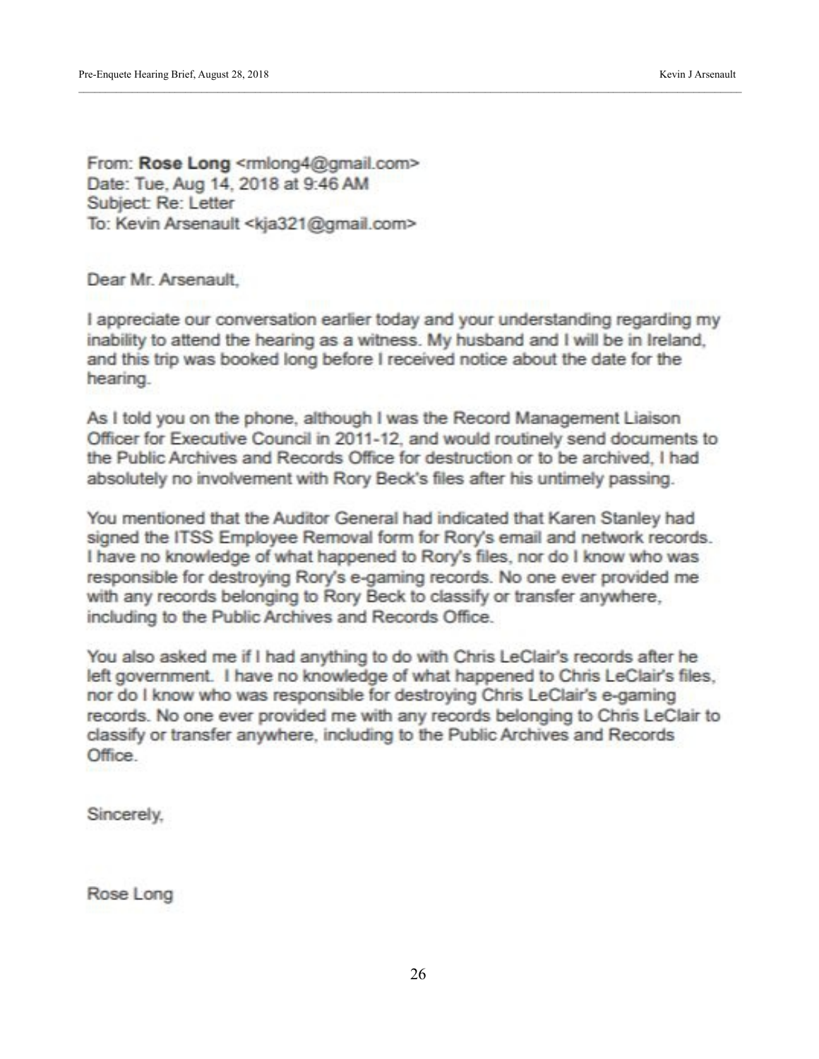From: **Rose Long** <rmlong4@gmail.com>
Date: Tue, Aug 14, 2018 at 9:46 AM
Subject: Re: Letter
To: Kevin Arsenault <kja321@gmail.com>

Dear Mr. Arsenault,

I appreciate our conversation earlier today and your understanding regarding my inability to attend the hearing as a witness. My husband and I will be in Ireland, and this trip was booked long before I received notice about the date for the hearing.

As I told you on the phone, although I was the Record Management Liaison Officer for Executive Council in 2011-12, and would routinely send documents to the Public Archives and Records Office for destruction or to be archived, I had absolutely no involvement with Rory Beck's files after his untimely passing.

You mentioned that the Auditor General had indicated that Karen Stanley had signed the ITSS Employee Removal form for Rory's email and network records. I have no knowledge of what happened to Rory's files, nor do I know who was responsible for destroying Rory's e-gaming records. No one ever provided me with any records belonging to Rory Beck to classify or transfer anywhere, including to the Public Archives and Records Office.

You also asked me if I had anything to do with Chris LeClair's records after he left government. I have no knowledge of what happened to Chris LeClair's files, nor do I know who was responsible for destroying Chris LeClair's e-gaming records. No one ever provided me with any records belonging to Chris LeClair to classify or transfer anywhere, including to the Public Archives and Records Office.

Sincerely,

Rose Long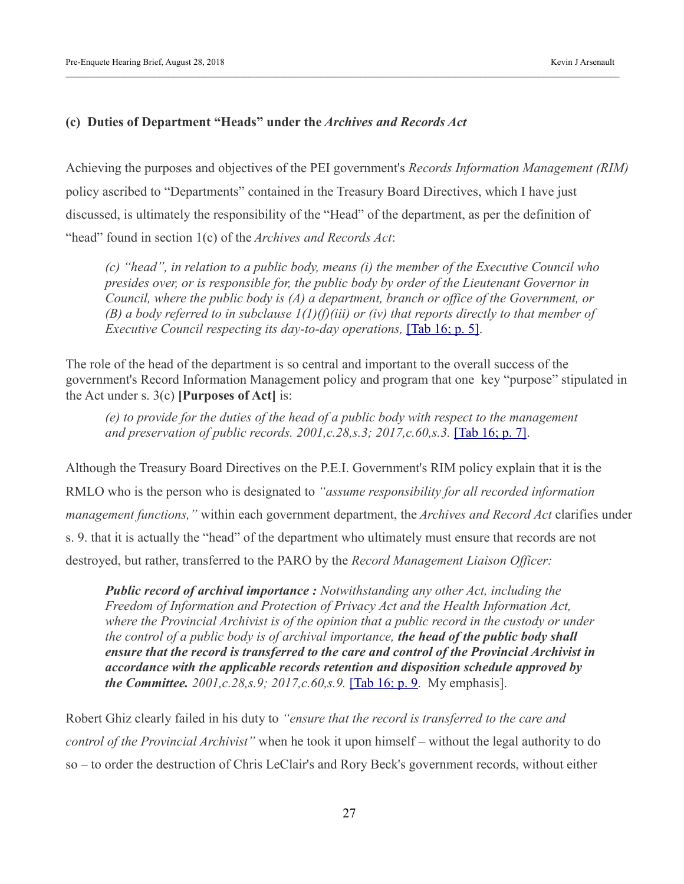### (c) Duties of Department "Heads" under the *Archives and Records Act*

Achieving the purposes and objectives of the PEI government's *Records Information Management (RIM)* policy ascribed to "Departments" contained in the Treasury Board Directives, which I have just discussed, is ultimately the responsibility of the "Head" of the department, as per the definition of "head" found in section 1(c) of the *Archives and Records Act*:

> *(c) "head", in relation to a public body, means (i) the member of the Executive Council who presides over, or is responsible for, the public body by order of the Lieutenant Governor in Council, where the public body is (A) a department, branch or office of the Government, or (B) a body referred to in subclause 1(1)(f)(iii) or (iv) that reports directly to that member of Executive Council respecting its day-to-day operations,* [Tab 16; p. 5].

The role of the head of the department is so central and important to the overall success of the government's Record Information Management policy and program that one key "purpose" stipulated in the Act under s. 3(c) **[Purposes of Act]** is:

> *(e) to provide for the duties of the head of a public body with respect to the management and preservation of public records. 2001,c.28,s.3; 2017,c.60,s.3.* [Tab 16; p. 7].

Although the Treasury Board Directives on the P.E.I. Government's RIM policy explain that it is the RMLO who is the person who is designated to *"assume responsibility for all recorded information management functions,"* within each government department, the *Archives and Record Act* clarifies under s. 9. that it is actually the "head" of the department who ultimately must ensure that records are not destroyed, but rather, transferred to the PARO by the *Record Management Liaison Officer:*

> ***Public record of archival importance :*** *Notwithstanding any other Act, including the Freedom of Information and Protection of Privacy Act and the Health Information Act, where the Provincial Archivist is of the opinion that a public record in the custody or under the control of a public body is of archival importance,* ***the head of the public body shall ensure that the record is transferred to the care and control of the Provincial Archivist in accordance with the applicable records retention and disposition schedule approved by the Committee.*** *2001,c.28,s.9; 2017,c.60,s.9.* [Tab 16; p. 9. My emphasis].

Robert Ghiz clearly failed in his duty to *"ensure that the record is transferred to the care and control of the Provincial Archivist"* when he took it upon himself – without the legal authority to do so – to order the destruction of Chris LeClair's and Rory Beck's government records, without either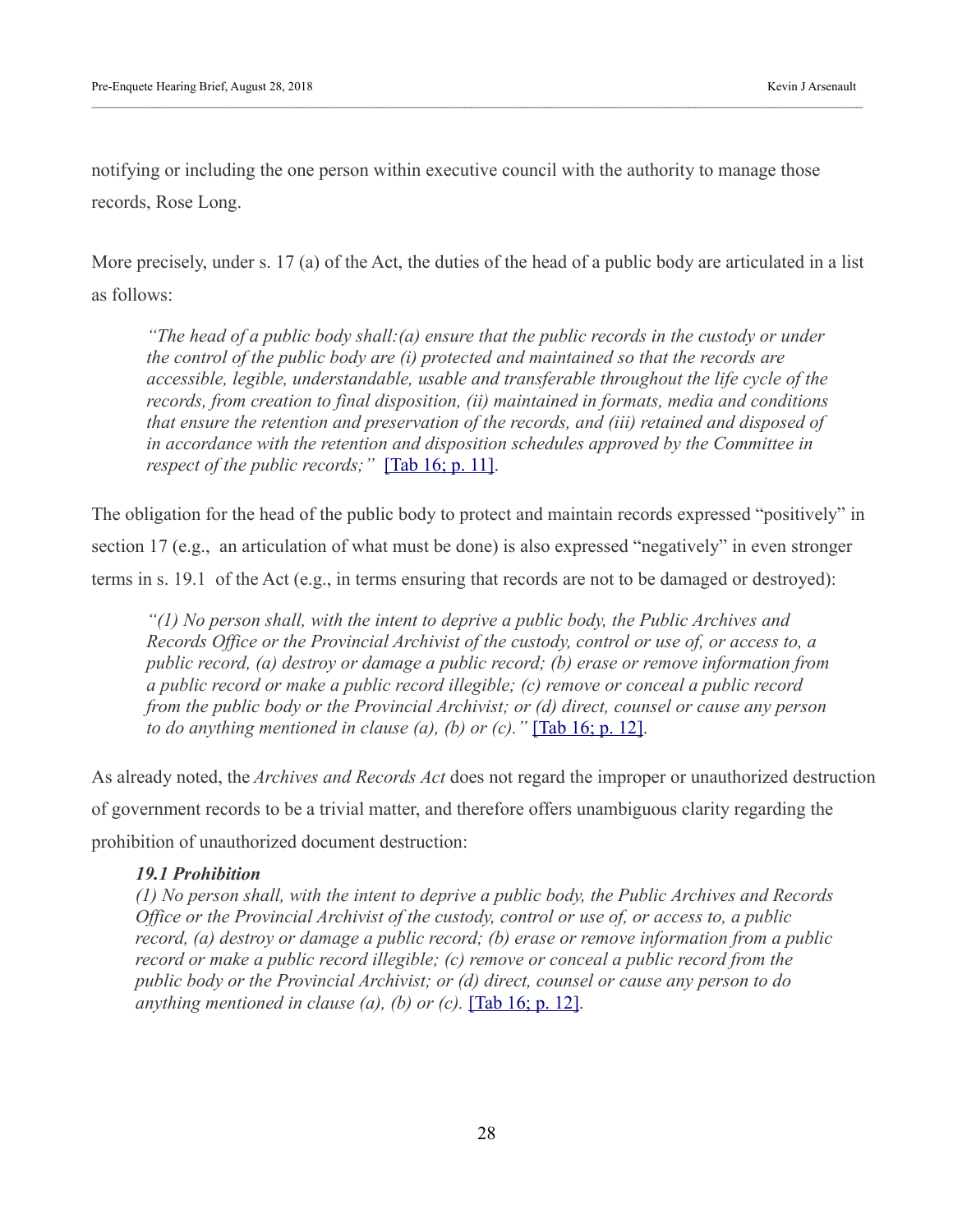notifying or including the one person within executive council with the authority to manage those records, Rose Long.

More precisely, under s. 17 (a) of the Act, the duties of the head of a public body are articulated in a list as follows:

> *"The head of a public body shall:(a) ensure that the public records in the custody or under the control of the public body are (i) protected and maintained so that the records are accessible, legible, understandable, usable and transferable throughout the life cycle of the records, from creation to final disposition, (ii) maintained in formats, media and conditions that ensure the retention and preservation of the records, and (iii) retained and disposed of in accordance with the retention and disposition schedules approved by the Committee in respect of the public records;"* [Tab 16; p. 11].

The obligation for the head of the public body to protect and maintain records expressed "positively" in section 17 (e.g., an articulation of what must be done) is also expressed "negatively" in even stronger terms in s. 19.1 of the Act (e.g., in terms ensuring that records are not to be damaged or destroyed):

> *"(1) No person shall, with the intent to deprive a public body, the Public Archives and Records Office or the Provincial Archivist of the custody, control or use of, or access to, a public record, (a) destroy or damage a public record; (b) erase or remove information from a public record or make a public record illegible; (c) remove or conceal a public record from the public body or the Provincial Archivist; or (d) direct, counsel or cause any person to do anything mentioned in clause (a), (b) or (c)."* [Tab 16; p. 12].

As already noted, the *Archives and Records Act* does not regard the improper or unauthorized destruction of government records to be a trivial matter, and therefore offers unambiguous clarity regarding the prohibition of unauthorized document destruction:

> ***19.1 Prohibition***
> *(1) No person shall, with the intent to deprive a public body, the Public Archives and Records Office or the Provincial Archivist of the custody, control or use of, or access to, a public record, (a) destroy or damage a public record; (b) erase or remove information from a public record or make a public record illegible; (c) remove or conceal a public record from the public body or the Provincial Archivist; or (d) direct, counsel or cause any person to do anything mentioned in clause (a), (b) or (c).* [Tab 16; p. 12].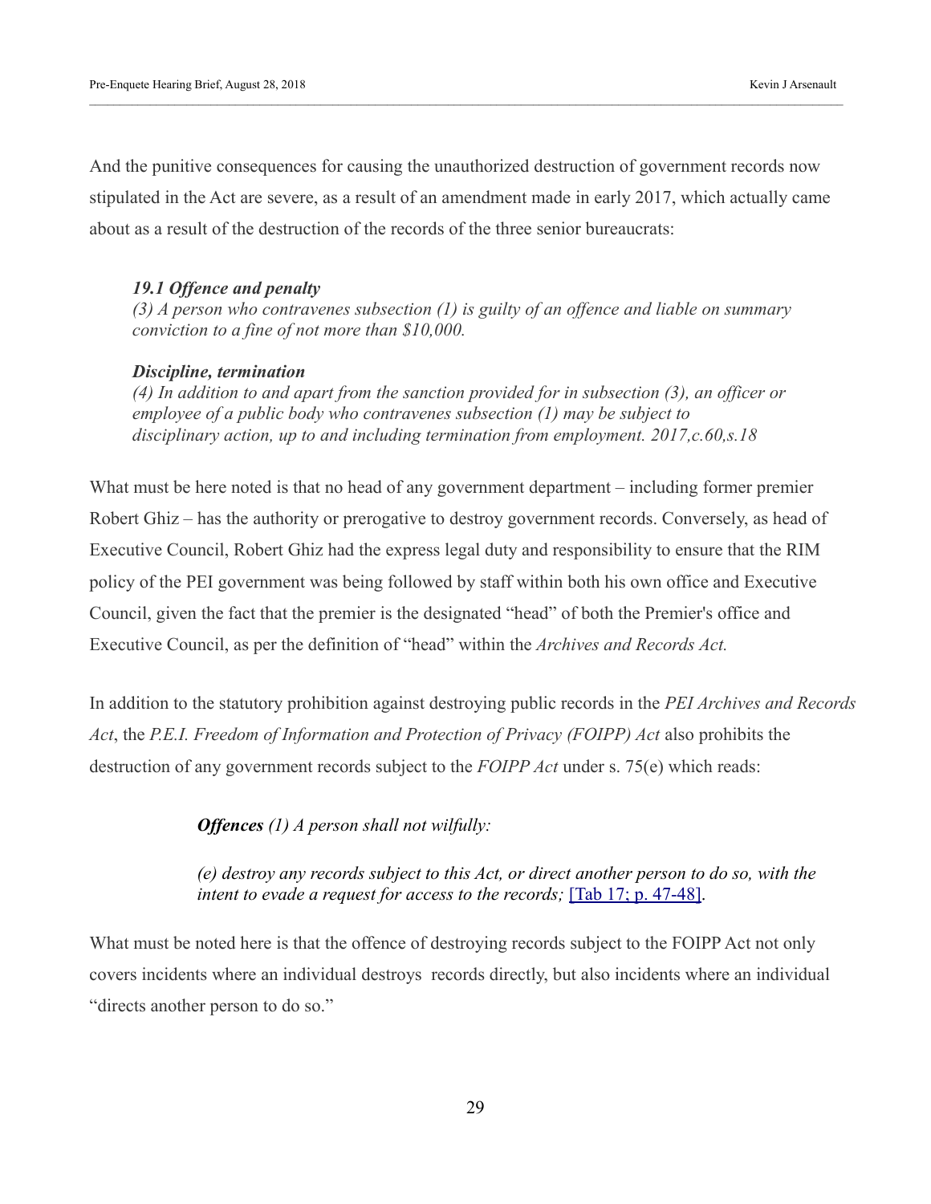And the punitive consequences for causing the unauthorized destruction of government records now stipulated in the Act are severe, as a result of an amendment made in early 2017, which actually came about as a result of the destruction of the records of the three senior bureaucrats:

> ***19.1 Offence and penalty***
> *(3) A person who contravenes subsection (1) is guilty of an offence and liable on summary conviction to a fine of not more than $10,000.*
>
> ***Discipline, termination***
> *(4) In addition to and apart from the sanction provided for in subsection (3), an officer or employee of a public body who contravenes subsection (1) may be subject to disciplinary action, up to and including termination from employment. 2017,c.60,s.18*

What must be here noted is that no head of any government department – including former premier Robert Ghiz – has the authority or prerogative to destroy government records. Conversely, as head of Executive Council, Robert Ghiz had the express legal duty and responsibility to ensure that the RIM policy of the PEI government was being followed by staff within both his own office and Executive Council, given the fact that the premier is the designated "head" of both the Premier's office and Executive Council, as per the definition of "head" within the *Archives and Records Act.*

In addition to the statutory prohibition against destroying public records in the *PEI Archives and Records Act*, the *P.E.I. Freedom of Information and Protection of Privacy (FOIPP) Act* also prohibits the destruction of any government records subject to the *FOIPP Act* under s. 75(e) which reads:

> ***Offences*** *(1) A person shall not wilfully:*
>
> *(e) destroy any records subject to this Act, or direct another person to do so, with the intent to evade a request for access to the records;* [Tab 17; p. 47-48].

What must be noted here is that the offence of destroying records subject to the FOIPP Act not only covers incidents where an individual destroys records directly, but also incidents where an individual "directs another person to do so."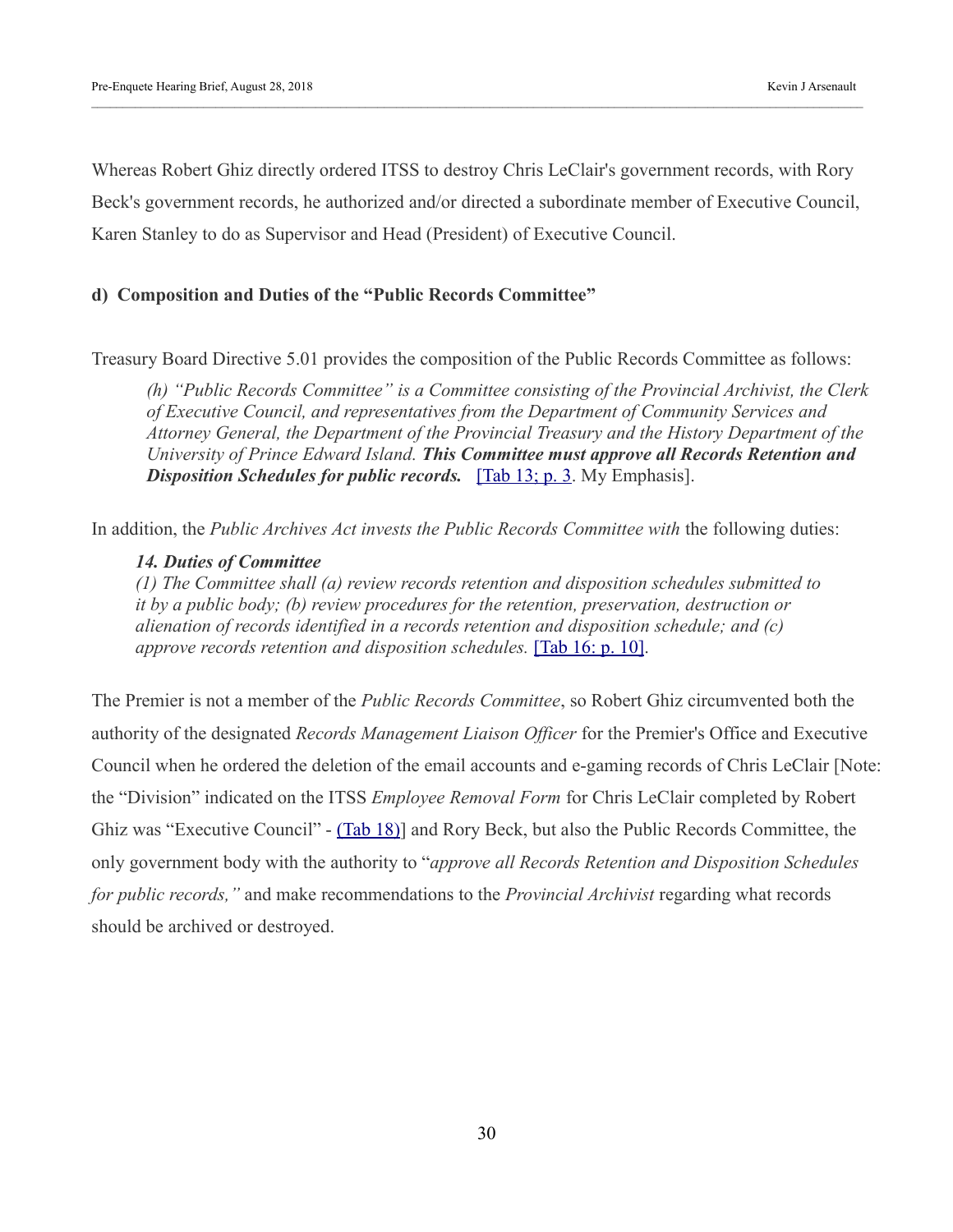Whereas Robert Ghiz directly ordered ITSS to destroy Chris LeClair's government records, with Rory Beck's government records, he authorized and/or directed a subordinate member of Executive Council, Karen Stanley to do as Supervisor and Head (President) of Executive Council.

**d) Composition and Duties of the "Public Records Committee"**

Treasury Board Directive 5.01 provides the composition of the Public Records Committee as follows:

> *(h) "Public Records Committee" is a Committee consisting of the Provincial Archivist, the Clerk of Executive Council, and representatives from the Department of Community Services and Attorney General, the Department of the Provincial Treasury and the History Department of the University of Prince Edward Island. **This Committee must approve all Records Retention and Disposition Schedules for public records.*** [Tab 13; p. 3. My Emphasis].

In addition, the *Public Archives Act invests the Public Records Committee with* the following duties:

> ***14. Duties of Committee***
> *(1) The Committee shall (a) review records retention and disposition schedules submitted to it by a public body; (b) review procedures for the retention, preservation, destruction or alienation of records identified in a records retention and disposition schedule; and (c) approve records retention and disposition schedules.* [Tab 16: p. 10].

The Premier is not a member of the *Public Records Committee*, so Robert Ghiz circumvented both the authority of the designated *Records Management Liaison Officer* for the Premier's Office and Executive Council when he ordered the deletion of the email accounts and e-gaming records of Chris LeClair [Note: the "Division" indicated on the ITSS *Employee Removal Form* for Chris LeClair completed by Robert Ghiz was "Executive Council" - (Tab 18)] and Rory Beck, but also the Public Records Committee, the only government body with the authority to "*approve all Records Retention and Disposition Schedules for public records,"* and make recommendations to the *Provincial Archivist* regarding what records should be archived or destroyed.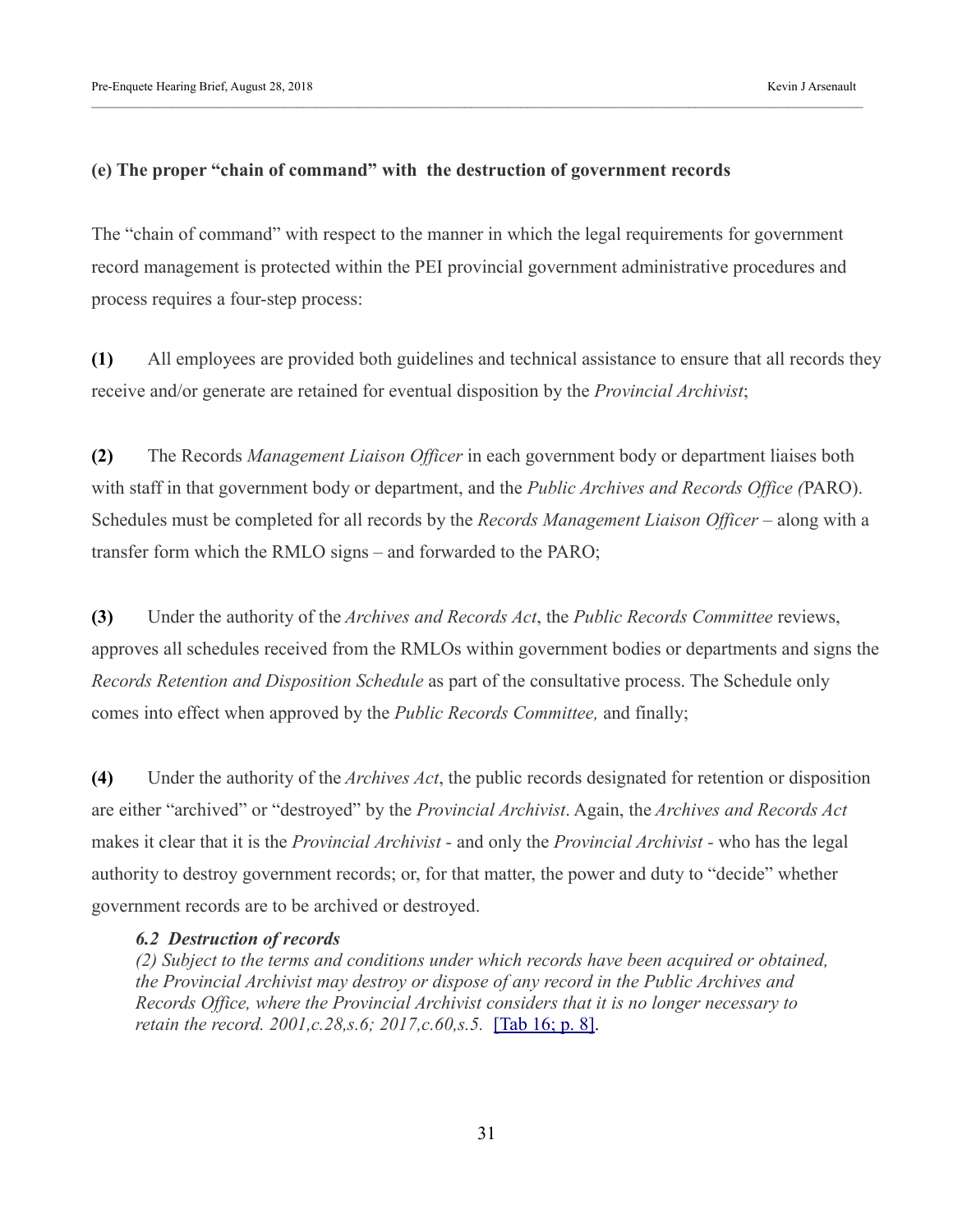**(e) The proper "chain of command" with  the destruction of government records**

The "chain of command" with respect to the manner in which the legal requirements for government record management is protected within the PEI provincial government administrative procedures and process requires a four-step process:

**(1)** All employees are provided both guidelines and technical assistance to ensure that all records they receive and/or generate are retained for eventual disposition by the *Provincial Archivist*;

**(2)** The Records *Management Liaison Officer* in each government body or department liaises both with staff in that government body or department, and the *Public Archives and Records Office (*PARO). Schedules must be completed for all records by the *Records Management Liaison Officer* – along with a transfer form which the RMLO signs – and forwarded to the PARO;

**(3)** Under the authority of the *Archives and Records Act*, the *Public Records Committee* reviews, approves all schedules received from the RMLOs within government bodies or departments and signs the *Records Retention and Disposition Schedule* as part of the consultative process. The Schedule only comes into effect when approved by the *Public Records Committee,* and finally;

**(4)** Under the authority of the *Archives Act*, the public records designated for retention or disposition are either "archived" or "destroyed" by the *Provincial Archivist*. Again, the *Archives and Records Act* makes it clear that it is the *Provincial Archivist* - and only the *Provincial Archivist* - who has the legal authority to destroy government records; or, for that matter, the power and duty to "decide" whether government records are to be archived or destroyed.

> ***6.2 Destruction of records***
> *(2) Subject to the terms and conditions under which records have been acquired or obtained, the Provincial Archivist may destroy or dispose of any record in the Public Archives and Records Office, where the Provincial Archivist considers that it is no longer necessary to retain the record. 2001,c.28,s.6; 2017,c.60,s.5.* [Tab 16; p. 8].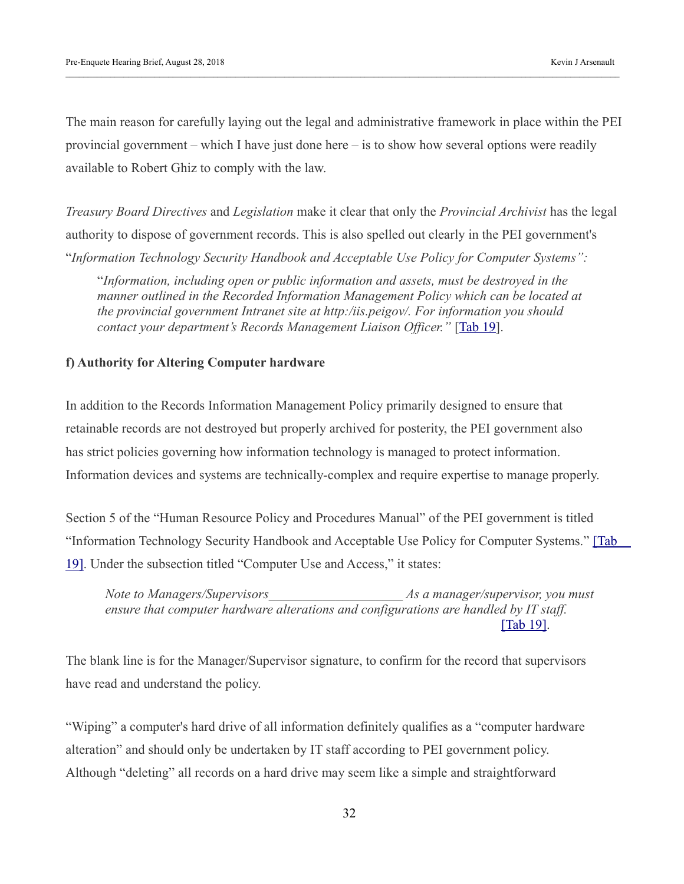The main reason for carefully laying out the legal and administrative framework in place within the PEI provincial government – which I have just done here – is to show how several options were readily available to Robert Ghiz to comply with the law.

*Treasury Board Directives* and *Legislation* make it clear that only the *Provincial Archivist* has the legal authority to dispose of government records. This is also spelled out clearly in the PEI government's "*Information Technology Security Handbook and Acceptable Use Policy for Computer Systems":*

> "*Information, including open or public information and assets, must be destroyed in the manner outlined in the Recorded Information Management Policy which can be located at the provincial government Intranet site at http:/iis.peigov/. For information you should contact your department's Records Management Liaison Officer."* [Tab 19].

**f) Authority for Altering Computer hardware**

In addition to the Records Information Management Policy primarily designed to ensure that retainable records are not destroyed but properly archived for posterity, the PEI government also has strict policies governing how information technology is managed to protect information. Information devices and systems are technically-complex and require expertise to manage properly.

Section 5 of the "Human Resource Policy and Procedures Manual" of the PEI government is titled "Information Technology Security Handbook and Acceptable Use Policy for Computer Systems." [Tab 19]. Under the subsection titled "Computer Use and Access," it states:

> *Note to Managers/Supervisors____________________ As a manager/supervisor, you must ensure that computer hardware alterations and configurations are handled by IT staff.* [Tab 19].

The blank line is for the Manager/Supervisor signature, to confirm for the record that supervisors have read and understand the policy.

"Wiping" a computer's hard drive of all information definitely qualifies as a "computer hardware alteration" and should only be undertaken by IT staff according to PEI government policy. Although "deleting" all records on a hard drive may seem like a simple and straightforward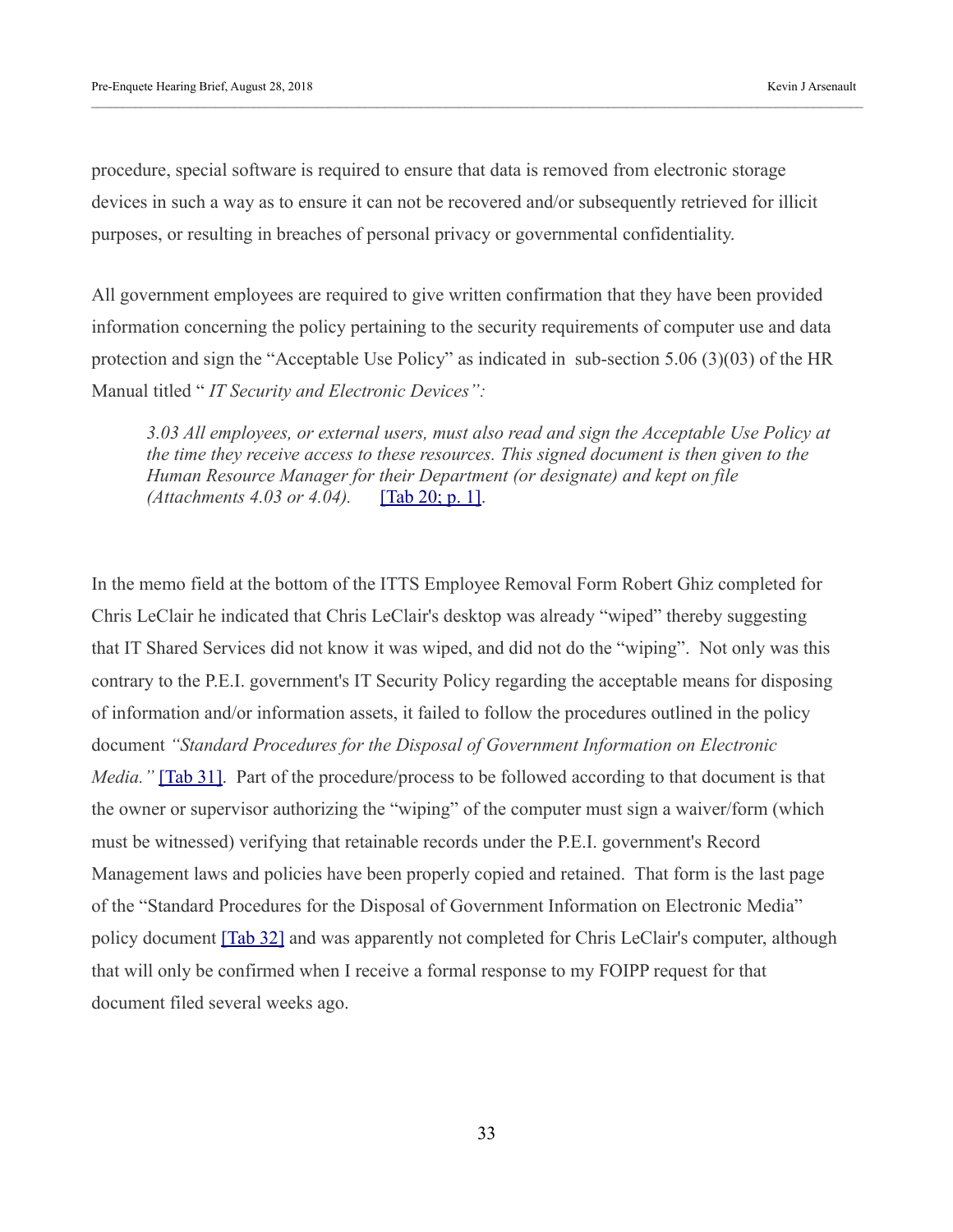procedure, special software is required to ensure that data is removed from electronic storage devices in such a way as to ensure it can not be recovered and/or subsequently retrieved for illicit purposes, or resulting in breaches of personal privacy or governmental confidentiality.

All government employees are required to give written confirmation that they have been provided information concerning the policy pertaining to the security requirements of computer use and data protection and sign the "Acceptable Use Policy" as indicated in sub-section 5.06 (3)(03) of the HR Manual titled " *IT Security and Electronic Devices":*

> *3.03 All employees, or external users, must also read and sign the Acceptable Use Policy at the time they receive access to these resources. This signed document is then given to the Human Resource Manager for their Department (or designate) and kept on file (Attachments 4.03 or 4.04).* [Tab 20; p. 1].

In the memo field at the bottom of the ITTS Employee Removal Form Robert Ghiz completed for Chris LeClair he indicated that Chris LeClair's desktop was already "wiped" thereby suggesting that IT Shared Services did not know it was wiped, and did not do the "wiping". Not only was this contrary to the P.E.I. government's IT Security Policy regarding the acceptable means for disposing of information and/or information assets, it failed to follow the procedures outlined in the policy document *"Standard Procedures for the Disposal of Government Information on Electronic Media."* [Tab 31]. Part of the procedure/process to be followed according to that document is that the owner or supervisor authorizing the "wiping" of the computer must sign a waiver/form (which must be witnessed) verifying that retainable records under the P.E.I. government's Record Management laws and policies have been properly copied and retained. That form is the last page of the "Standard Procedures for the Disposal of Government Information on Electronic Media" policy document [Tab 32] and was apparently not completed for Chris LeClair's computer, although that will only be confirmed when I receive a formal response to my FOIPP request for that document filed several weeks ago.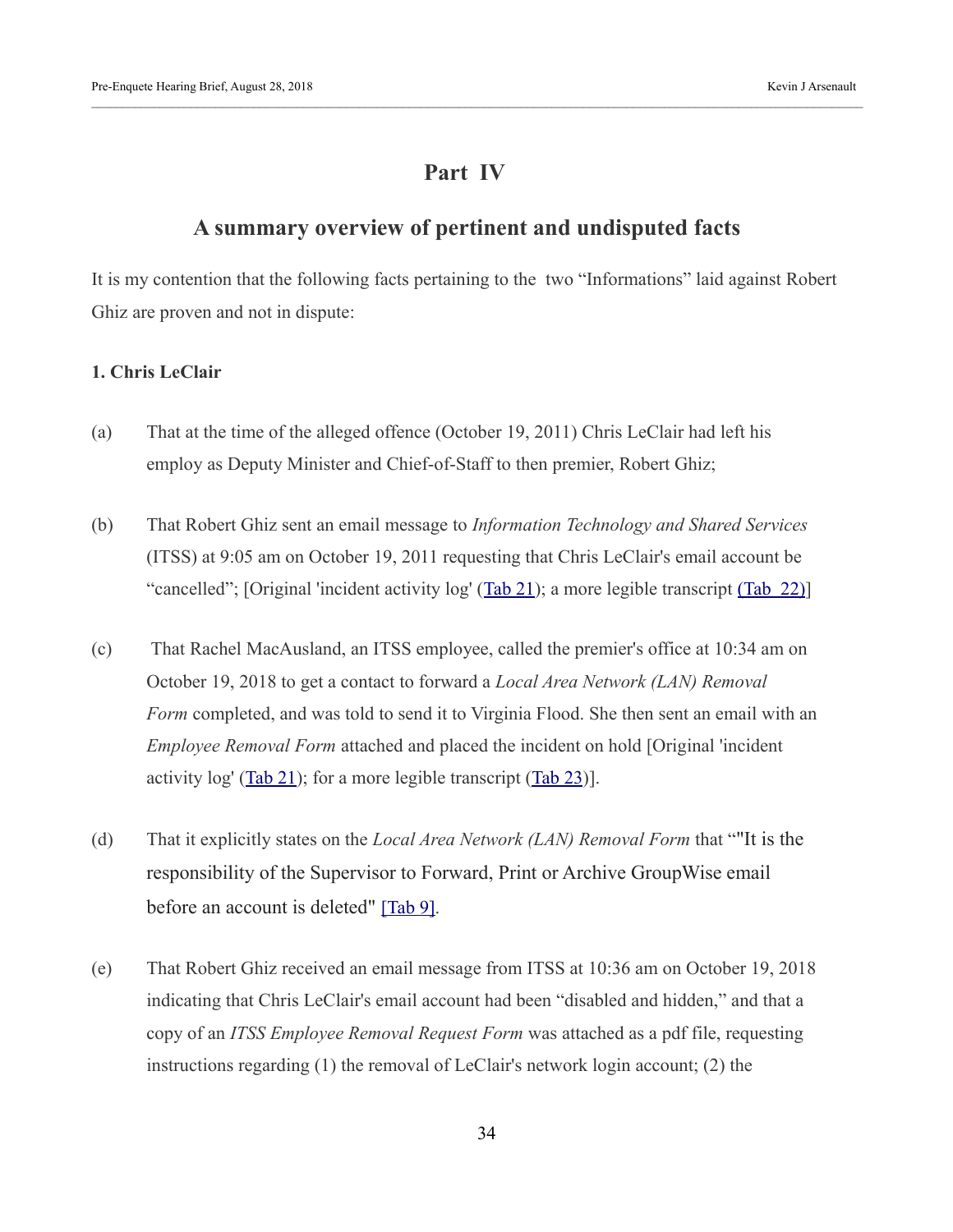# Part IV

## A summary overview of pertinent and undisputed facts

It is my contention that the following facts pertaining to the two "Informations" laid against Robert Ghiz are proven and not in dispute:

**1. Chris LeClair**

(a) That at the time of the alleged offence (October 19, 2011) Chris LeClair had left his employ as Deputy Minister and Chief-of-Staff to then premier, Robert Ghiz;

(b) That Robert Ghiz sent an email message to *Information Technology and Shared Services* (ITSS) at 9:05 am on October 19, 2011 requesting that Chris LeClair's email account be "cancelled"; [Original 'incident activity log' (Tab 21); a more legible transcript (Tab 22)]

(c) That Rachel MacAusland, an ITSS employee, called the premier's office at 10:34 am on October 19, 2018 to get a contact to forward a *Local Area Network (LAN) Removal Form* completed, and was told to send it to Virginia Flood. She then sent an email with an *Employee Removal Form* attached and placed the incident on hold [Original 'incident activity log' (Tab 21); for a more legible transcript (Tab 23)].

(d) That it explicitly states on the *Local Area Network (LAN) Removal Form* that ""It is the responsibility of the Supervisor to Forward, Print or Archive GroupWise email before an account is deleted" [Tab 9].

(e) That Robert Ghiz received an email message from ITSS at 10:36 am on October 19, 2018 indicating that Chris LeClair's email account had been "disabled and hidden," and that a copy of an *ITSS Employee Removal Request Form* was attached as a pdf file, requesting instructions regarding (1) the removal of LeClair's network login account; (2) the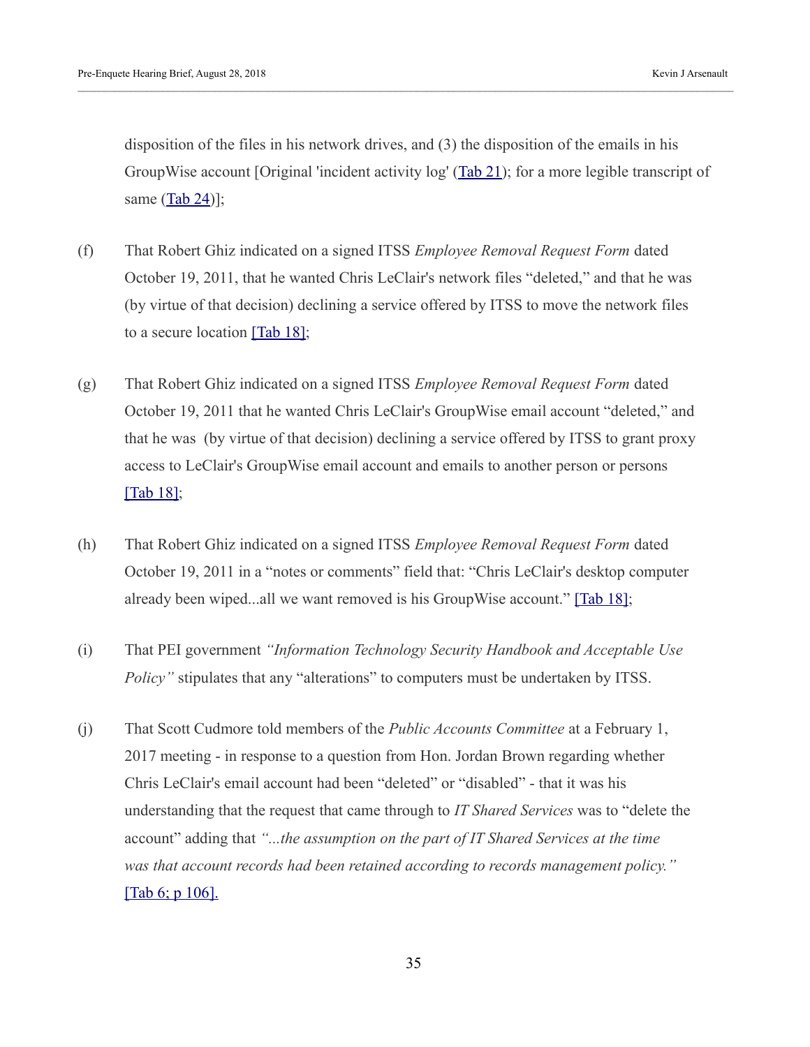disposition of the files in his network drives, and (3) the disposition of the emails in his GroupWise account [Original 'incident activity log' (Tab 21); for a more legible transcript of same (Tab 24)];

(f) That Robert Ghiz indicated on a signed ITSS *Employee Removal Request Form* dated October 19, 2011, that he wanted Chris LeClair's network files "deleted," and that he was (by virtue of that decision) declining a service offered by ITSS to move the network files to a secure location [Tab 18];

(g) That Robert Ghiz indicated on a signed ITSS *Employee Removal Request Form* dated October 19, 2011 that he wanted Chris LeClair's GroupWise email account "deleted," and that he was (by virtue of that decision) declining a service offered by ITSS to grant proxy access to LeClair's GroupWise email account and emails to another person or persons [Tab 18];

(h) That Robert Ghiz indicated on a signed ITSS *Employee Removal Request Form* dated October 19, 2011 in a "notes or comments" field that: "Chris LeClair's desktop computer already been wiped...all we want removed is his GroupWise account." [Tab 18];

(i) That PEI government *"Information Technology Security Handbook and Acceptable Use Policy"* stipulates that any "alterations" to computers must be undertaken by ITSS.

(j) That Scott Cudmore told members of the *Public Accounts Committee* at a February 1, 2017 meeting - in response to a question from Hon. Jordan Brown regarding whether Chris LeClair's email account had been "deleted" or "disabled" - that it was his understanding that the request that came through to *IT Shared Services* was to "delete the account" adding that *"...the assumption on the part of IT Shared Services at the time was that account records had been retained according to records management policy."* [Tab 6; p 106].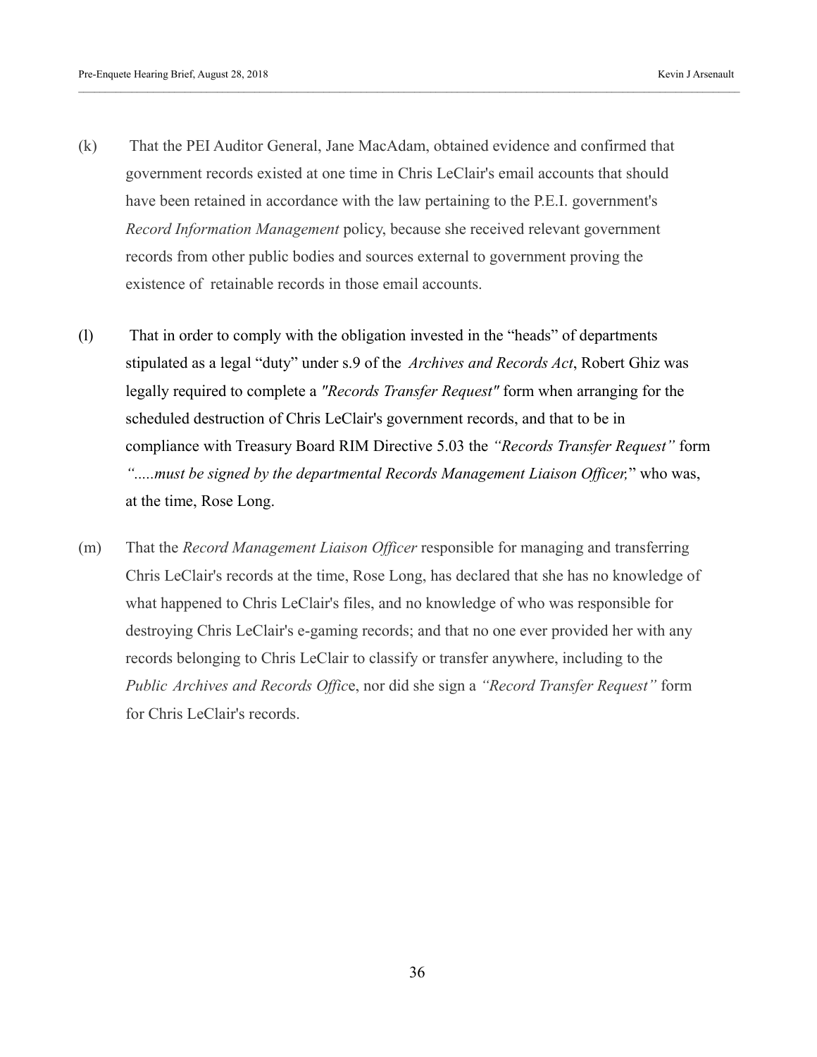(k) That the PEI Auditor General, Jane MacAdam, obtained evidence and confirmed that government records existed at one time in Chris LeClair's email accounts that should have been retained in accordance with the law pertaining to the P.E.I. government's *Record Information Management* policy, because she received relevant government records from other public bodies and sources external to government proving the existence of retainable records in those email accounts.

(l) That in order to comply with the obligation invested in the "heads" of departments stipulated as a legal "duty" under s.9 of the *Archives and Records Act*, Robert Ghiz was legally required to complete a *"Records Transfer Request"* form when arranging for the scheduled destruction of Chris LeClair's government records, and that to be in compliance with Treasury Board RIM Directive 5.03 the *"Records Transfer Request"* form *".....must be signed by the departmental Records Management Liaison Officer,*" who was, at the time, Rose Long.

(m) That the *Record Management Liaison Officer* responsible for managing and transferring Chris LeClair's records at the time, Rose Long, has declared that she has no knowledge of what happened to Chris LeClair's files, and no knowledge of who was responsible for destroying Chris LeClair's e-gaming records; and that no one ever provided her with any records belonging to Chris LeClair to classify or transfer anywhere, including to the *Public Archives and Records Offic*e, nor did she sign a *"Record Transfer Request"* form for Chris LeClair's records.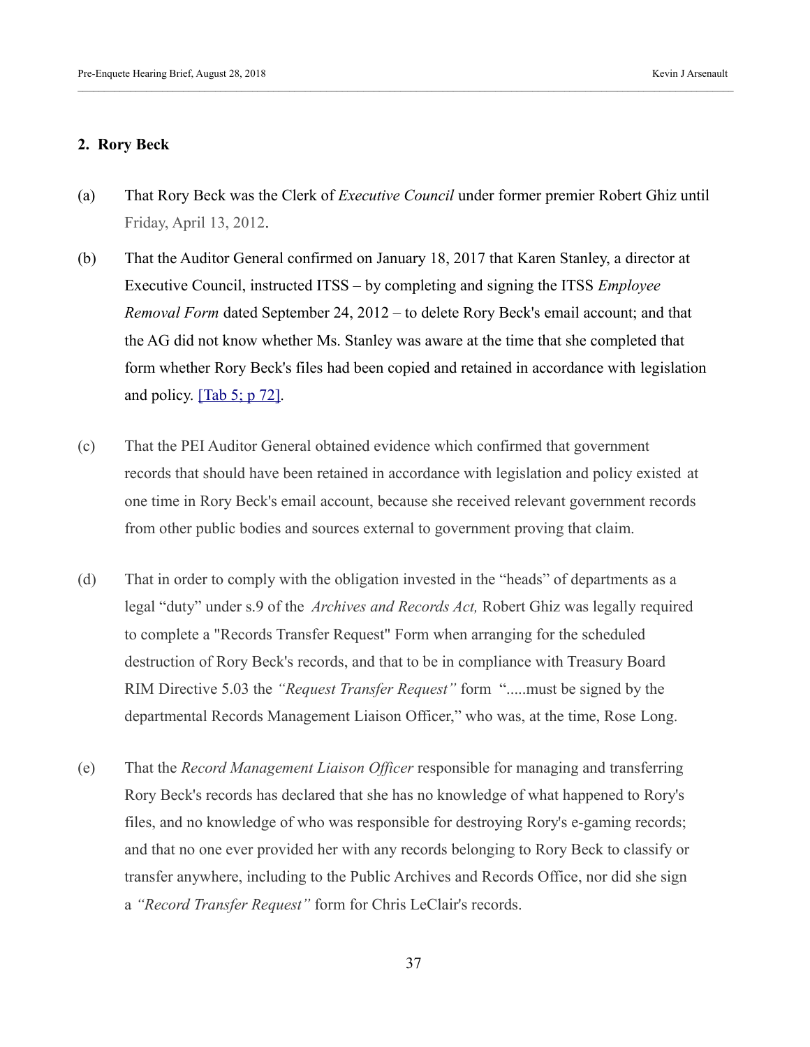**2. Rory Beck**

(a) That Rory Beck was the Clerk of *Executive Council* under former premier Robert Ghiz until Friday, April 13, 2012.

(b) That the Auditor General confirmed on January 18, 2017 that Karen Stanley, a director at Executive Council, instructed ITSS – by completing and signing the ITSS *Employee Removal Form* dated September 24, 2012 – to delete Rory Beck's email account; and that the AG did not know whether Ms. Stanley was aware at the time that she completed that form whether Rory Beck's files had been copied and retained in accordance with legislation and policy. [Tab 5; p 72].

(c) That the PEI Auditor General obtained evidence which confirmed that government records that should have been retained in accordance with legislation and policy existed at one time in Rory Beck's email account, because she received relevant government records from other public bodies and sources external to government proving that claim.

(d) That in order to comply with the obligation invested in the "heads" of departments as a legal "duty" under s.9 of the *Archives and Records Act,* Robert Ghiz was legally required to complete a "Records Transfer Request" Form when arranging for the scheduled destruction of Rory Beck's records, and that to be in compliance with Treasury Board RIM Directive 5.03 the *"Request Transfer Request"* form ".....must be signed by the departmental Records Management Liaison Officer," who was, at the time, Rose Long.

(e) That the *Record Management Liaison Officer* responsible for managing and transferring Rory Beck's records has declared that she has no knowledge of what happened to Rory's files, and no knowledge of who was responsible for destroying Rory's e-gaming records; and that no one ever provided her with any records belonging to Rory Beck to classify or transfer anywhere, including to the Public Archives and Records Office, nor did she sign a *"Record Transfer Request"* form for Chris LeClair's records.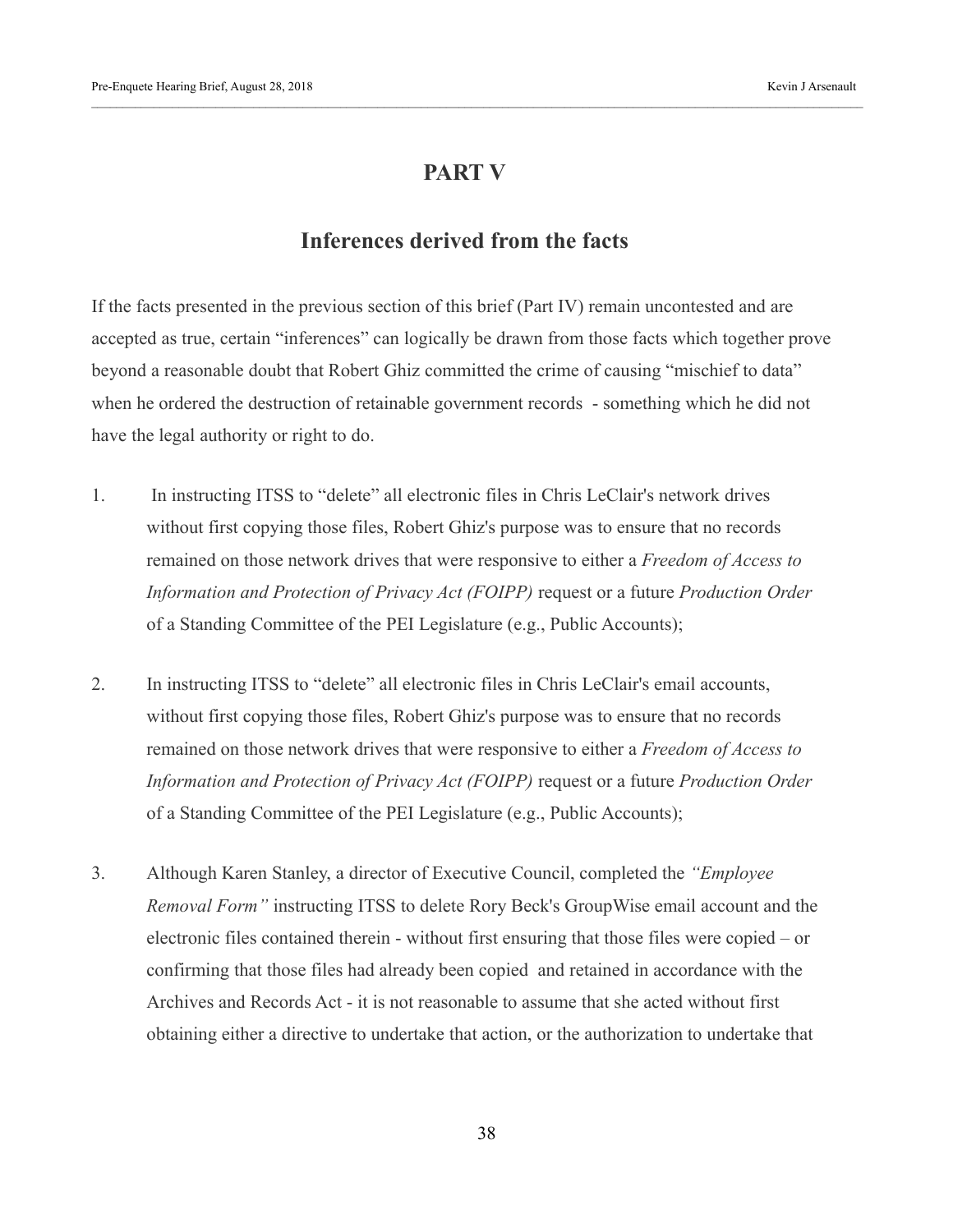# PART V

## Inferences derived from the facts

If the facts presented in the previous section of this brief (Part IV) remain uncontested and are accepted as true, certain "inferences" can logically be drawn from those facts which together prove beyond a reasonable doubt that Robert Ghiz committed the crime of causing "mischief to data" when he ordered the destruction of retainable government records - something which he did not have the legal authority or right to do.

1. In instructing ITSS to "delete" all electronic files in Chris LeClair's network drives without first copying those files, Robert Ghiz's purpose was to ensure that no records remained on those network drives that were responsive to either a *Freedom of Access to Information and Protection of Privacy Act (FOIPP)* request or a future *Production Order* of a Standing Committee of the PEI Legislature (e.g., Public Accounts);

2. In instructing ITSS to "delete" all electronic files in Chris LeClair's email accounts, without first copying those files, Robert Ghiz's purpose was to ensure that no records remained on those network drives that were responsive to either a *Freedom of Access to Information and Protection of Privacy Act (FOIPP)* request or a future *Production Order* of a Standing Committee of the PEI Legislature (e.g., Public Accounts);

3. Although Karen Stanley, a director of Executive Council, completed the *"Employee Removal Form"* instructing ITSS to delete Rory Beck's GroupWise email account and the electronic files contained therein - without first ensuring that those files were copied – or confirming that those files had already been copied and retained in accordance with the Archives and Records Act - it is not reasonable to assume that she acted without first obtaining either a directive to undertake that action, or the authorization to undertake that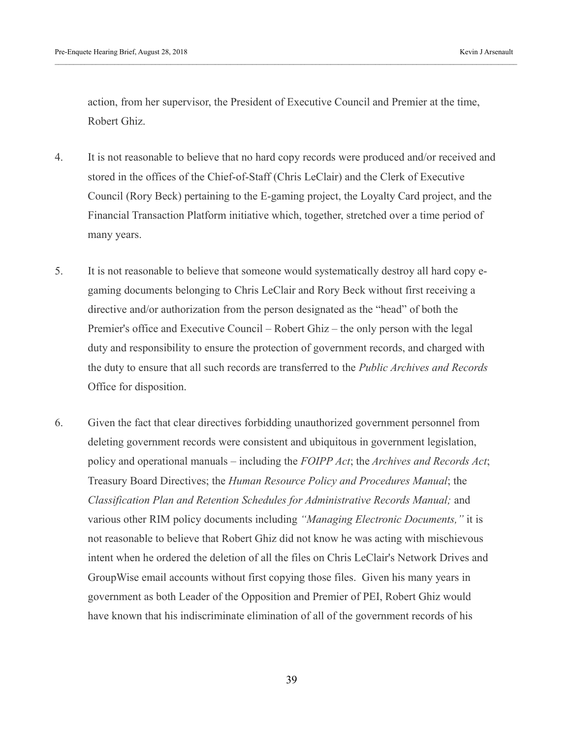action, from her supervisor, the President of Executive Council and Premier at the time, Robert Ghiz.

4. It is not reasonable to believe that no hard copy records were produced and/or received and stored in the offices of the Chief-of-Staff (Chris LeClair) and the Clerk of Executive Council (Rory Beck) pertaining to the E-gaming project, the Loyalty Card project, and the Financial Transaction Platform initiative which, together, stretched over a time period of many years.

5. It is not reasonable to believe that someone would systematically destroy all hard copy e-gaming documents belonging to Chris LeClair and Rory Beck without first receiving a directive and/or authorization from the person designated as the "head" of both the Premier's office and Executive Council – Robert Ghiz – the only person with the legal duty and responsibility to ensure the protection of government records, and charged with the duty to ensure that all such records are transferred to the *Public Archives and Records* Office for disposition.

6. Given the fact that clear directives forbidding unauthorized government personnel from deleting government records were consistent and ubiquitous in government legislation, policy and operational manuals – including the *FOIPP Act*; the *Archives and Records Act*; Treasury Board Directives; the *Human Resource Policy and Procedures Manual*; the *Classification Plan and Retention Schedules for Administrative Records Manual;* and various other RIM policy documents including *"Managing Electronic Documents,"* it is not reasonable to believe that Robert Ghiz did not know he was acting with mischievous intent when he ordered the deletion of all the files on Chris LeClair's Network Drives and GroupWise email accounts without first copying those files. Given his many years in government as both Leader of the Opposition and Premier of PEI, Robert Ghiz would have known that his indiscriminate elimination of all of the government records of his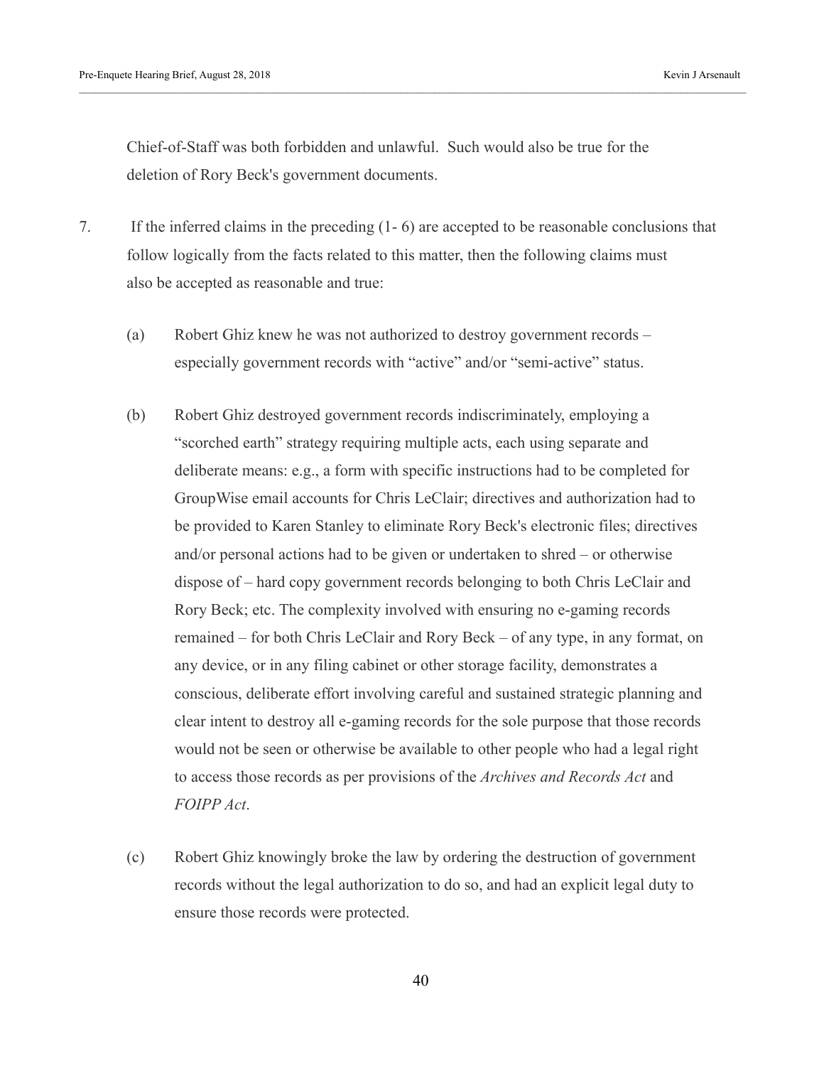Chief-of-Staff was both forbidden and unlawful. Such would also be true for the deletion of Rory Beck's government documents.

7. If the inferred claims in the preceding (1- 6) are accepted to be reasonable conclusions that follow logically from the facts related to this matter, then the following claims must also be accepted as reasonable and true:

   (a) Robert Ghiz knew he was not authorized to destroy government records – especially government records with "active" and/or "semi-active" status.

   (b) Robert Ghiz destroyed government records indiscriminately, employing a "scorched earth" strategy requiring multiple acts, each using separate and deliberate means: e.g., a form with specific instructions had to be completed for GroupWise email accounts for Chris LeClair; directives and authorization had to be provided to Karen Stanley to eliminate Rory Beck's electronic files; directives and/or personal actions had to be given or undertaken to shred – or otherwise dispose of – hard copy government records belonging to both Chris LeClair and Rory Beck; etc. The complexity involved with ensuring no e-gaming records remained – for both Chris LeClair and Rory Beck – of any type, in any format, on any device, or in any filing cabinet or other storage facility, demonstrates a conscious, deliberate effort involving careful and sustained strategic planning and clear intent to destroy all e-gaming records for the sole purpose that those records would not be seen or otherwise be available to other people who had a legal right to access those records as per provisions of the *Archives and Records Act* and *FOIPP Act*.

   (c) Robert Ghiz knowingly broke the law by ordering the destruction of government records without the legal authorization to do so, and had an explicit legal duty to ensure those records were protected.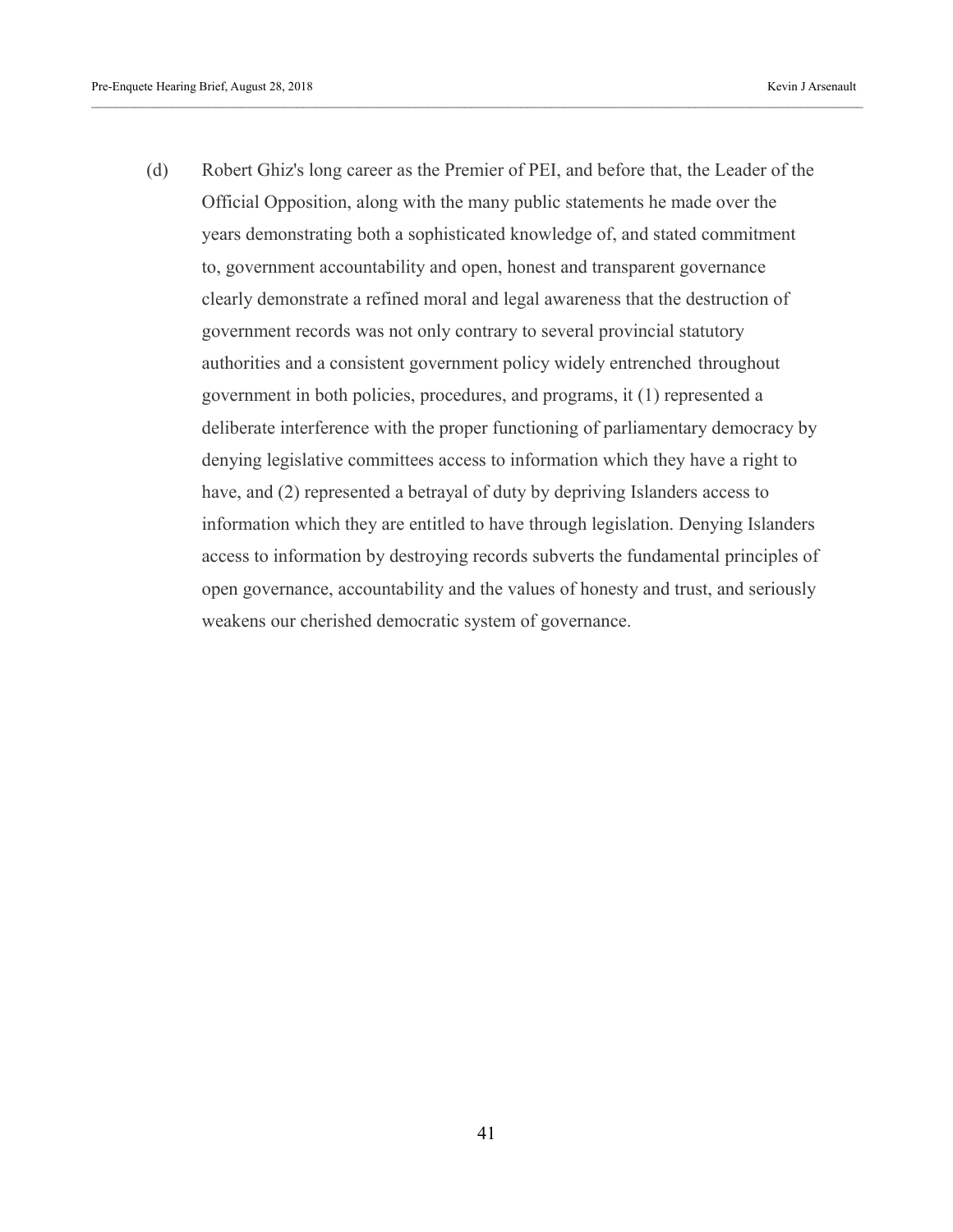(d) Robert Ghiz's long career as the Premier of PEI, and before that, the Leader of the Official Opposition, along with the many public statements he made over the years demonstrating both a sophisticated knowledge of, and stated commitment to, government accountability and open, honest and transparent governance clearly demonstrate a refined moral and legal awareness that the destruction of government records was not only contrary to several provincial statutory authorities and a consistent government policy widely entrenched throughout government in both policies, procedures, and programs, it (1) represented a deliberate interference with the proper functioning of parliamentary democracy by denying legislative committees access to information which they have a right to have, and (2) represented a betrayal of duty by depriving Islanders access to information which they are entitled to have through legislation. Denying Islanders access to information by destroying records subverts the fundamental principles of open governance, accountability and the values of honesty and trust, and seriously weakens our cherished democratic system of governance.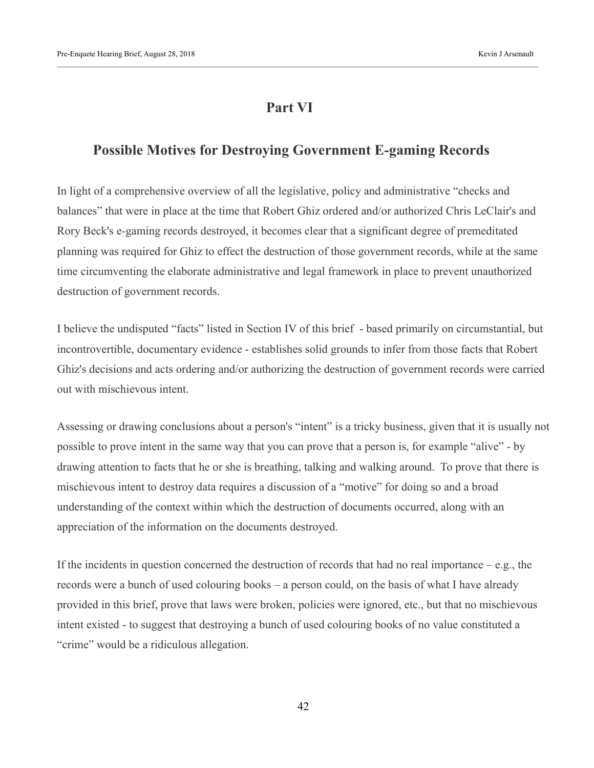# Part VI

## Possible Motives for Destroying Government E-gaming Records

In light of a comprehensive overview of all the legislative, policy and administrative "checks and balances" that were in place at the time that Robert Ghiz ordered and/or authorized Chris LeClair's and Rory Beck's e-gaming records destroyed, it becomes clear that a significant degree of premeditated planning was required for Ghiz to effect the destruction of those government records, while at the same time circumventing the elaborate administrative and legal framework in place to prevent unauthorized destruction of government records.

I believe the undisputed "facts" listed in Section IV of this brief - based primarily on circumstantial, but incontrovertible, documentary evidence - establishes solid grounds to infer from those facts that Robert Ghiz's decisions and acts ordering and/or authorizing the destruction of government records were carried out with mischievous intent.

Assessing or drawing conclusions about a person's "intent" is a tricky business, given that it is usually not possible to prove intent in the same way that you can prove that a person is, for example "alive" - by drawing attention to facts that he or she is breathing, talking and walking around. To prove that there is mischievous intent to destroy data requires a discussion of a "motive" for doing so and a broad understanding of the context within which the destruction of documents occurred, along with an appreciation of the information on the documents destroyed.

If the incidents in question concerned the destruction of records that had no real importance – e.g., the records were a bunch of used colouring books – a person could, on the basis of what I have already provided in this brief, prove that laws were broken, policies were ignored, etc., but that no mischievous intent existed - to suggest that destroying a bunch of used colouring books of no value constituted a "crime" would be a ridiculous allegation.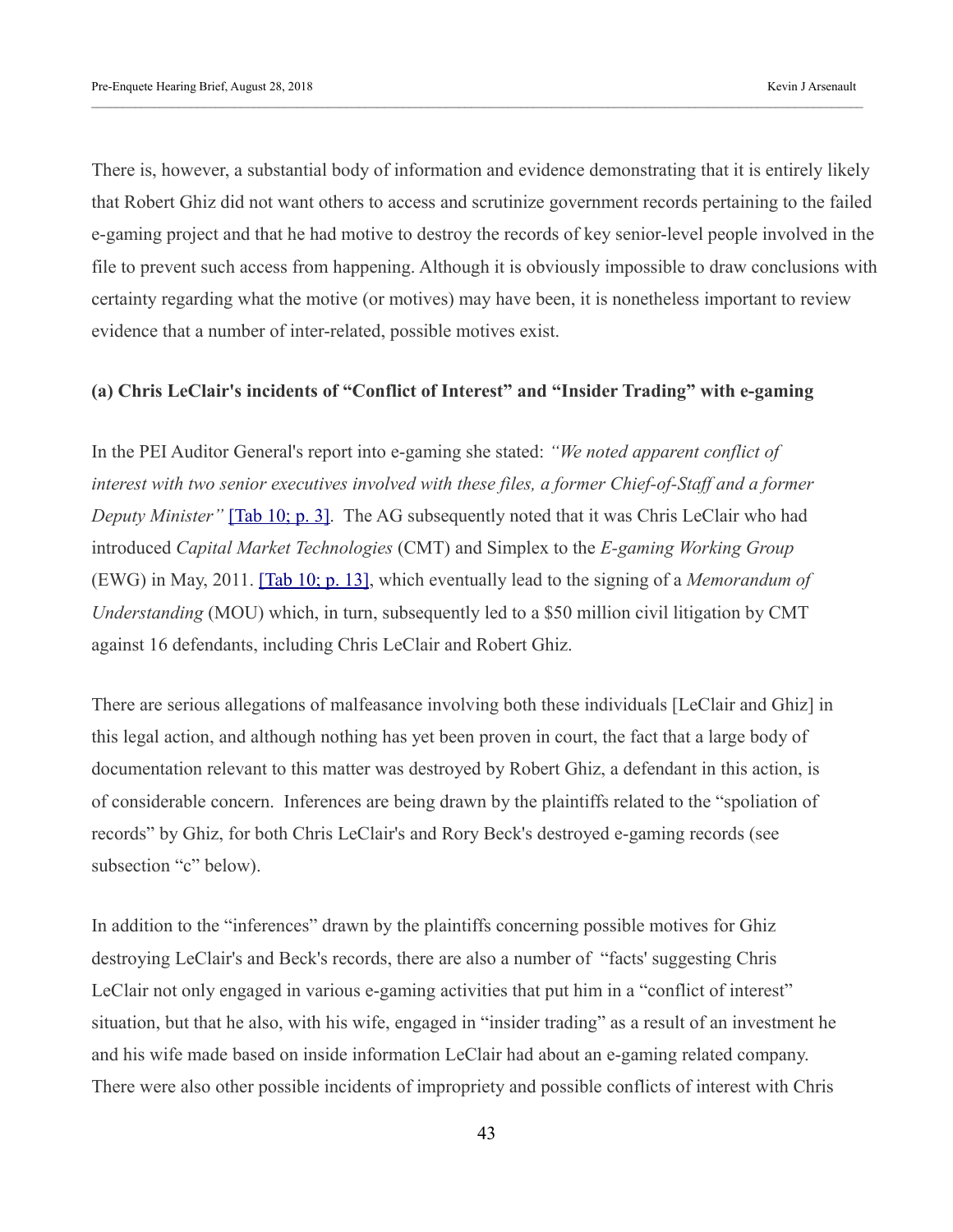There is, however, a substantial body of information and evidence demonstrating that it is entirely likely that Robert Ghiz did not want others to access and scrutinize government records pertaining to the failed e-gaming project and that he had motive to destroy the records of key senior-level people involved in the file to prevent such access from happening. Although it is obviously impossible to draw conclusions with certainty regarding what the motive (or motives) may have been, it is nonetheless important to review evidence that a number of inter-related, possible motives exist.

**(a) Chris LeClair's incidents of "Conflict of Interest" and "Insider Trading" with e-gaming**

In the PEI Auditor General's report into e-gaming she stated: *"We noted apparent conflict of interest with two senior executives involved with these files, a former Chief-of-Staff and a former Deputy Minister"* [Tab 10; p. 3]. The AG subsequently noted that it was Chris LeClair who had introduced *Capital Market Technologies* (CMT) and Simplex to the *E-gaming Working Group* (EWG) in May, 2011. [Tab 10; p. 13], which eventually lead to the signing of a *Memorandum of Understanding* (MOU) which, in turn, subsequently led to a $50 million civil litigation by CMT against 16 defendants, including Chris LeClair and Robert Ghiz.

There are serious allegations of malfeasance involving both these individuals [LeClair and Ghiz] in this legal action, and although nothing has yet been proven in court, the fact that a large body of documentation relevant to this matter was destroyed by Robert Ghiz, a defendant in this action, is of considerable concern. Inferences are being drawn by the plaintiffs related to the "spoliation of records" by Ghiz, for both Chris LeClair's and Rory Beck's destroyed e-gaming records (see subsection "c" below).

In addition to the "inferences" drawn by the plaintiffs concerning possible motives for Ghiz destroying LeClair's and Beck's records, there are also a number of "facts' suggesting Chris LeClair not only engaged in various e-gaming activities that put him in a "conflict of interest" situation, but that he also, with his wife, engaged in "insider trading" as a result of an investment he and his wife made based on inside information LeClair had about an e-gaming related company. There were also other possible incidents of impropriety and possible conflicts of interest with Chris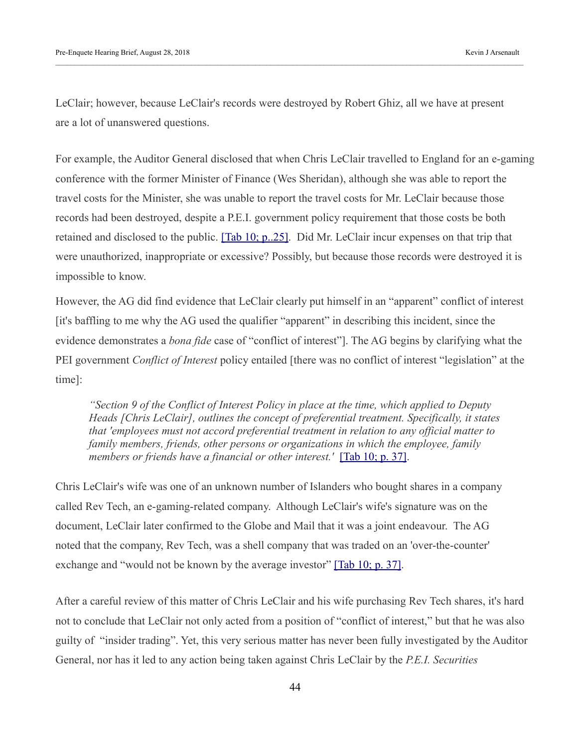LeClair; however, because LeClair's records were destroyed by Robert Ghiz, all we have at present are a lot of unanswered questions.

For example, the Auditor General disclosed that when Chris LeClair travelled to England for an e-gaming conference with the former Minister of Finance (Wes Sheridan), although she was able to report the travel costs for the Minister, she was unable to report the travel costs for Mr. LeClair because those records had been destroyed, despite a P.E.I. government policy requirement that those costs be both retained and disclosed to the public. [Tab 10; p..25]. Did Mr. LeClair incur expenses on that trip that were unauthorized, inappropriate or excessive? Possibly, but because those records were destroyed it is impossible to know.

However, the AG did find evidence that LeClair clearly put himself in an "apparent" conflict of interest [it's baffling to me why the AG used the qualifier "apparent" in describing this incident, since the evidence demonstrates a *bona fide* case of "conflict of interest"]. The AG begins by clarifying what the PEI government *Conflict of Interest* policy entailed [there was no conflict of interest "legislation" at the time]:

> *"Section 9 of the Conflict of Interest Policy in place at the time, which applied to Deputy Heads [Chris LeClair], outlines the concept of preferential treatment. Specifically, it states that 'employees must not accord preferential treatment in relation to any official matter to family members, friends, other persons or organizations in which the employee, family members or friends have a financial or other interest.'* [Tab 10; p. 37].

Chris LeClair's wife was one of an unknown number of Islanders who bought shares in a company called Rev Tech, an e-gaming-related company. Although LeClair's wife's signature was on the document, LeClair later confirmed to the Globe and Mail that it was a joint endeavour. The AG noted that the company, Rev Tech, was a shell company that was traded on an 'over-the-counter' exchange and "would not be known by the average investor" [Tab 10; p. 37].

After a careful review of this matter of Chris LeClair and his wife purchasing Rev Tech shares, it's hard not to conclude that LeClair not only acted from a position of "conflict of interest," but that he was also guilty of "insider trading". Yet, this very serious matter has never been fully investigated by the Auditor General, nor has it led to any action being taken against Chris LeClair by the *P.E.I. Securities*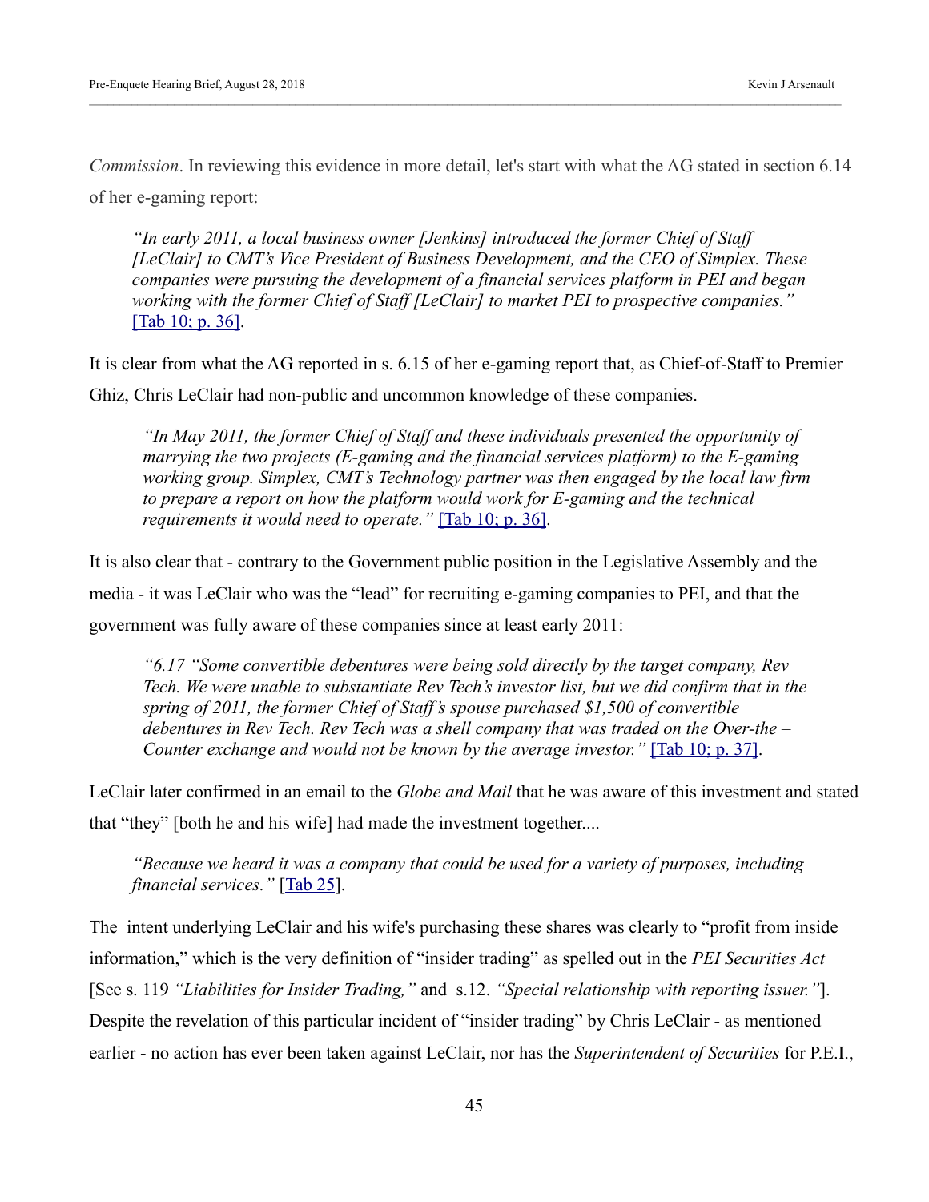*Commission*. In reviewing this evidence in more detail, let's start with what the AG stated in section 6.14 of her e-gaming report:

> *"In early 2011, a local business owner [Jenkins] introduced the former Chief of Staff [LeClair] to CMT's Vice President of Business Development, and the CEO of Simplex. These companies were pursuing the development of a financial services platform in PEI and began working with the former Chief of Staff [LeClair] to market PEI to prospective companies."* [Tab 10; p. 36].

It is clear from what the AG reported in s. 6.15 of her e-gaming report that, as Chief-of-Staff to Premier Ghiz, Chris LeClair had non-public and uncommon knowledge of these companies.

> *"In May 2011, the former Chief of Staff and these individuals presented the opportunity of marrying the two projects (E-gaming and the financial services platform) to the E-gaming working group. Simplex, CMT's Technology partner was then engaged by the local law firm to prepare a report on how the platform would work for E-gaming and the technical requirements it would need to operate."* [Tab 10; p. 36].

It is also clear that - contrary to the Government public position in the Legislative Assembly and the media - it was LeClair who was the "lead" for recruiting e-gaming companies to PEI, and that the government was fully aware of these companies since at least early 2011:

> *"6.17 "Some convertible debentures were being sold directly by the target company, Rev Tech. We were unable to substantiate Rev Tech's investor list, but we did confirm that in the spring of 2011, the former Chief of Staff's spouse purchased $1,500 of convertible debentures in Rev Tech. Rev Tech was a shell company that was traded on the Over-the – Counter exchange and would not be known by the average investor."* [Tab 10; p. 37].

LeClair later confirmed in an email to the *Globe and Mail* that he was aware of this investment and stated that "they" [both he and his wife] had made the investment together....

> *"Because we heard it was a company that could be used for a variety of purposes, including financial services."* [Tab 25].

The intent underlying LeClair and his wife's purchasing these shares was clearly to "profit from inside information," which is the very definition of "insider trading" as spelled out in the *PEI Securities Act* [See s. 119 *"Liabilities for Insider Trading,"* and s.12. *"Special relationship with reporting issuer."*]. Despite the revelation of this particular incident of "insider trading" by Chris LeClair - as mentioned earlier - no action has ever been taken against LeClair, nor has the *Superintendent of Securities* for P.E.I.,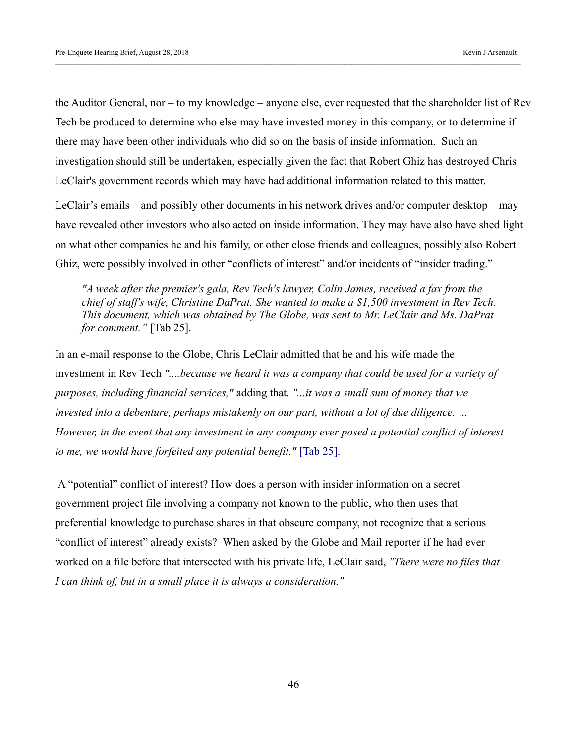the Auditor General, nor – to my knowledge – anyone else, ever requested that the shareholder list of Rev Tech be produced to determine who else may have invested money in this company, or to determine if there may have been other individuals who did so on the basis of inside information. Such an investigation should still be undertaken, especially given the fact that Robert Ghiz has destroyed Chris LeClair's government records which may have had additional information related to this matter.

LeClair's emails – and possibly other documents in his network drives and/or computer desktop – may have revealed other investors who also acted on inside information. They may have also have shed light on what other companies he and his family, or other close friends and colleagues, possibly also Robert Ghiz, were possibly involved in other "conflicts of interest" and/or incidents of "insider trading."

> *"A week after the premier's gala, Rev Tech's lawyer, Colin James, received a fax from the chief of staff's wife, Christine DaPrat. She wanted to make a $1,500 investment in Rev Tech. This document, which was obtained by The Globe, was sent to Mr. LeClair and Ms. DaPrat for comment."* [Tab 25].

In an e-mail response to the Globe, Chris LeClair admitted that he and his wife made the investment in Rev Tech *"....because we heard it was a company that could be used for a variety of purposes, including financial services,"* adding that. *"...it was a small sum of money that we invested into a debenture, perhaps mistakenly on our part, without a lot of due diligence. … However, in the event that any investment in any company ever posed a potential conflict of interest to me, we would have forfeited any potential benefit."* [Tab 25].

A "potential" conflict of interest? How does a person with insider information on a secret government project file involving a company not known to the public, who then uses that preferential knowledge to purchase shares in that obscure company, not recognize that a serious "conflict of interest" already exists? When asked by the Globe and Mail reporter if he had ever worked on a file before that intersected with his private life, LeClair said, *"There were no files that I can think of, but in a small place it is always a consideration."*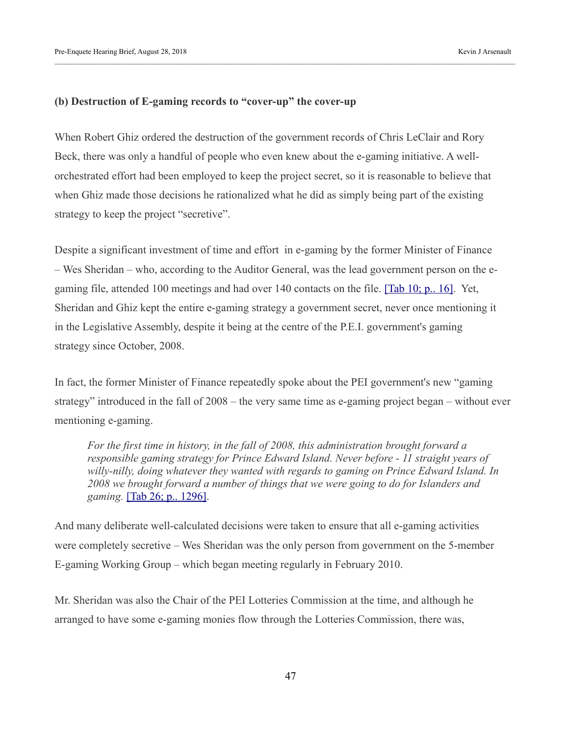### (b) Destruction of E-gaming records to "cover-up" the cover-up

When Robert Ghiz ordered the destruction of the government records of Chris LeClair and Rory Beck, there was only a handful of people who even knew about the e-gaming initiative. A well-orchestrated effort had been employed to keep the project secret, so it is reasonable to believe that when Ghiz made those decisions he rationalized what he did as simply being part of the existing strategy to keep the project "secretive".

Despite a significant investment of time and effort in e-gaming by the former Minister of Finance – Wes Sheridan – who, according to the Auditor General, was the lead government person on the e-gaming file, attended 100 meetings and had over 140 contacts on the file. [Tab 10; p.. 16]. Yet, Sheridan and Ghiz kept the entire e-gaming strategy a government secret, never once mentioning it in the Legislative Assembly, despite it being at the centre of the P.E.I. government's gaming strategy since October, 2008.

In fact, the former Minister of Finance repeatedly spoke about the PEI government's new "gaming strategy" introduced in the fall of 2008 – the very same time as e-gaming project began – without ever mentioning e-gaming.

> *For the first time in history, in the fall of 2008, this administration brought forward a responsible gaming strategy for Prince Edward Island. Never before - 11 straight years of willy-nilly, doing whatever they wanted with regards to gaming on Prince Edward Island. In 2008 we brought forward a number of things that we were going to do for Islanders and gaming.* [Tab 26; p.. 1296].

And many deliberate well-calculated decisions were taken to ensure that all e-gaming activities were completely secretive – Wes Sheridan was the only person from government on the 5-member E-gaming Working Group – which began meeting regularly in February 2010.

Mr. Sheridan was also the Chair of the PEI Lotteries Commission at the time, and although he arranged to have some e-gaming monies flow through the Lotteries Commission, there was,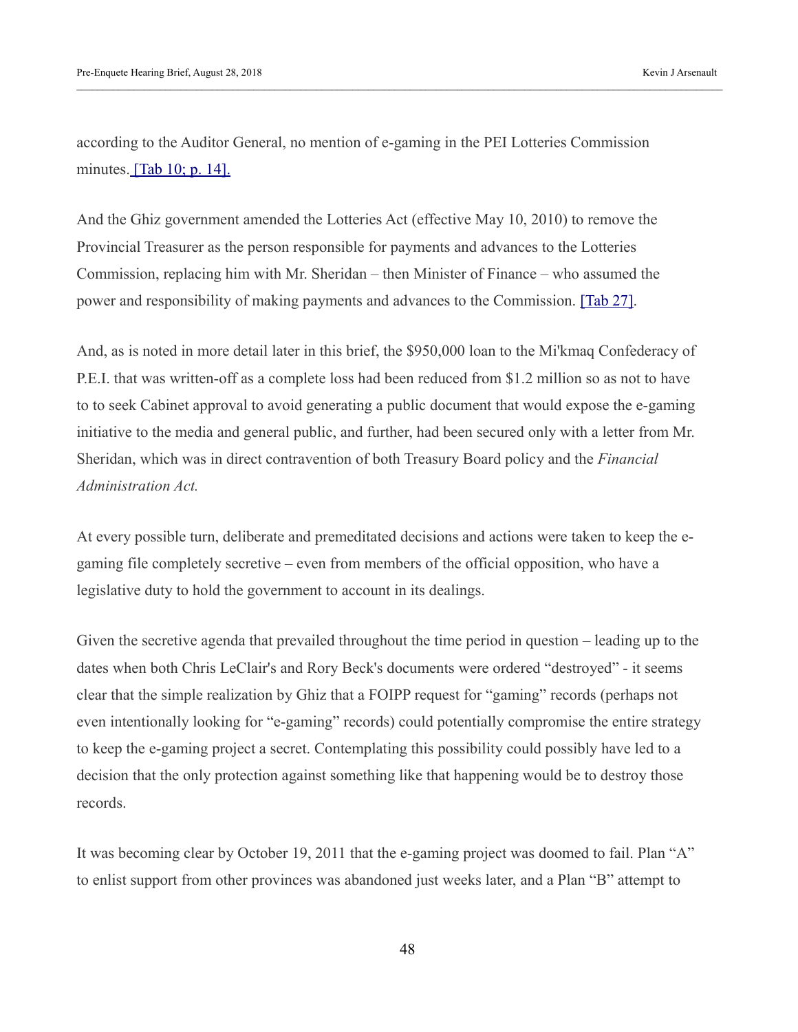according to the Auditor General, no mention of e-gaming in the PEI Lotteries Commission minutes. [Tab 10; p. 14].

And the Ghiz government amended the Lotteries Act (effective May 10, 2010) to remove the Provincial Treasurer as the person responsible for payments and advances to the Lotteries Commission, replacing him with Mr. Sheridan – then Minister of Finance – who assumed the power and responsibility of making payments and advances to the Commission. [Tab 27].

And, as is noted in more detail later in this brief, the $950,000 loan to the Mi'kmaq Confederacy of P.E.I. that was written-off as a complete loss had been reduced from $1.2 million so as not to have to to seek Cabinet approval to avoid generating a public document that would expose the e-gaming initiative to the media and general public, and further, had been secured only with a letter from Mr. Sheridan, which was in direct contravention of both Treasury Board policy and the *Financial Administration Act.*

At every possible turn, deliberate and premeditated decisions and actions were taken to keep the e-gaming file completely secretive – even from members of the official opposition, who have a legislative duty to hold the government to account in its dealings.

Given the secretive agenda that prevailed throughout the time period in question – leading up to the dates when both Chris LeClair's and Rory Beck's documents were ordered "destroyed" - it seems clear that the simple realization by Ghiz that a FOIPP request for "gaming" records (perhaps not even intentionally looking for "e-gaming" records) could potentially compromise the entire strategy to keep the e-gaming project a secret. Contemplating this possibility could possibly have led to a decision that the only protection against something like that happening would be to destroy those records.

It was becoming clear by October 19, 2011 that the e-gaming project was doomed to fail. Plan "A" to enlist support from other provinces was abandoned just weeks later, and a Plan "B" attempt to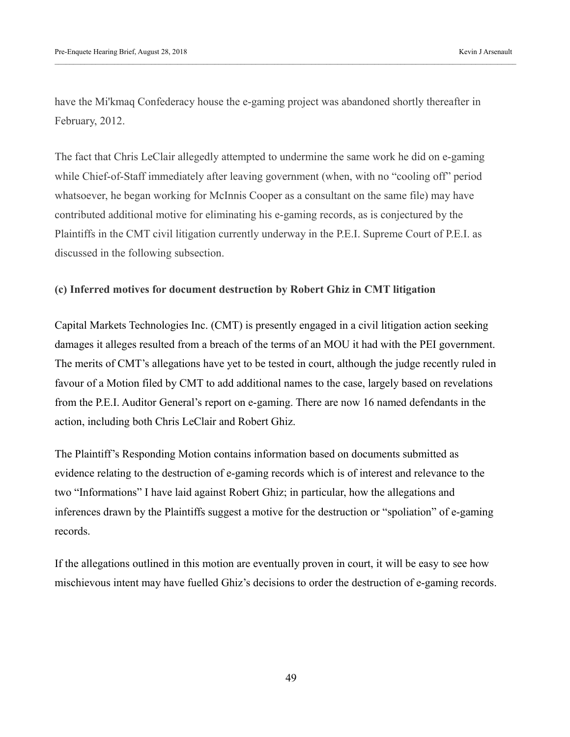have the Mi'kmaq Confederacy house the e-gaming project was abandoned shortly thereafter in February, 2012.

The fact that Chris LeClair allegedly attempted to undermine the same work he did on e-gaming while Chief-of-Staff immediately after leaving government (when, with no "cooling off" period whatsoever, he began working for McInnis Cooper as a consultant on the same file) may have contributed additional motive for eliminating his e-gaming records, as is conjectured by the Plaintiffs in the CMT civil litigation currently underway in the P.E.I. Supreme Court of P.E.I. as discussed in the following subsection.

**(c) Inferred motives for document destruction by Robert Ghiz in CMT litigation**

Capital Markets Technologies Inc. (CMT) is presently engaged in a civil litigation action seeking damages it alleges resulted from a breach of the terms of an MOU it had with the PEI government. The merits of CMT's allegations have yet to be tested in court, although the judge recently ruled in favour of a Motion filed by CMT to add additional names to the case, largely based on revelations from the P.E.I. Auditor General's report on e-gaming. There are now 16 named defendants in the action, including both Chris LeClair and Robert Ghiz.

The Plaintiff's Responding Motion contains information based on documents submitted as evidence relating to the destruction of e-gaming records which is of interest and relevance to the two "Informations" I have laid against Robert Ghiz; in particular, how the allegations and inferences drawn by the Plaintiffs suggest a motive for the destruction or "spoliation" of e-gaming records.

If the allegations outlined in this motion are eventually proven in court, it will be easy to see how mischievous intent may have fuelled Ghiz's decisions to order the destruction of e-gaming records.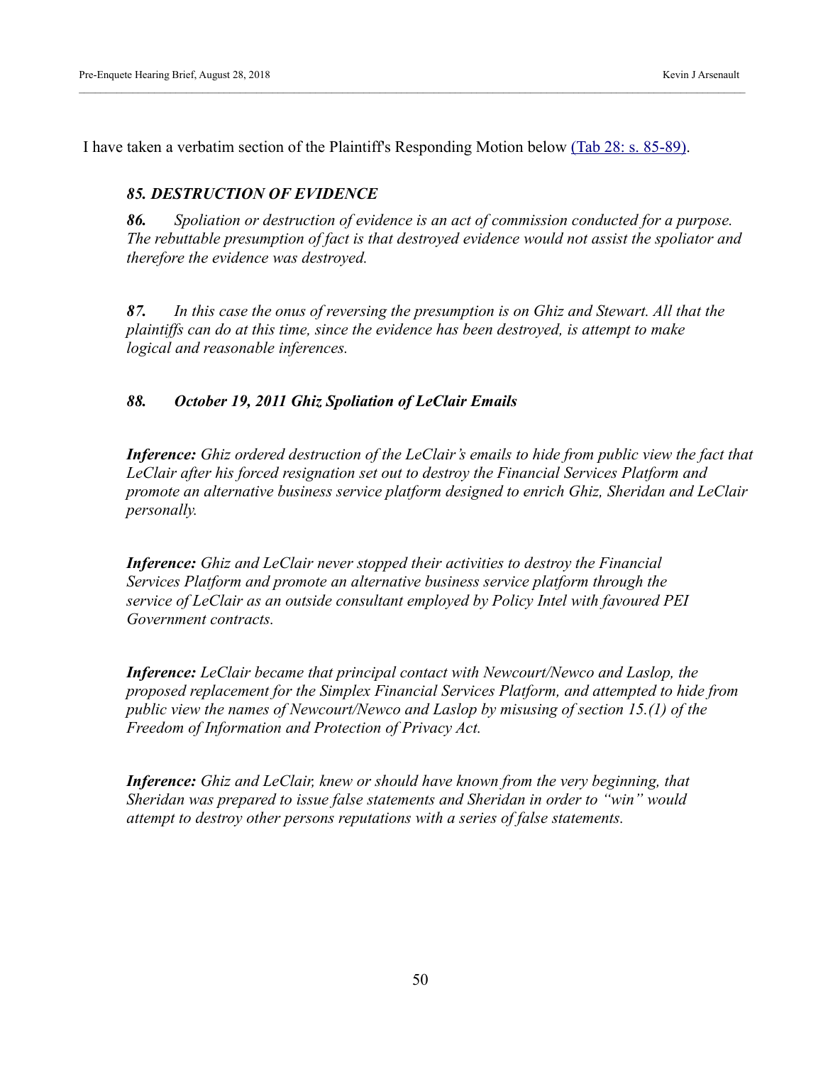I have taken a verbatim section of the Plaintiff's Responding Motion below [(Tab 28: s. 85-89)].

***85. DESTRUCTION OF EVIDENCE***

***86.*** *Spoliation or destruction of evidence is an act of commission conducted for a purpose. The rebuttable presumption of fact is that destroyed evidence would not assist the spoliator and therefore the evidence was destroyed.*

***87.*** *In this case the onus of reversing the presumption is on Ghiz and Stewart. All that the plaintiffs can do at this time, since the evidence has been destroyed, is attempt to make logical and reasonable inferences.*

***88. October 19, 2011 Ghiz Spoliation of LeClair Emails***

***Inference:*** *Ghiz ordered destruction of the LeClair's emails to hide from public view the fact that LeClair after his forced resignation set out to destroy the Financial Services Platform and promote an alternative business service platform designed to enrich Ghiz, Sheridan and LeClair personally.*

***Inference:*** *Ghiz and LeClair never stopped their activities to destroy the Financial Services Platform and promote an alternative business service platform through the service of LeClair as an outside consultant employed by Policy Intel with favoured PEI Government contracts.*

***Inference:*** *LeClair became that principal contact with Newcourt/Newco and Laslop, the proposed replacement for the Simplex Financial Services Platform, and attempted to hide from public view the names of Newcourt/Newco and Laslop by misusing of section 15.(1) of the Freedom of Information and Protection of Privacy Act.*

***Inference:*** *Ghiz and LeClair, knew or should have known from the very beginning, that Sheridan was prepared to issue false statements and Sheridan in order to "win" would attempt to destroy other persons reputations with a series of false statements.*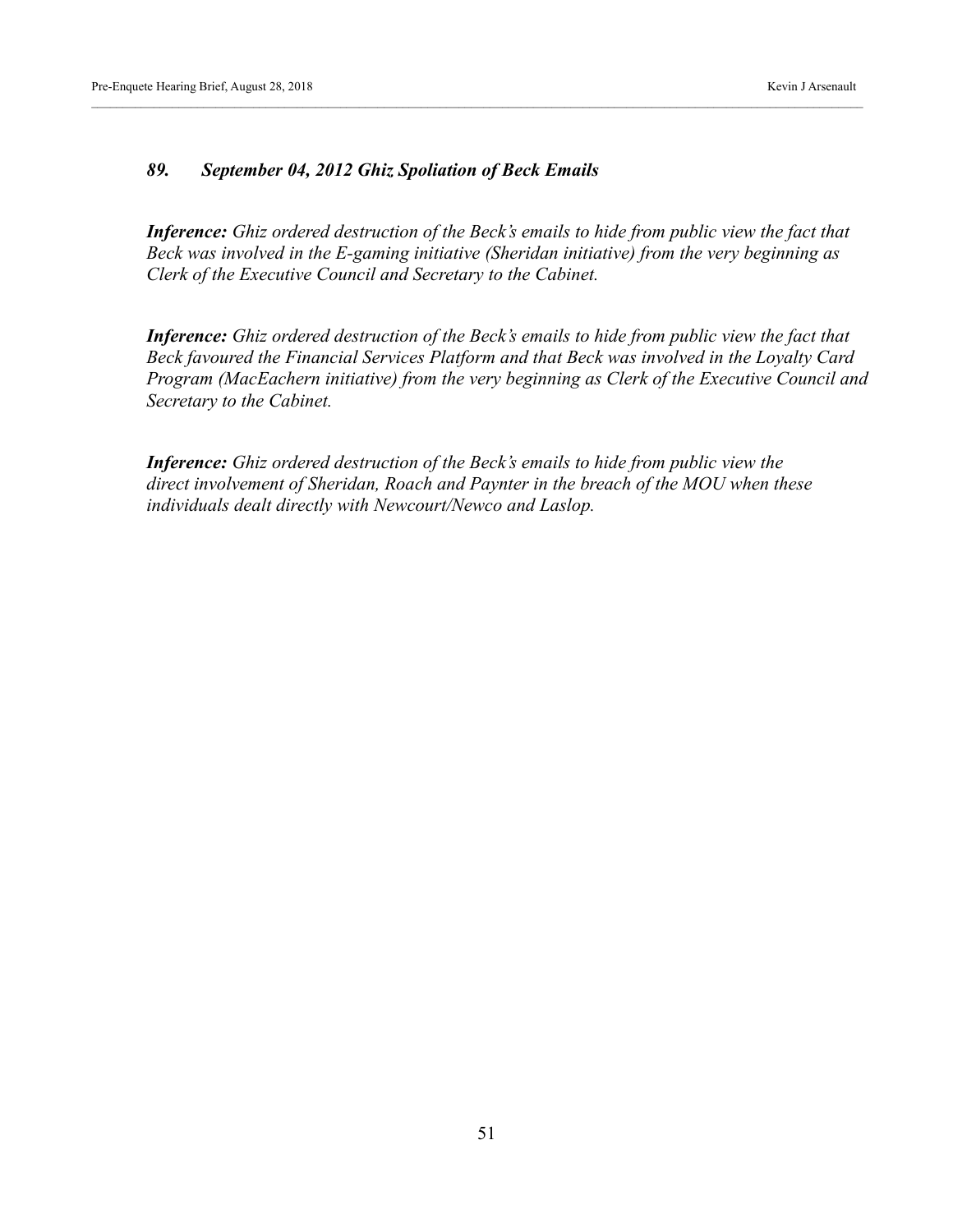### *89. September 04, 2012 Ghiz Spoliation of Beck Emails*

***Inference:*** *Ghiz ordered destruction of the Beck's emails to hide from public view the fact that Beck was involved in the E-gaming initiative (Sheridan initiative) from the very beginning as Clerk of the Executive Council and Secretary to the Cabinet.*

***Inference:*** *Ghiz ordered destruction of the Beck's emails to hide from public view the fact that Beck favoured the Financial Services Platform and that Beck was involved in the Loyalty Card Program (MacEachern initiative) from the very beginning as Clerk of the Executive Council and Secretary to the Cabinet.*

***Inference:*** *Ghiz ordered destruction of the Beck's emails to hide from public view the direct involvement of Sheridan, Roach and Paynter in the breach of the MOU when these individuals dealt directly with Newcourt/Newco and Laslop.*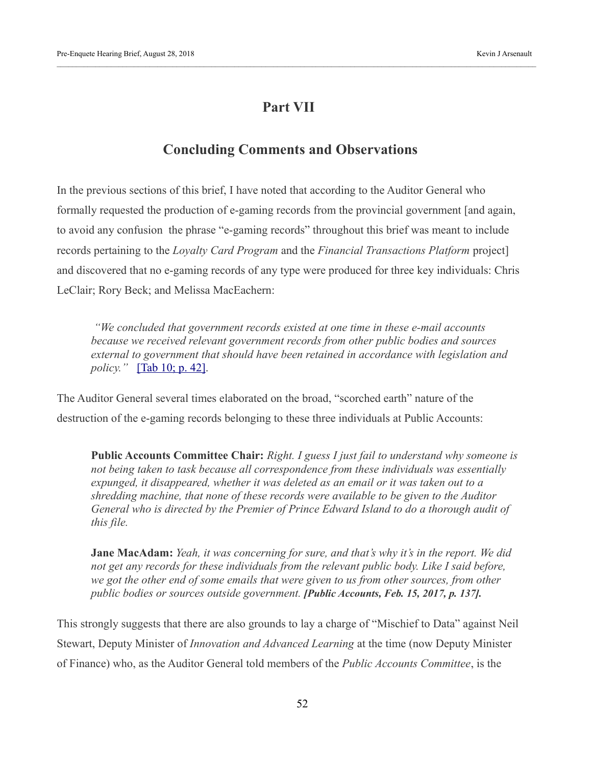# Part VII

## Concluding Comments and Observations

In the previous sections of this brief, I have noted that according to the Auditor General who formally requested the production of e-gaming records from the provincial government [and again, to avoid any confusion  the phrase "e-gaming records" throughout this brief was meant to include records pertaining to the *Loyalty Card Program* and the *Financial Transactions Platform* project] and discovered that no e-gaming records of any type were produced for three key individuals: Chris LeClair; Rory Beck; and Melissa MacEachern:

> *"We concluded that government records existed at one time in these e-mail accounts because we received relevant government records from other public bodies and sources external to government that should have been retained in accordance with legislation and policy."* [Tab 10; p. 42].

The Auditor General several times elaborated on the broad, "scorched earth" nature of the destruction of the e-gaming records belonging to these three individuals at Public Accounts:

> **Public Accounts Committee Chair:** *Right. I guess I just fail to understand why someone is not being taken to task because all correspondence from these individuals was essentially expunged, it disappeared, whether it was deleted as an email or it was taken out to a shredding machine, that none of these records were available to be given to the Auditor General who is directed by the Premier of Prince Edward Island to do a thorough audit of this file.*
>
> **Jane MacAdam:** *Yeah, it was concerning for sure, and that's why it's in the report. We did not get any records for these individuals from the relevant public body. Like I said before, we got the other end of some emails that were given to us from other sources, from other public bodies or sources outside government.* ***[Public Accounts, Feb. 15, 2017, p. 137].***

This strongly suggests that there are also grounds to lay a charge of "Mischief to Data" against Neil Stewart, Deputy Minister of *Innovation and Advanced Learning* at the time (now Deputy Minister of Finance) who, as the Auditor General told members of the *Public Accounts Committee*, is the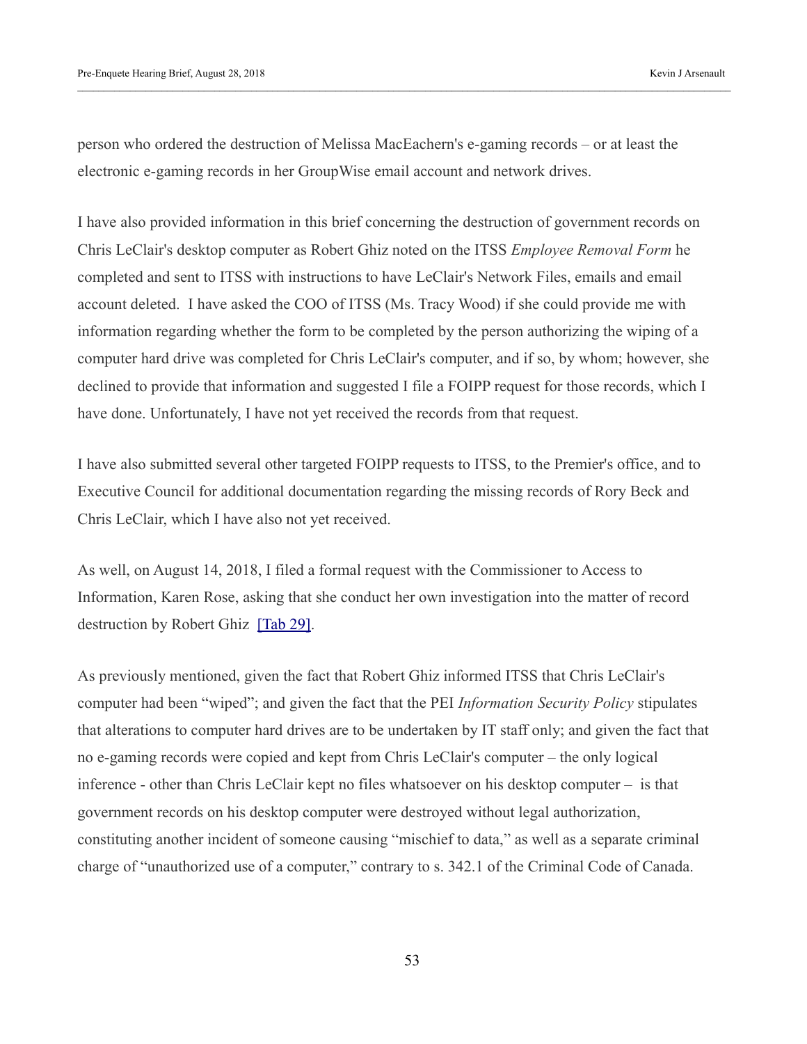person who ordered the destruction of Melissa MacEachern's e-gaming records – or at least the electronic e-gaming records in her GroupWise email account and network drives.

I have also provided information in this brief concerning the destruction of government records on Chris LeClair's desktop computer as Robert Ghiz noted on the ITSS *Employee Removal Form* he completed and sent to ITSS with instructions to have LeClair's Network Files, emails and email account deleted. I have asked the COO of ITSS (Ms. Tracy Wood) if she could provide me with information regarding whether the form to be completed by the person authorizing the wiping of a computer hard drive was completed for Chris LeClair's computer, and if so, by whom; however, she declined to provide that information and suggested I file a FOIPP request for those records, which I have done. Unfortunately, I have not yet received the records from that request.

I have also submitted several other targeted FOIPP requests to ITSS, to the Premier's office, and to Executive Council for additional documentation regarding the missing records of Rory Beck and Chris LeClair, which I have also not yet received.

As well, on August 14, 2018, I filed a formal request with the Commissioner to Access to Information, Karen Rose, asking that she conduct her own investigation into the matter of record destruction by Robert Ghiz [Tab 29].

As previously mentioned, given the fact that Robert Ghiz informed ITSS that Chris LeClair's computer had been "wiped"; and given the fact that the PEI *Information Security Policy* stipulates that alterations to computer hard drives are to be undertaken by IT staff only; and given the fact that no e-gaming records were copied and kept from Chris LeClair's computer – the only logical inference - other than Chris LeClair kept no files whatsoever on his desktop computer – is that government records on his desktop computer were destroyed without legal authorization, constituting another incident of someone causing "mischief to data," as well as a separate criminal charge of "unauthorized use of a computer," contrary to s. 342.1 of the Criminal Code of Canada.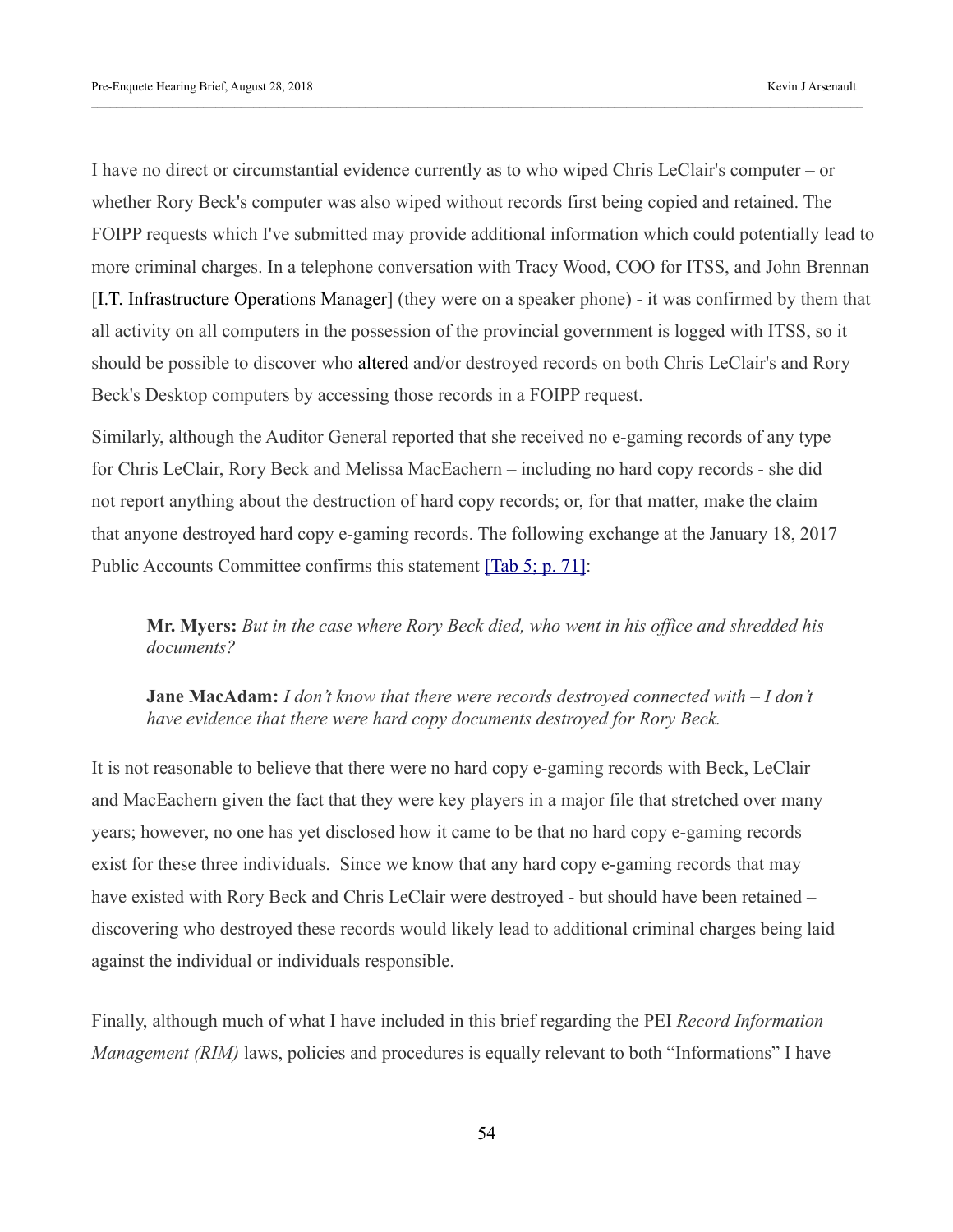I have no direct or circumstantial evidence currently as to who wiped Chris LeClair's computer – or whether Rory Beck's computer was also wiped without records first being copied and retained. The FOIPP requests which I've submitted may provide additional information which could potentially lead to more criminal charges. In a telephone conversation with Tracy Wood, COO for ITSS, and John Brennan [I.T. Infrastructure Operations Manager] (they were on a speaker phone) - it was confirmed by them that all activity on all computers in the possession of the provincial government is logged with ITSS, so it should be possible to discover who altered and/or destroyed records on both Chris LeClair's and Rory Beck's Desktop computers by accessing those records in a FOIPP request.

Similarly, although the Auditor General reported that she received no e-gaming records of any type for Chris LeClair, Rory Beck and Melissa MacEachern – including no hard copy records - she did not report anything about the destruction of hard copy records; or, for that matter, make the claim that anyone destroyed hard copy e-gaming records. The following exchange at the January 18, 2017 Public Accounts Committee confirms this statement [Tab 5; p. 71]:

> **Mr. Myers:** *But in the case where Rory Beck died, who went in his office and shredded his documents?*
>
> **Jane MacAdam:** *I don't know that there were records destroyed connected with – I don't have evidence that there were hard copy documents destroyed for Rory Beck.*

It is not reasonable to believe that there were no hard copy e-gaming records with Beck, LeClair and MacEachern given the fact that they were key players in a major file that stretched over many years; however, no one has yet disclosed how it came to be that no hard copy e-gaming records exist for these three individuals. Since we know that any hard copy e-gaming records that may have existed with Rory Beck and Chris LeClair were destroyed - but should have been retained – discovering who destroyed these records would likely lead to additional criminal charges being laid against the individual or individuals responsible.

Finally, although much of what I have included in this brief regarding the PEI *Record Information Management (RIM)* laws, policies and procedures is equally relevant to both "Informations" I have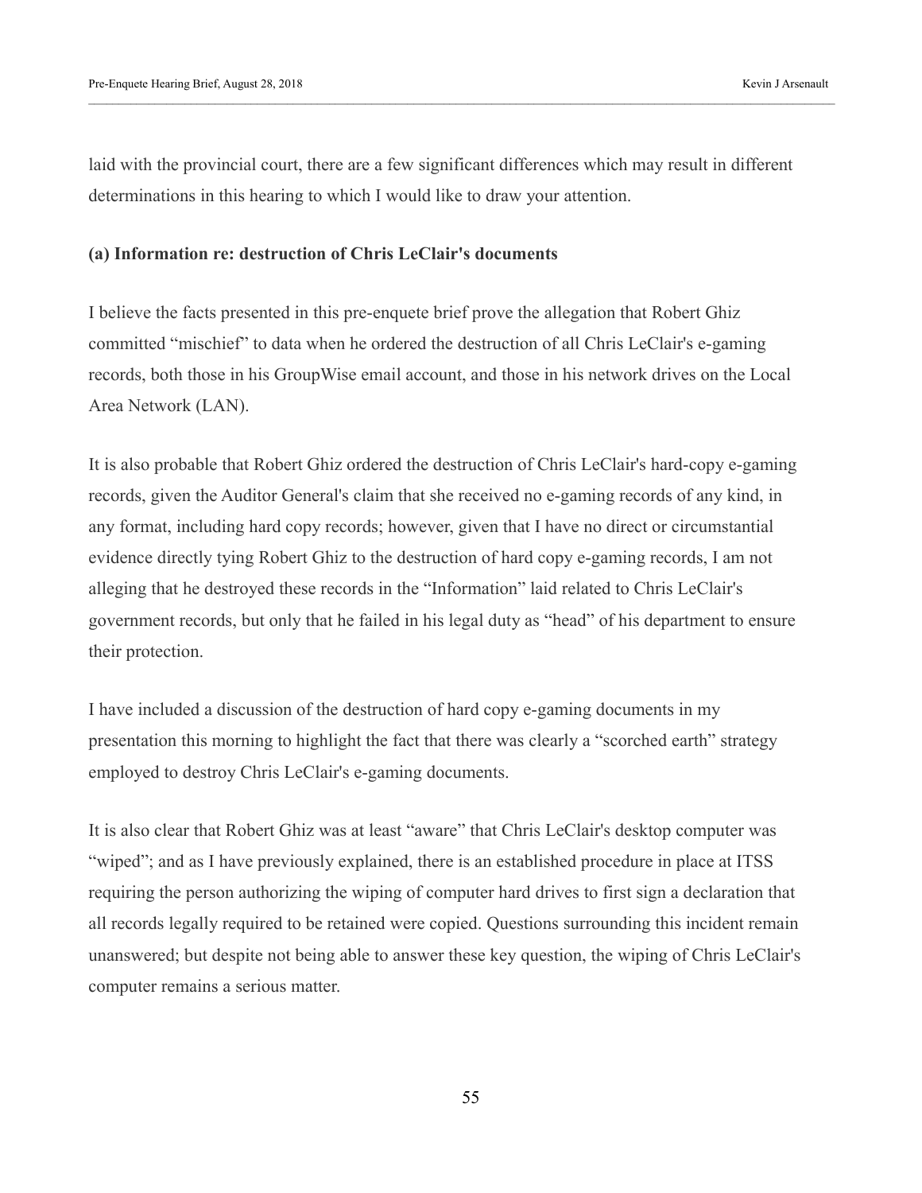laid with the provincial court, there are a few significant differences which may result in different determinations in this hearing to which I would like to draw your attention.

**(a) Information re: destruction of Chris LeClair's documents**

I believe the facts presented in this pre-enquete brief prove the allegation that Robert Ghiz committed "mischief" to data when he ordered the destruction of all Chris LeClair's e-gaming records, both those in his GroupWise email account, and those in his network drives on the Local Area Network (LAN).

It is also probable that Robert Ghiz ordered the destruction of Chris LeClair's hard-copy e-gaming records, given the Auditor General's claim that she received no e-gaming records of any kind, in any format, including hard copy records; however, given that I have no direct or circumstantial evidence directly tying Robert Ghiz to the destruction of hard copy e-gaming records, I am not alleging that he destroyed these records in the "Information" laid related to Chris LeClair's government records, but only that he failed in his legal duty as "head" of his department to ensure their protection.

I have included a discussion of the destruction of hard copy e-gaming documents in my presentation this morning to highlight the fact that there was clearly a "scorched earth" strategy employed to destroy Chris LeClair's e-gaming documents.

It is also clear that Robert Ghiz was at least "aware" that Chris LeClair's desktop computer was "wiped"; and as I have previously explained, there is an established procedure in place at ITSS requiring the person authorizing the wiping of computer hard drives to first sign a declaration that all records legally required to be retained were copied. Questions surrounding this incident remain unanswered; but despite not being able to answer these key question, the wiping of Chris LeClair's computer remains a serious matter.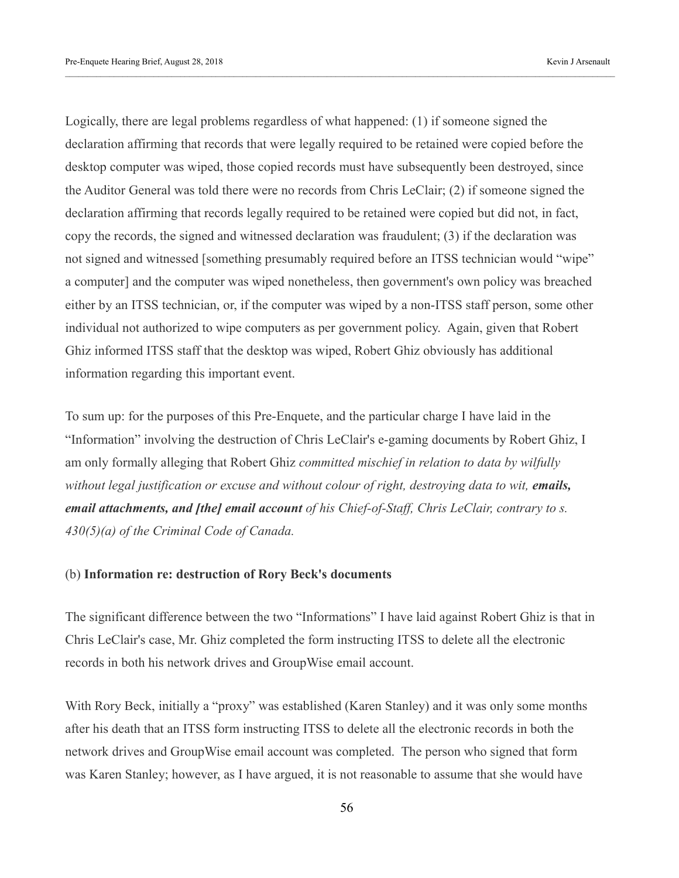Logically, there are legal problems regardless of what happened: (1) if someone signed the declaration affirming that records that were legally required to be retained were copied before the desktop computer was wiped, those copied records must have subsequently been destroyed, since the Auditor General was told there were no records from Chris LeClair; (2) if someone signed the declaration affirming that records legally required to be retained were copied but did not, in fact, copy the records, the signed and witnessed declaration was fraudulent; (3) if the declaration was not signed and witnessed [something presumably required before an ITSS technician would "wipe" a computer] and the computer was wiped nonetheless, then government's own policy was breached either by an ITSS technician, or, if the computer was wiped by a non-ITSS staff person, some other individual not authorized to wipe computers as per government policy. Again, given that Robert Ghiz informed ITSS staff that the desktop was wiped, Robert Ghiz obviously has additional information regarding this important event.

To sum up: for the purposes of this Pre-Enquete, and the particular charge I have laid in the "Information" involving the destruction of Chris LeClair's e-gaming documents by Robert Ghiz, I am only formally alleging that Robert Ghiz *committed mischief in relation to data by wilfully without legal justification or excuse and without colour of right, destroying data to wit,* ***emails, email attachments, and [the] email account*** *of his Chief-of-Staff, Chris LeClair, contrary to s. 430(5)(a) of the Criminal Code of Canada.*

(b) **Information re: destruction of Rory Beck's documents**

The significant difference between the two "Informations" I have laid against Robert Ghiz is that in Chris LeClair's case, Mr. Ghiz completed the form instructing ITSS to delete all the electronic records in both his network drives and GroupWise email account.

With Rory Beck, initially a "proxy" was established (Karen Stanley) and it was only some months after his death that an ITSS form instructing ITSS to delete all the electronic records in both the network drives and GroupWise email account was completed. The person who signed that form was Karen Stanley; however, as I have argued, it is not reasonable to assume that she would have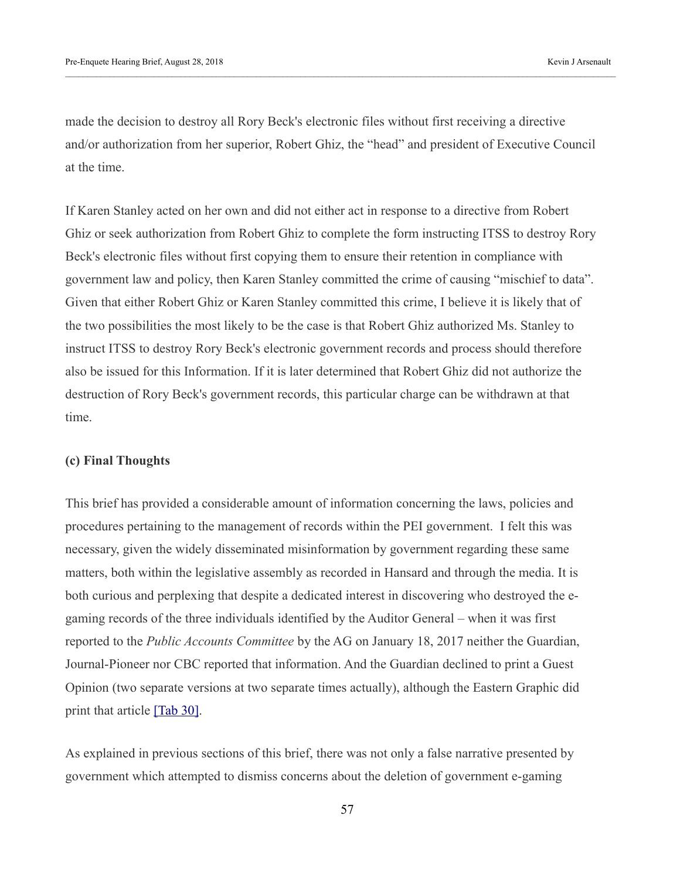made the decision to destroy all Rory Beck's electronic files without first receiving a directive and/or authorization from her superior, Robert Ghiz, the "head" and president of Executive Council at the time.

If Karen Stanley acted on her own and did not either act in response to a directive from Robert Ghiz or seek authorization from Robert Ghiz to complete the form instructing ITSS to destroy Rory Beck's electronic files without first copying them to ensure their retention in compliance with government law and policy, then Karen Stanley committed the crime of causing "mischief to data". Given that either Robert Ghiz or Karen Stanley committed this crime, I believe it is likely that of the two possibilities the most likely to be the case is that Robert Ghiz authorized Ms. Stanley to instruct ITSS to destroy Rory Beck's electronic government records and process should therefore also be issued for this Information. If it is later determined that Robert Ghiz did not authorize the destruction of Rory Beck's government records, this particular charge can be withdrawn at that time.

**(c) Final Thoughts**

This brief has provided a considerable amount of information concerning the laws, policies and procedures pertaining to the management of records within the PEI government. I felt this was necessary, given the widely disseminated misinformation by government regarding these same matters, both within the legislative assembly as recorded in Hansard and through the media. It is both curious and perplexing that despite a dedicated interest in discovering who destroyed the e-gaming records of the three individuals identified by the Auditor General – when it was first reported to the *Public Accounts Committee* by the AG on January 18, 2017 neither the Guardian, Journal-Pioneer nor CBC reported that information. And the Guardian declined to print a Guest Opinion (two separate versions at two separate times actually), although the Eastern Graphic did print that article [Tab 30].

As explained in previous sections of this brief, there was not only a false narrative presented by government which attempted to dismiss concerns about the deletion of government e-gaming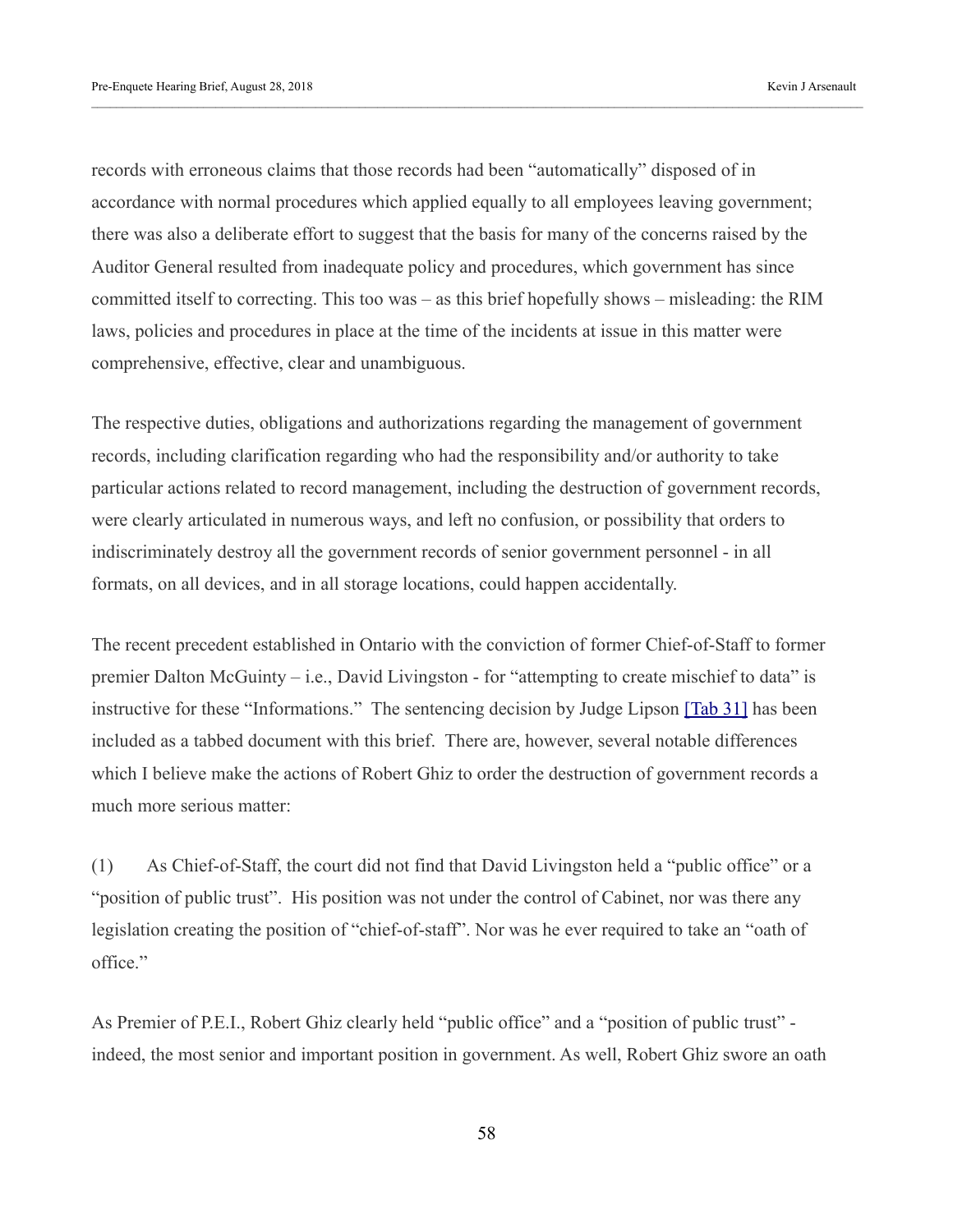records with erroneous claims that those records had been "automatically" disposed of in accordance with normal procedures which applied equally to all employees leaving government; there was also a deliberate effort to suggest that the basis for many of the concerns raised by the Auditor General resulted from inadequate policy and procedures, which government has since committed itself to correcting. This too was – as this brief hopefully shows – misleading: the RIM laws, policies and procedures in place at the time of the incidents at issue in this matter were comprehensive, effective, clear and unambiguous.

The respective duties, obligations and authorizations regarding the management of government records, including clarification regarding who had the responsibility and/or authority to take particular actions related to record management, including the destruction of government records, were clearly articulated in numerous ways, and left no confusion, or possibility that orders to indiscriminately destroy all the government records of senior government personnel - in all formats, on all devices, and in all storage locations, could happen accidentally.

The recent precedent established in Ontario with the conviction of former Chief-of-Staff to former premier Dalton McGuinty – i.e., David Livingston - for "attempting to create mischief to data" is instructive for these "Informations." The sentencing decision by Judge Lipson [Tab 31] has been included as a tabbed document with this brief. There are, however, several notable differences which I believe make the actions of Robert Ghiz to order the destruction of government records a much more serious matter:

(1) As Chief-of-Staff, the court did not find that David Livingston held a "public office" or a "position of public trust". His position was not under the control of Cabinet, nor was there any legislation creating the position of "chief-of-staff". Nor was he ever required to take an "oath of office."

As Premier of P.E.I., Robert Ghiz clearly held "public office" and a "position of public trust" - indeed, the most senior and important position in government. As well, Robert Ghiz swore an oath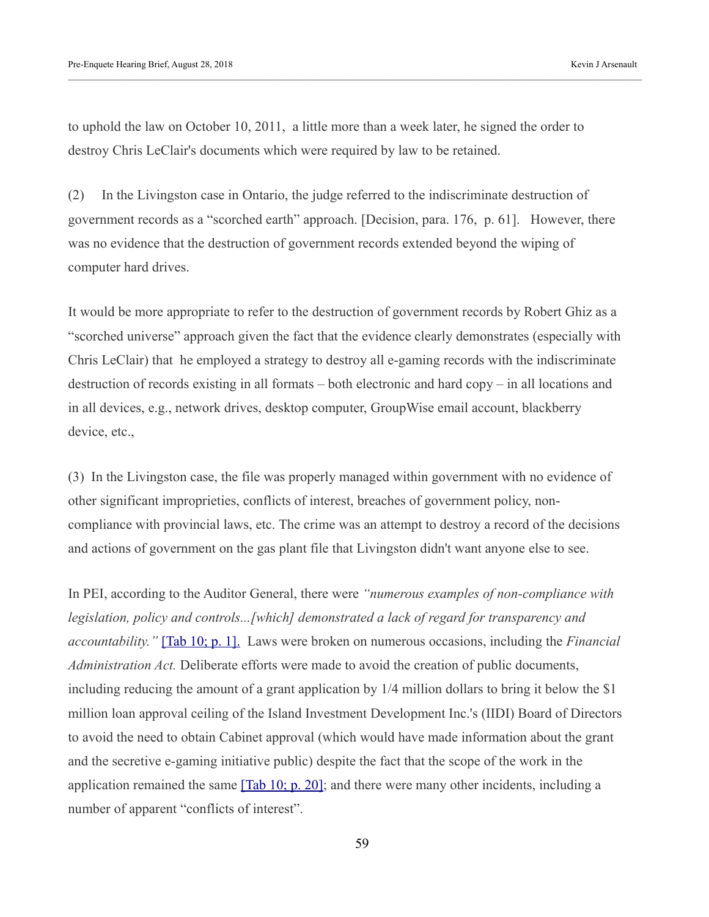to uphold the law on October 10, 2011, a little more than a week later, he signed the order to destroy Chris LeClair's documents which were required by law to be retained.

(2) In the Livingston case in Ontario, the judge referred to the indiscriminate destruction of government records as a "scorched earth" approach. [Decision, para. 176, p. 61]. However, there was no evidence that the destruction of government records extended beyond the wiping of computer hard drives.

It would be more appropriate to refer to the destruction of government records by Robert Ghiz as a "scorched universe" approach given the fact that the evidence clearly demonstrates (especially with Chris LeClair) that he employed a strategy to destroy all e-gaming records with the indiscriminate destruction of records existing in all formats – both electronic and hard copy – in all locations and in all devices, e.g., network drives, desktop computer, GroupWise email account, blackberry device, etc.,

(3) In the Livingston case, the file was properly managed within government with no evidence of other significant improprieties, conflicts of interest, breaches of government policy, non-compliance with provincial laws, etc. The crime was an attempt to destroy a record of the decisions and actions of government on the gas plant file that Livingston didn't want anyone else to see.

In PEI, according to the Auditor General, there were *"numerous examples of non-compliance with legislation, policy and controls...[which] demonstrated a lack of regard for transparency and accountability."* [Tab 10; p. 1]. Laws were broken on numerous occasions, including the *Financial Administration Act.* Deliberate efforts were made to avoid the creation of public documents, including reducing the amount of a grant application by 1/4 million dollars to bring it below the $1 million loan approval ceiling of the Island Investment Development Inc.'s (IIDI) Board of Directors to avoid the need to obtain Cabinet approval (which would have made information about the grant and the secretive e-gaming initiative public) despite the fact that the scope of the work in the application remained the same [Tab 10; p. 20]; and there were many other incidents, including a number of apparent "conflicts of interest".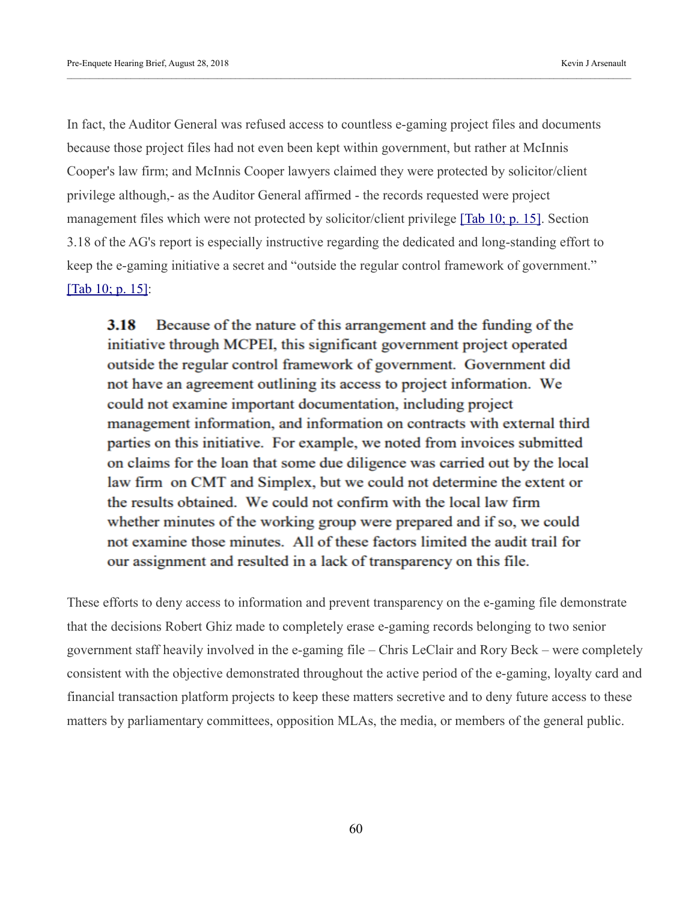In fact, the Auditor General was refused access to countless e-gaming project files and documents because those project files had not even been kept within government, but rather at McInnis Cooper's law firm; and McInnis Cooper lawyers claimed they were protected by solicitor/client privilege although,- as the Auditor General affirmed - the records requested were project management files which were not protected by solicitor/client privilege [Tab 10; p. 15]. Section 3.18 of the AG's report is especially instructive regarding the dedicated and long-standing effort to keep the e-gaming initiative a secret and "outside the regular control framework of government." [Tab 10; p. 15]:

> **3.18** Because of the nature of this arrangement and the funding of the initiative through MCPEI, this significant government project operated outside the regular control framework of government. Government did not have an agreement outlining its access to project information. We could not examine important documentation, including project management information, and information on contracts with external third parties on this initiative. For example, we noted from invoices submitted on claims for the loan that some due diligence was carried out by the local law firm on CMT and Simplex, but we could not determine the extent or the results obtained. We could not confirm with the local law firm whether minutes of the working group were prepared and if so, we could not examine those minutes. All of these factors limited the audit trail for our assignment and resulted in a lack of transparency on this file.

These efforts to deny access to information and prevent transparency on the e-gaming file demonstrate that the decisions Robert Ghiz made to completely erase e-gaming records belonging to two senior government staff heavily involved in the e-gaming file – Chris LeClair and Rory Beck – were completely consistent with the objective demonstrated throughout the active period of the e-gaming, loyalty card and financial transaction platform projects to keep these matters secretive and to deny future access to these matters by parliamentary committees, opposition MLAs, the media, or members of the general public.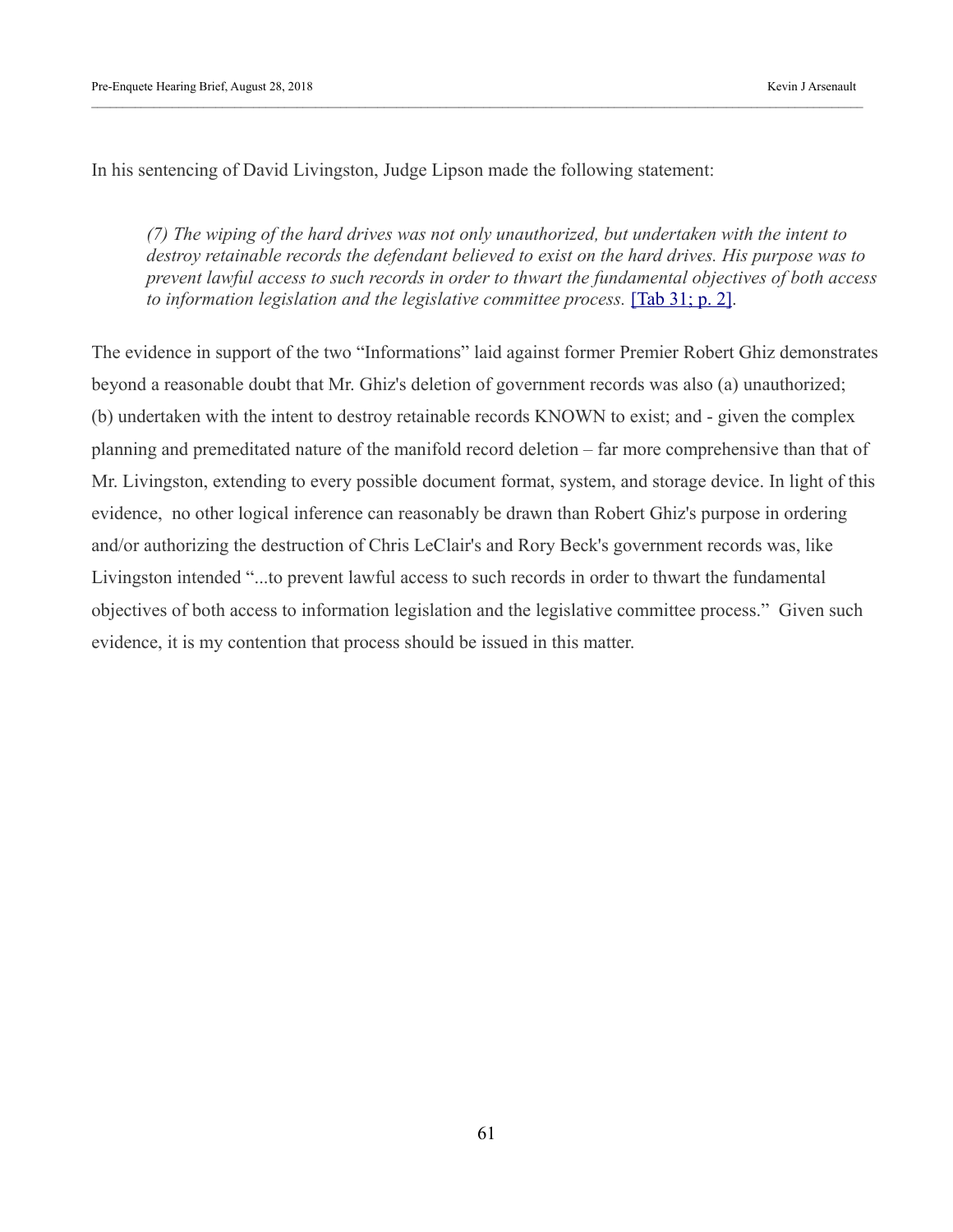In his sentencing of David Livingston, Judge Lipson made the following statement:

> *(7) The wiping of the hard drives was not only unauthorized, but undertaken with the intent to destroy retainable records the defendant believed to exist on the hard drives. His purpose was to prevent lawful access to such records in order to thwart the fundamental objectives of both access to information legislation and the legislative committee process.* [Tab 31; p. 2].

The evidence in support of the two "Informations" laid against former Premier Robert Ghiz demonstrates beyond a reasonable doubt that Mr. Ghiz's deletion of government records was also (a) unauthorized; (b) undertaken with the intent to destroy retainable records KNOWN to exist; and - given the complex planning and premeditated nature of the manifold record deletion – far more comprehensive than that of Mr. Livingston, extending to every possible document format, system, and storage device. In light of this evidence, no other logical inference can reasonably be drawn than Robert Ghiz's purpose in ordering and/or authorizing the destruction of Chris LeClair's and Rory Beck's government records was, like Livingston intended "...to prevent lawful access to such records in order to thwart the fundamental objectives of both access to information legislation and the legislative committee process." Given such evidence, it is my contention that process should be issued in this matter.